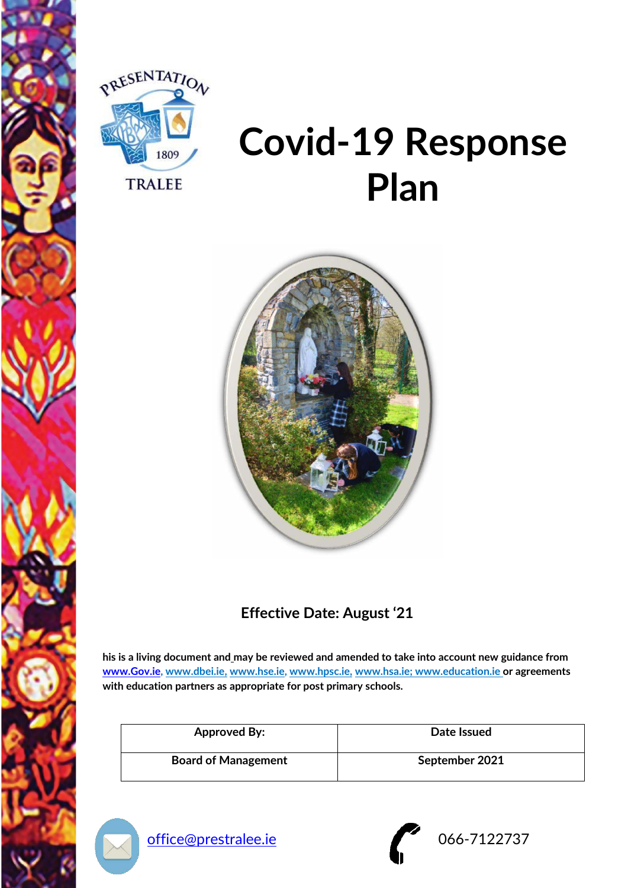PRESENTATION

1809

TRALEE

# Covid-19 Response Plan

**Effective Date: August '21**

**his is a living document and may be reviewed and amended to take into account new guidance from www.Gov.ie, www.dbei.ie, www.hse.ie, www.hpsc.ie, www.hsa.ie; www.education.ie or agreements with education partners as appropriate for post primary schools.**

| Approved By: | Date Issued |
|---|---|
| **Board of Management** | **September 2021** |

office@prestralee.ie

066-7122737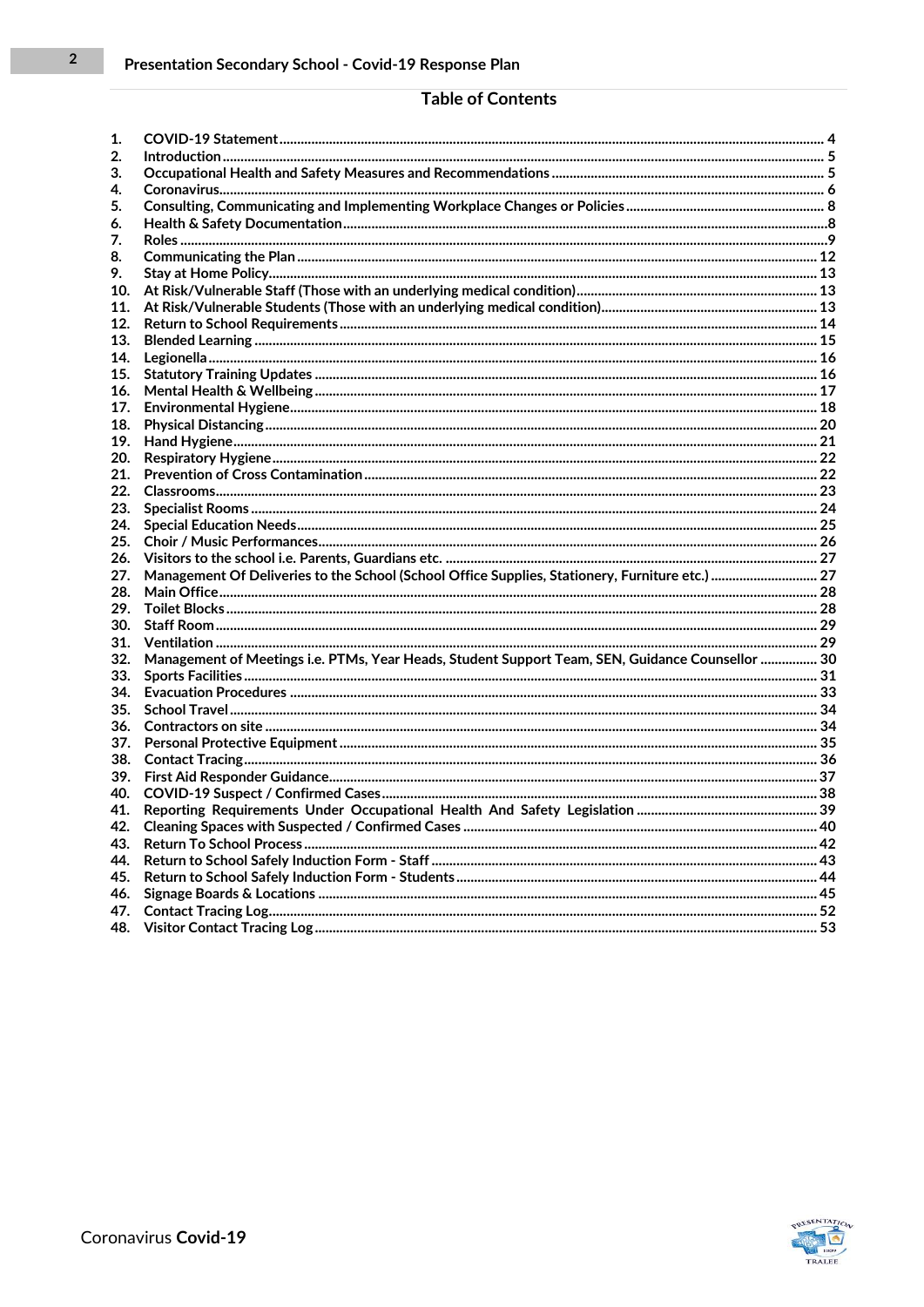# Table of Contents

1. COVID-19 Statement ........ 4
2. Introduction ........ 5
3. Occupational Health and Safety Measures and Recommendations ........ 5
4. Coronavirus ........ 6
5. Consulting, Communicating and Implementing Workplace Changes or Policies ........ 8
6. Health & Safety Documentation ........ 8
7. Roles ........ 9
8. Communicating the Plan ........ 12
9. Stay at Home Policy ........ 13
10. At Risk/Vulnerable Staff (Those with an underlying medical condition) ........ 13
11. At Risk/Vulnerable Students (Those with an underlying medical condition) ........ 13
12. Return to School Requirements ........ 14
13. Blended Learning ........ 15
14. Legionella ........ 16
15. Statutory Training Updates ........ 16
16. Mental Health & Wellbeing ........ 17
17. Environmental Hygiene ........ 18
18. Physical Distancing ........ 20
19. Hand Hygiene ........ 21
20. Respiratory Hygiene ........ 22
21. Prevention of Cross Contamination ........ 22
22. Classrooms ........ 23
23. Specialist Rooms ........ 24
24. Special Education Needs ........ 25
25. Choir / Music Performances ........ 26
26. Visitors to the school i.e. Parents, Guardians etc. ........ 27
27. Management Of Deliveries to the School (School Office Supplies, Stationery, Furniture etc.) ........ 27
28. Main Office ........ 28
29. Toilet Blocks ........ 28
30. Staff Room ........ 29
31. Ventilation ........ 29
32. Management of Meetings i.e. PTMs, Year Heads, Student Support Team, SEN, Guidance Counsellor ........ 30
33. Sports Facilities ........ 31
34. Evacuation Procedures ........ 33
35. School Travel ........ 34
36. Contractors on site ........ 34
37. Personal Protective Equipment ........ 35
38. Contact Tracing ........ 36
39. First Aid Responder Guidance ........ 37
40. COVID-19 Suspect / Confirmed Cases ........ 38
41. Reporting Requirements Under Occupational Health And Safety Legislation ........ 39
42. Cleaning Spaces with Suspected / Confirmed Cases ........ 40
43. Return To School Process ........ 42
44. Return to School Safely Induction Form - Staff ........ 43
45. Return to School Safely Induction Form - Students ........ 44
46. Signage Boards & Locations ........ 45
47. Contact Tracing Log ........ 52
48. Visitor Contact Tracing Log ........ 53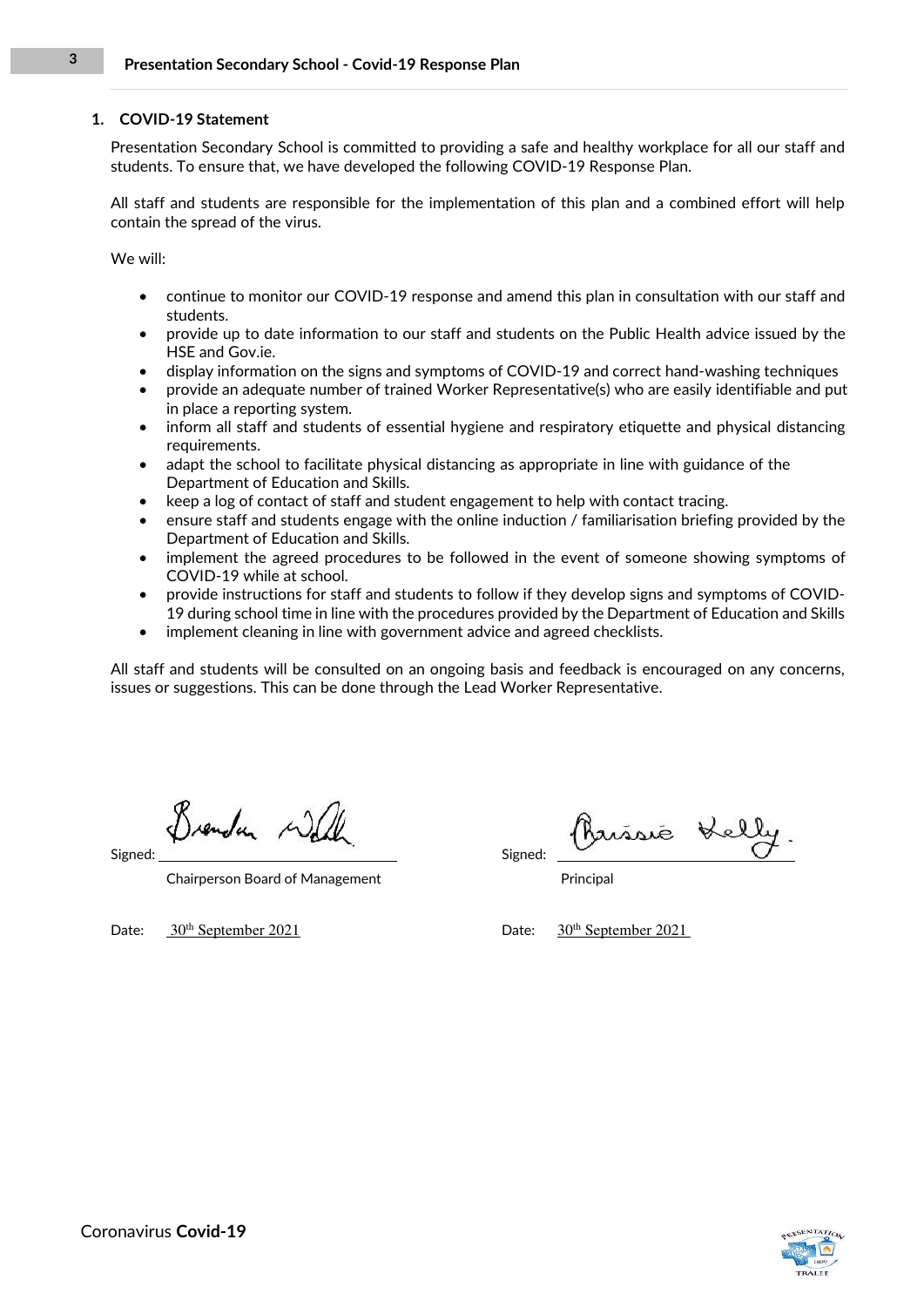## 1. COVID-19 Statement

Presentation Secondary School is committed to providing a safe and healthy workplace for all our staff and students. To ensure that, we have developed the following COVID-19 Response Plan.

All staff and students are responsible for the implementation of this plan and a combined effort will help contain the spread of the virus.

We will:

- continue to monitor our COVID-19 response and amend this plan in consultation with our staff and students.
- provide up to date information to our staff and students on the Public Health advice issued by the HSE and Gov.ie.
- display information on the signs and symptoms of COVID-19 and correct hand-washing techniques
- provide an adequate number of trained Worker Representative(s) who are easily identifiable and put in place a reporting system.
- inform all staff and students of essential hygiene and respiratory etiquette and physical distancing requirements.
- adapt the school to facilitate physical distancing as appropriate in line with guidance of the Department of Education and Skills.
- keep a log of contact of staff and student engagement to help with contact tracing.
- ensure staff and students engage with the online induction / familiarisation briefing provided by the Department of Education and Skills.
- implement the agreed procedures to be followed in the event of someone showing symptoms of COVID-19 while at school.
- provide instructions for staff and students to follow if they develop signs and symptoms of COVID-19 during school time in line with the procedures provided by the Department of Education and Skills
- implement cleaning in line with government advice and agreed checklists.

All staff and students will be consulted on an ongoing basis and feedback is encouraged on any concerns, issues or suggestions. This can be done through the Lead Worker Representative.

Signed: Brendan Walsh
Chairperson Board of Management

Date: 30th September 2021

Signed: Charisse Kelly.
Principal

Date: 30th September 2021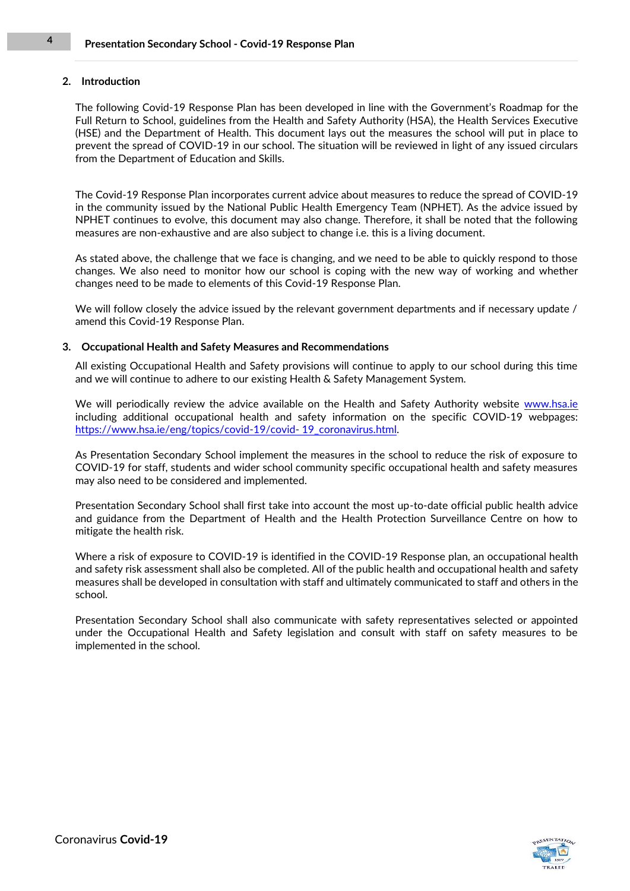## 2. Introduction

The following Covid-19 Response Plan has been developed in line with the Government's Roadmap for the Full Return to School, guidelines from the Health and Safety Authority (HSA), the Health Services Executive (HSE) and the Department of Health. This document lays out the measures the school will put in place to prevent the spread of COVID-19 in our school. The situation will be reviewed in light of any issued circulars from the Department of Education and Skills.

The Covid-19 Response Plan incorporates current advice about measures to reduce the spread of COVID-19 in the community issued by the National Public Health Emergency Team (NPHET). As the advice issued by NPHET continues to evolve, this document may also change. Therefore, it shall be noted that the following measures are non-exhaustive and are also subject to change i.e. this is a living document.

As stated above, the challenge that we face is changing, and we need to be able to quickly respond to those changes. We also need to monitor how our school is coping with the new way of working and whether changes need to be made to elements of this Covid-19 Response Plan.

We will follow closely the advice issued by the relevant government departments and if necessary update / amend this Covid-19 Response Plan.

## 3. Occupational Health and Safety Measures and Recommendations

All existing Occupational Health and Safety provisions will continue to apply to our school during this time and we will continue to adhere to our existing Health & Safety Management System.

We will periodically review the advice available on the Health and Safety Authority website www.hsa.ie including additional occupational health and safety information on the specific COVID-19 webpages: https://www.hsa.ie/eng/topics/covid-19/covid- 19_coronavirus.html.

As Presentation Secondary School implement the measures in the school to reduce the risk of exposure to COVID-19 for staff, students and wider school community specific occupational health and safety measures may also need to be considered and implemented.

Presentation Secondary School shall first take into account the most up-to-date official public health advice and guidance from the Department of Health and the Health Protection Surveillance Centre on how to mitigate the health risk.

Where a risk of exposure to COVID-19 is identified in the COVID-19 Response plan, an occupational health and safety risk assessment shall also be completed. All of the public health and occupational health and safety measures shall be developed in consultation with staff and ultimately communicated to staff and others in the school.

Presentation Secondary School shall also communicate with safety representatives selected or appointed under the Occupational Health and Safety legislation and consult with staff on safety measures to be implemented in the school.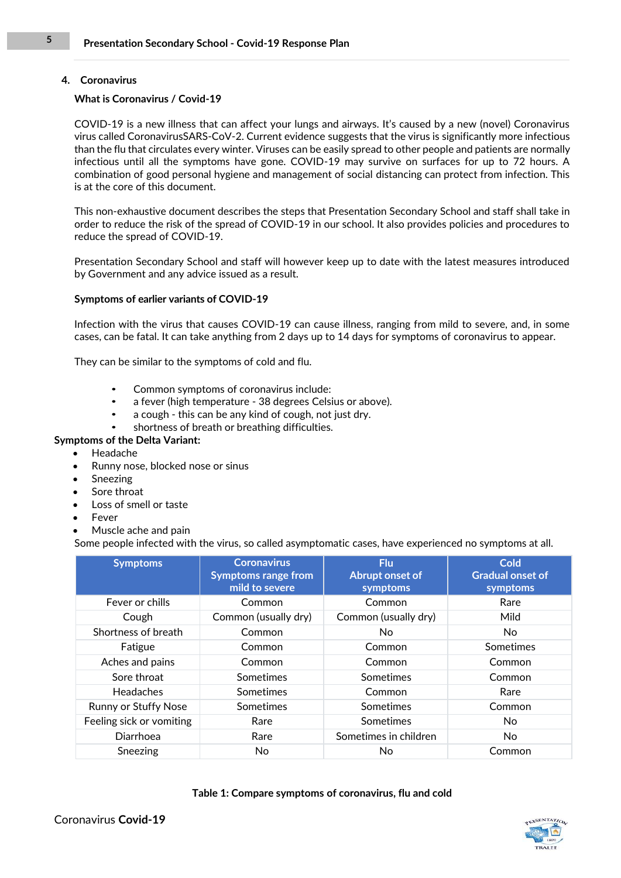## 4. Coronavirus

### What is Coronavirus / Covid-19

COVID-19 is a new illness that can affect your lungs and airways. It's caused by a new (novel) Coronavirus virus called CoronavirusSARS-CoV-2. Current evidence suggests that the virus is significantly more infectious than the flu that circulates every winter. Viruses can be easily spread to other people and patients are normally infectious until all the symptoms have gone. COVID-19 may survive on surfaces for up to 72 hours. A combination of good personal hygiene and management of social distancing can protect from infection. This is at the core of this document.

This non-exhaustive document describes the steps that Presentation Secondary School and staff shall take in order to reduce the risk of the spread of COVID-19 in our school. It also provides policies and procedures to reduce the spread of COVID-19.

Presentation Secondary School and staff will however keep up to date with the latest measures introduced by Government and any advice issued as a result.

### Symptoms of earlier variants of COVID-19

Infection with the virus that causes COVID-19 can cause illness, ranging from mild to severe, and, in some cases, can be fatal. It can take anything from 2 days up to 14 days for symptoms of coronavirus to appear.

They can be similar to the symptoms of cold and flu.

- Common symptoms of coronavirus include:
- a fever (high temperature - 38 degrees Celsius or above).
- a cough - this can be any kind of cough, not just dry.
- shortness of breath or breathing difficulties.

**Symptoms of the Delta Variant:**

- Headache
- Runny nose, blocked nose or sinus
- Sneezing
- Sore throat
- Loss of smell or taste
- Fever
- Muscle ache and pain

Some people infected with the virus, so called asymptomatic cases, have experienced no symptoms at all.

| Symptoms | Coronavirus Symptoms range from mild to severe | Flu Abrupt onset of symptoms | Cold Gradual onset of symptoms |
|---|---|---|---|
| Fever or chills | Common | Common | Rare |
| Cough | Common (usually dry) | Common (usually dry) | Mild |
| Shortness of breath | Common | No | No |
| Fatigue | Common | Common | Sometimes |
| Aches and pains | Common | Common | Common |
| Sore throat | Sometimes | Sometimes | Common |
| Headaches | Sometimes | Common | Rare |
| Runny or Stuffy Nose | Sometimes | Sometimes | Common |
| Feeling sick or vomiting | Rare | Sometimes | No |
| Diarrhoea | Rare | Sometimes in children | No |
| Sneezing | No | No | Common |

**Table 1: Compare symptoms of coronavirus, flu and cold**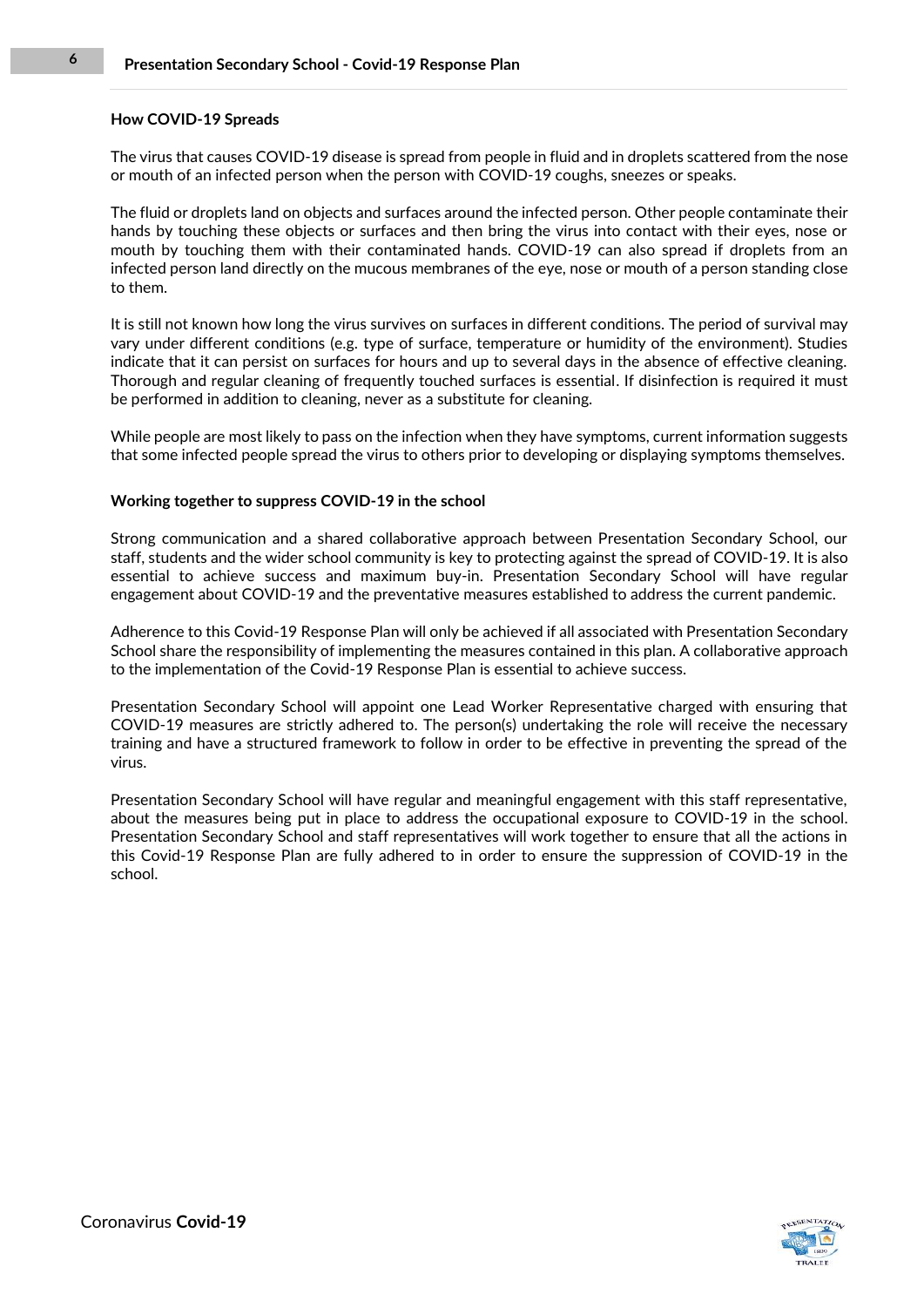### How COVID-19 Spreads

The virus that causes COVID-19 disease is spread from people in fluid and in droplets scattered from the nose or mouth of an infected person when the person with COVID-19 coughs, sneezes or speaks.

The fluid or droplets land on objects and surfaces around the infected person. Other people contaminate their hands by touching these objects or surfaces and then bring the virus into contact with their eyes, nose or mouth by touching them with their contaminated hands. COVID-19 can also spread if droplets from an infected person land directly on the mucous membranes of the eye, nose or mouth of a person standing close to them.

It is still not known how long the virus survives on surfaces in different conditions. The period of survival may vary under different conditions (e.g. type of surface, temperature or humidity of the environment). Studies indicate that it can persist on surfaces for hours and up to several days in the absence of effective cleaning. Thorough and regular cleaning of frequently touched surfaces is essential. If disinfection is required it must be performed in addition to cleaning, never as a substitute for cleaning.

While people are most likely to pass on the infection when they have symptoms, current information suggests that some infected people spread the virus to others prior to developing or displaying symptoms themselves.

### Working together to suppress COVID-19 in the school

Strong communication and a shared collaborative approach between Presentation Secondary School, our staff, students and the wider school community is key to protecting against the spread of COVID-19. It is also essential to achieve success and maximum buy-in. Presentation Secondary School will have regular engagement about COVID-19 and the preventative measures established to address the current pandemic.

Adherence to this Covid-19 Response Plan will only be achieved if all associated with Presentation Secondary School share the responsibility of implementing the measures contained in this plan. A collaborative approach to the implementation of the Covid-19 Response Plan is essential to achieve success.

Presentation Secondary School will appoint one Lead Worker Representative charged with ensuring that COVID-19 measures are strictly adhered to. The person(s) undertaking the role will receive the necessary training and have a structured framework to follow in order to be effective in preventing the spread of the virus.

Presentation Secondary School will have regular and meaningful engagement with this staff representative, about the measures being put in place to address the occupational exposure to COVID-19 in the school. Presentation Secondary School and staff representatives will work together to ensure that all the actions in this Covid-19 Response Plan are fully adhered to in order to ensure the suppression of COVID-19 in the school.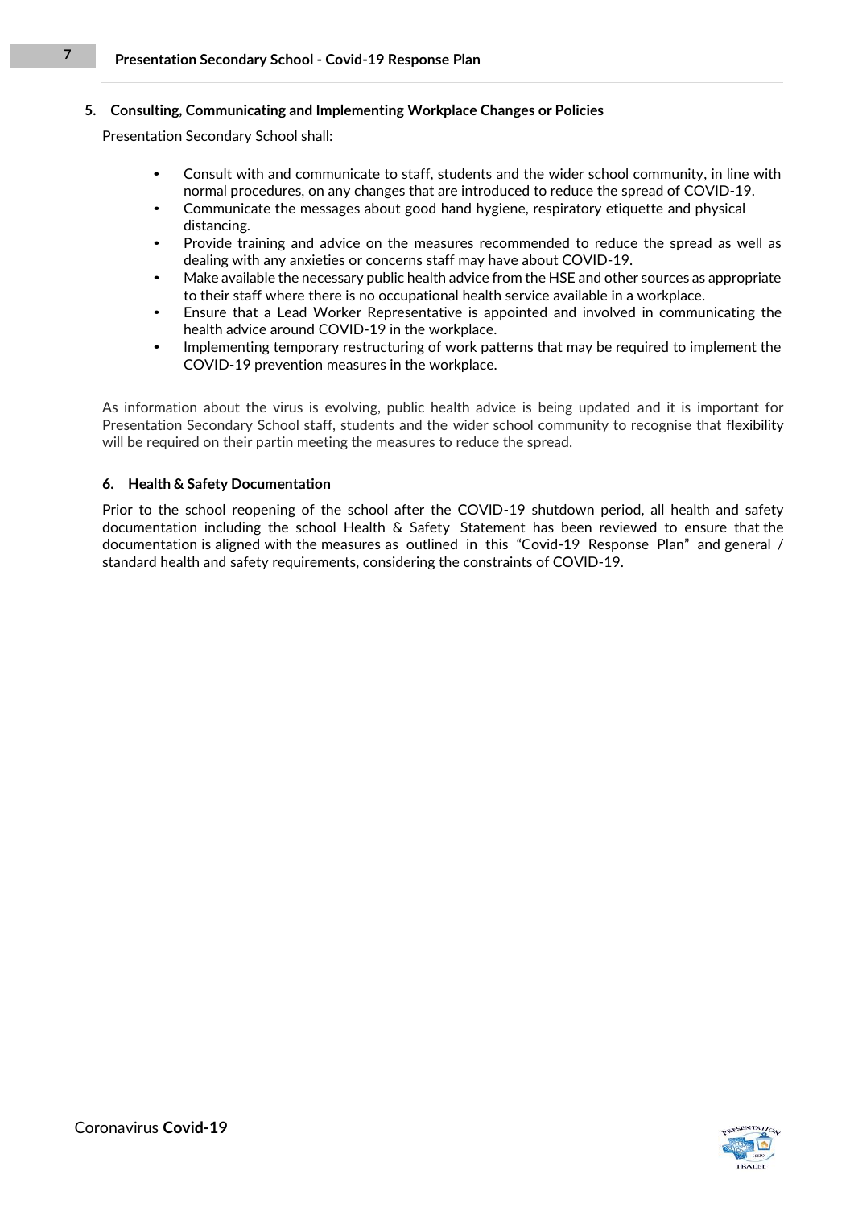## 5. Consulting, Communicating and Implementing Workplace Changes or Policies

Presentation Secondary School shall:

- Consult with and communicate to staff, students and the wider school community, in line with normal procedures, on any changes that are introduced to reduce the spread of COVID-19.
- Communicate the messages about good hand hygiene, respiratory etiquette and physical distancing.
- Provide training and advice on the measures recommended to reduce the spread as well as dealing with any anxieties or concerns staff may have about COVID-19.
- Make available the necessary public health advice from the HSE and other sources as appropriate to their staff where there is no occupational health service available in a workplace.
- Ensure that a Lead Worker Representative is appointed and involved in communicating the health advice around COVID-19 in the workplace.
- Implementing temporary restructuring of work patterns that may be required to implement the COVID-19 prevention measures in the workplace.

As information about the virus is evolving, public health advice is being updated and it is important for Presentation Secondary School staff, students and the wider school community to recognise that flexibility will be required on their partin meeting the measures to reduce the spread.

## 6. Health & Safety Documentation

Prior to the school reopening of the school after the COVID-19 shutdown period, all health and safety documentation including the school Health & Safety Statement has been reviewed to ensure that the documentation is aligned with the measures as outlined in this "Covid-19 Response Plan" and general / standard health and safety requirements, considering the constraints of COVID-19.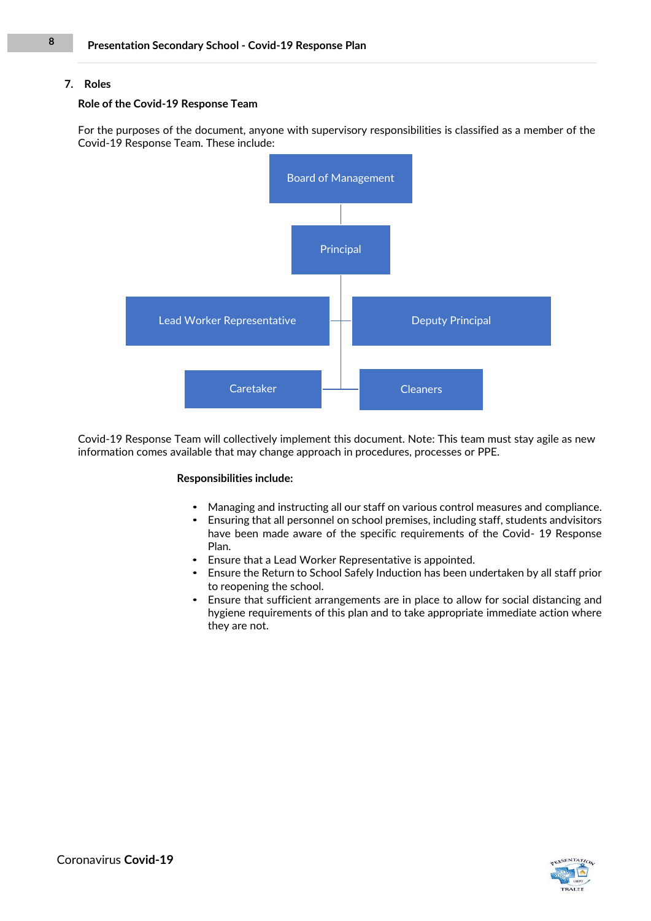## 7. Roles

### Role of the Covid-19 Response Team

For the purposes of the document, anyone with supervisory responsibilities is classified as a member of the Covid-19 Response Team. These include:

- Board of Management
- Principal
- Lead Worker Representative
- Deputy Principal
- Caretaker
- Cleaners

Covid-19 Response Team will collectively implement this document. Note: This team must stay agile as new information comes available that may change approach in procedures, processes or PPE.

**Responsibilities include:**

- Managing and instructing all our staff on various control measures and compliance.
- Ensuring that all personnel on school premises, including staff, students andvisitors have been made aware of the specific requirements of the Covid- 19 Response Plan.
- Ensure that a Lead Worker Representative is appointed.
- Ensure the Return to School Safely Induction has been undertaken by all staff prior to reopening the school.
- Ensure that sufficient arrangements are in place to allow for social distancing and hygiene requirements of this plan and to take appropriate immediate action where they are not.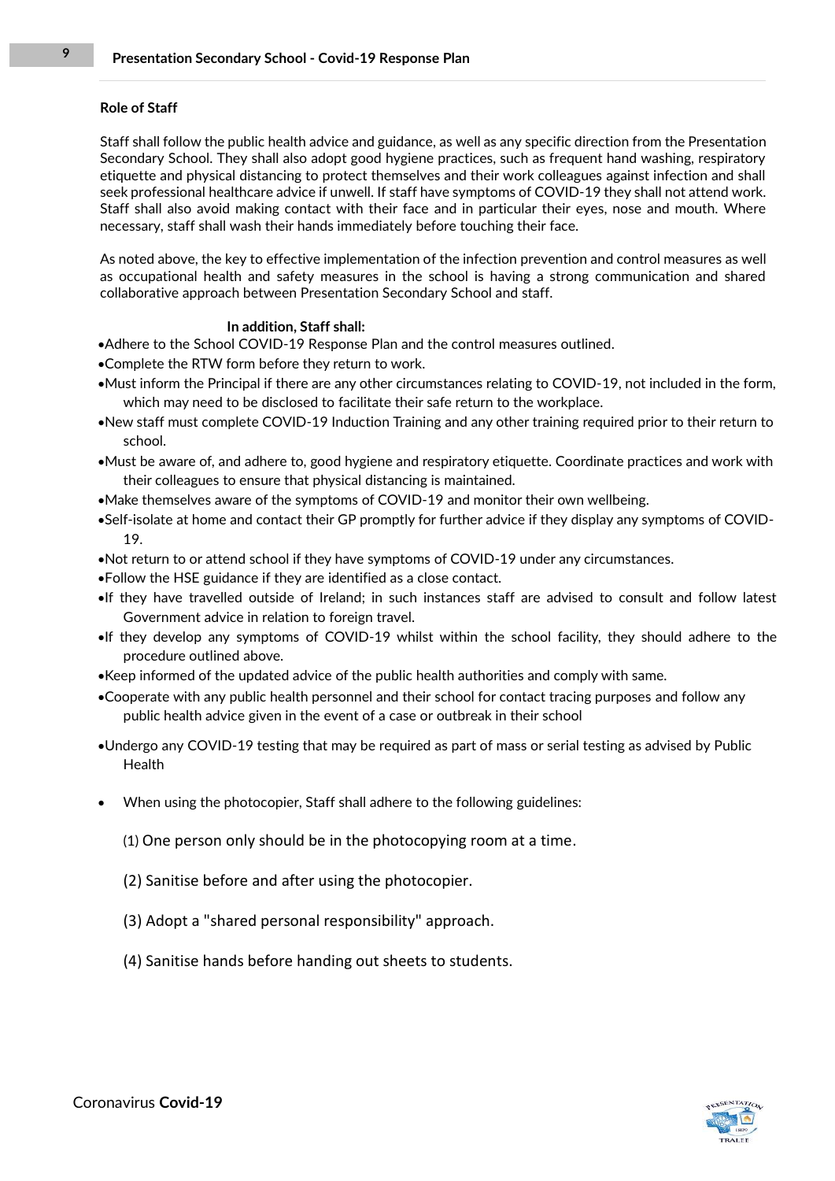**Role of Staff**

Staff shall follow the public health advice and guidance, as well as any specific direction from the Presentation Secondary School. They shall also adopt good hygiene practices, such as frequent hand washing, respiratory etiquette and physical distancing to protect themselves and their work colleagues against infection and shall seek professional healthcare advice if unwell. If staff have symptoms of COVID-19 they shall not attend work. Staff shall also avoid making contact with their face and in particular their eyes, nose and mouth. Where necessary, staff shall wash their hands immediately before touching their face.

As noted above, the key to effective implementation of the infection prevention and control measures as well as occupational health and safety measures in the school is having a strong communication and shared collaborative approach between Presentation Secondary School and staff.

**In addition, Staff shall:**

- Adhere to the School COVID-19 Response Plan and the control measures outlined.
- Complete the RTW form before they return to work.
- Must inform the Principal if there are any other circumstances relating to COVID-19, not included in the form, which may need to be disclosed to facilitate their safe return to the workplace.
- New staff must complete COVID-19 Induction Training and any other training required prior to their return to school.
- Must be aware of, and adhere to, good hygiene and respiratory etiquette. Coordinate practices and work with their colleagues to ensure that physical distancing is maintained.
- Make themselves aware of the symptoms of COVID-19 and monitor their own wellbeing.
- Self-isolate at home and contact their GP promptly for further advice if they display any symptoms of COVID-19.
- Not return to or attend school if they have symptoms of COVID-19 under any circumstances.
- Follow the HSE guidance if they are identified as a close contact.
- If they have travelled outside of Ireland; in such instances staff are advised to consult and follow latest Government advice in relation to foreign travel.
- If they develop any symptoms of COVID-19 whilst within the school facility, they should adhere to the procedure outlined above.
- Keep informed of the updated advice of the public health authorities and comply with same.
- Cooperate with any public health personnel and their school for contact tracing purposes and follow any public health advice given in the event of a case or outbreak in their school
- Undergo any COVID-19 testing that may be required as part of mass or serial testing as advised by Public Health
- When using the photocopier, Staff shall adhere to the following guidelines:

  (1) One person only should be in the photocopying room at a time.

  (2) Sanitise before and after using the photocopier.

  (3) Adopt a "shared personal responsibility" approach.

  (4) Sanitise hands before handing out sheets to students.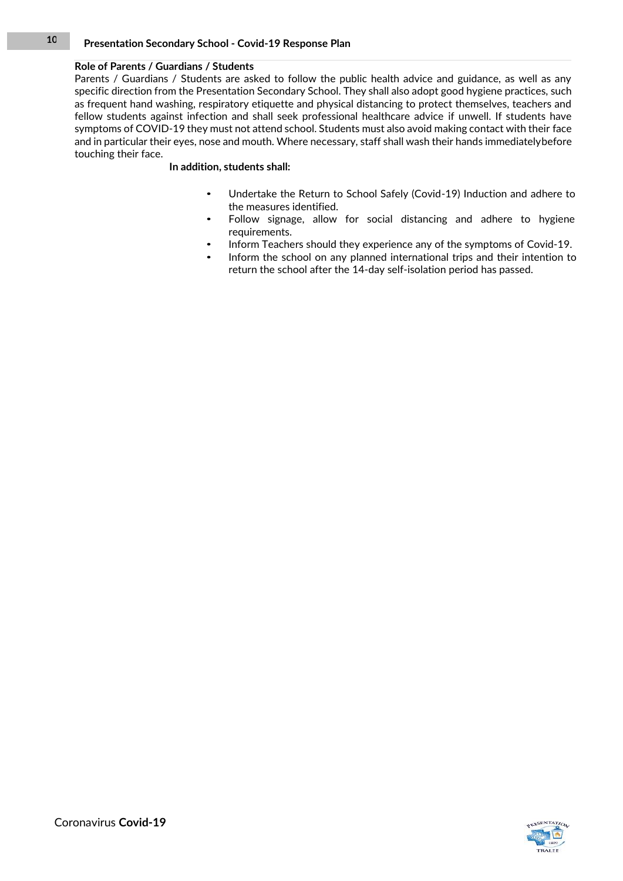**Role of Parents / Guardians / Students**

Parents / Guardians / Students are asked to follow the public health advice and guidance, as well as any specific direction from the Presentation Secondary School. They shall also adopt good hygiene practices, such as frequent hand washing, respiratory etiquette and physical distancing to protect themselves, teachers and fellow students against infection and shall seek professional healthcare advice if unwell. If students have symptoms of COVID-19 they must not attend school. Students must also avoid making contact with their face and in particular their eyes, nose and mouth. Where necessary, staff shall wash their hands immediately before touching their face.

**In addition, students shall:**

- Undertake the Return to School Safely (Covid-19) Induction and adhere to the measures identified.
- Follow signage, allow for social distancing and adhere to hygiene requirements.
- Inform Teachers should they experience any of the symptoms of Covid-19.
- Inform the school on any planned international trips and their intention to return the school after the 14-day self-isolation period has passed.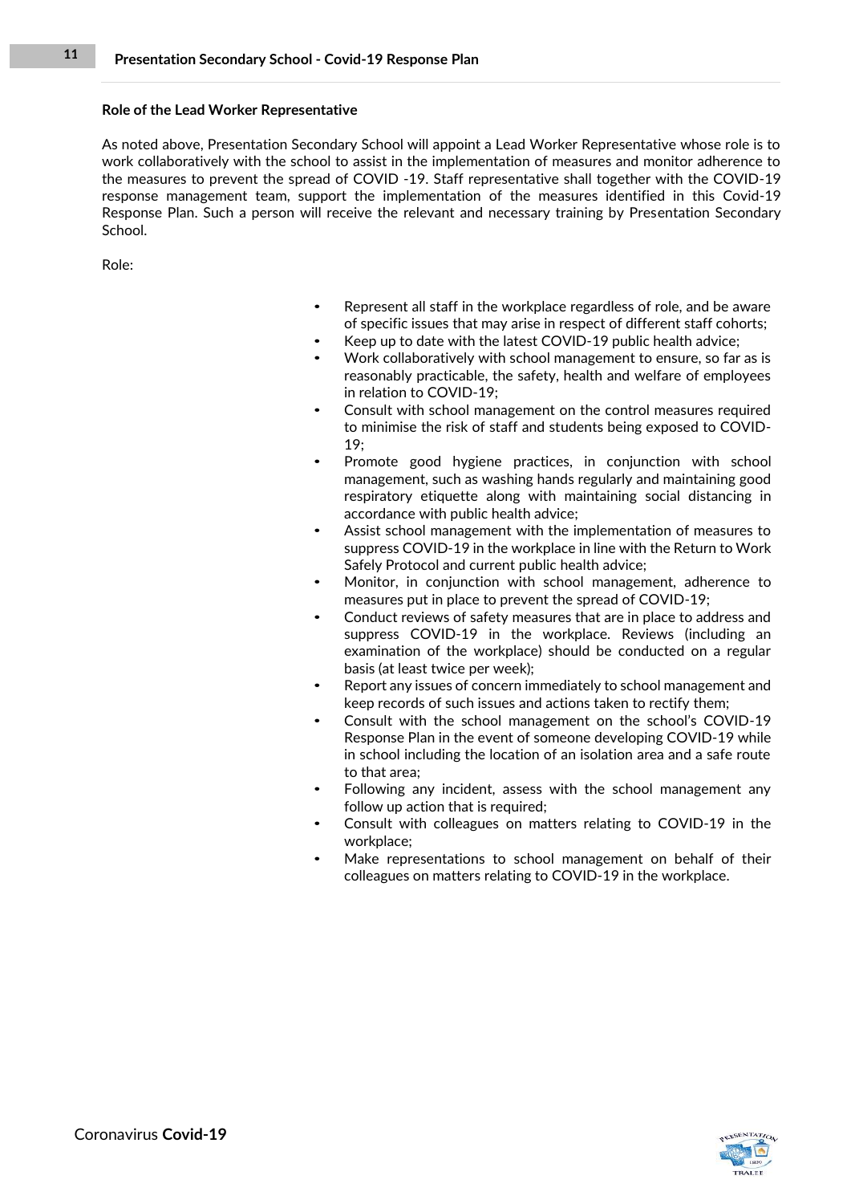**Role of the Lead Worker Representative**

As noted above, Presentation Secondary School will appoint a Lead Worker Representative whose role is to work collaboratively with the school to assist in the implementation of measures and monitor adherence to the measures to prevent the spread of COVID -19. Staff representative shall together with the COVID-19 response management team, support the implementation of the measures identified in this Covid-19 Response Plan. Such a person will receive the relevant and necessary training by Presentation Secondary School.

Role:

- Represent all staff in the workplace regardless of role, and be aware of specific issues that may arise in respect of different staff cohorts;
- Keep up to date with the latest COVID-19 public health advice;
- Work collaboratively with school management to ensure, so far as is reasonably practicable, the safety, health and welfare of employees in relation to COVID-19;
- Consult with school management on the control measures required to minimise the risk of staff and students being exposed to COVID-19;
- Promote good hygiene practices, in conjunction with school management, such as washing hands regularly and maintaining good respiratory etiquette along with maintaining social distancing in accordance with public health advice;
- Assist school management with the implementation of measures to suppress COVID-19 in the workplace in line with the Return to Work Safely Protocol and current public health advice;
- Monitor, in conjunction with school management, adherence to measures put in place to prevent the spread of COVID-19;
- Conduct reviews of safety measures that are in place to address and suppress COVID-19 in the workplace. Reviews (including an examination of the workplace) should be conducted on a regular basis (at least twice per week);
- Report any issues of concern immediately to school management and keep records of such issues and actions taken to rectify them;
- Consult with the school management on the school's COVID-19 Response Plan in the event of someone developing COVID-19 while in school including the location of an isolation area and a safe route to that area;
- Following any incident, assess with the school management any follow up action that is required;
- Consult with colleagues on matters relating to COVID-19 in the workplace;
- Make representations to school management on behalf of their colleagues on matters relating to COVID-19 in the workplace.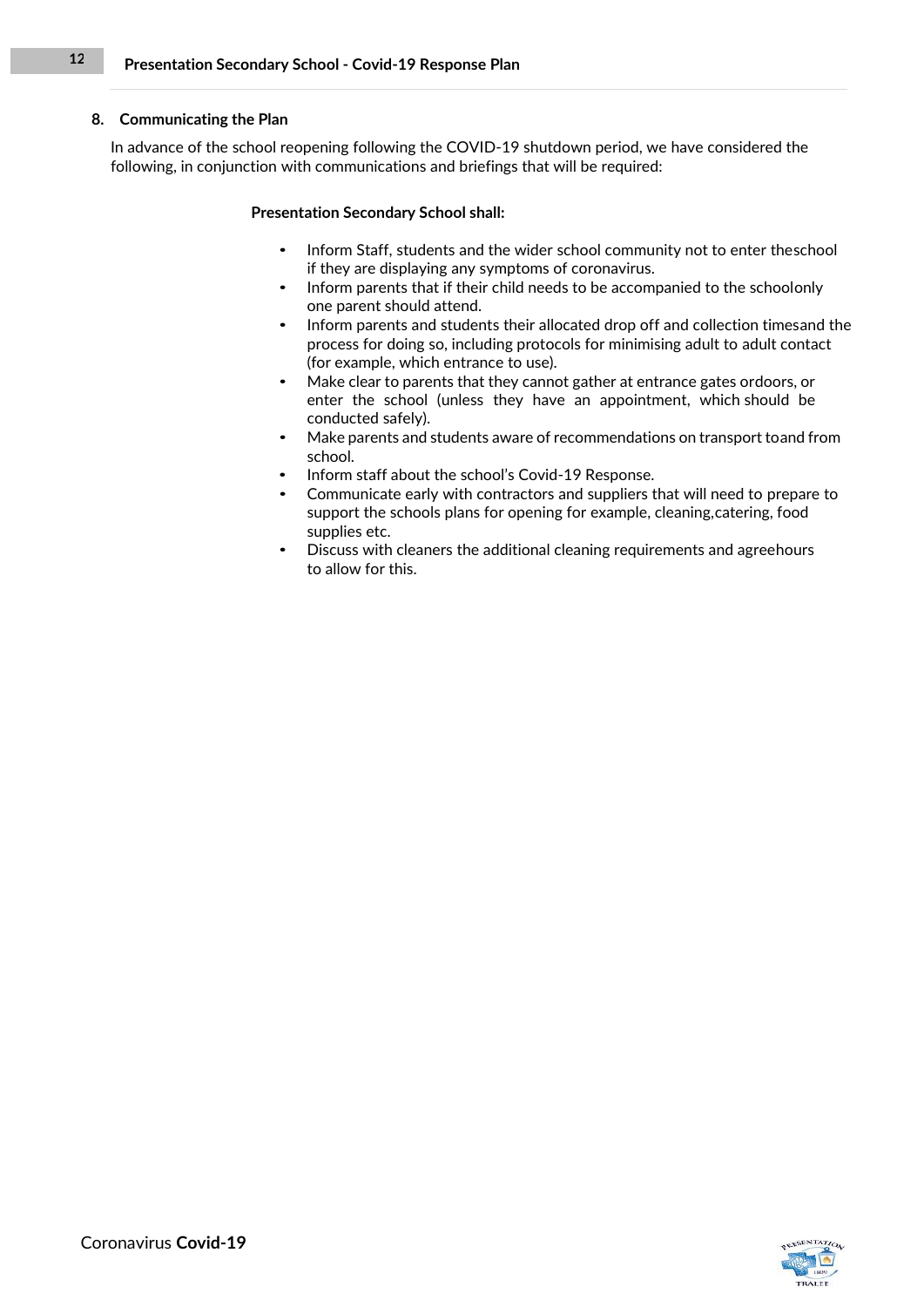## 8. Communicating the Plan

In advance of the school reopening following the COVID-19 shutdown period, we have considered the following, in conjunction with communications and briefings that will be required:

**Presentation Secondary School shall:**

- Inform Staff, students and the wider school community not to enter theschool if they are displaying any symptoms of coronavirus.
- Inform parents that if their child needs to be accompanied to the schoolonly one parent should attend.
- Inform parents and students their allocated drop off and collection timesand the process for doing so, including protocols for minimising adult to adult contact (for example, which entrance to use).
- Make clear to parents that they cannot gather at entrance gates ordoors, or enter the school (unless they have an appointment, which should be conducted safely).
- Make parents and students aware of recommendations on transport toand from school.
- Inform staff about the school's Covid-19 Response.
- Communicate early with contractors and suppliers that will need to prepare to support the schools plans for opening for example, cleaning,catering, food supplies etc.
- Discuss with cleaners the additional cleaning requirements and agreehours to allow for this.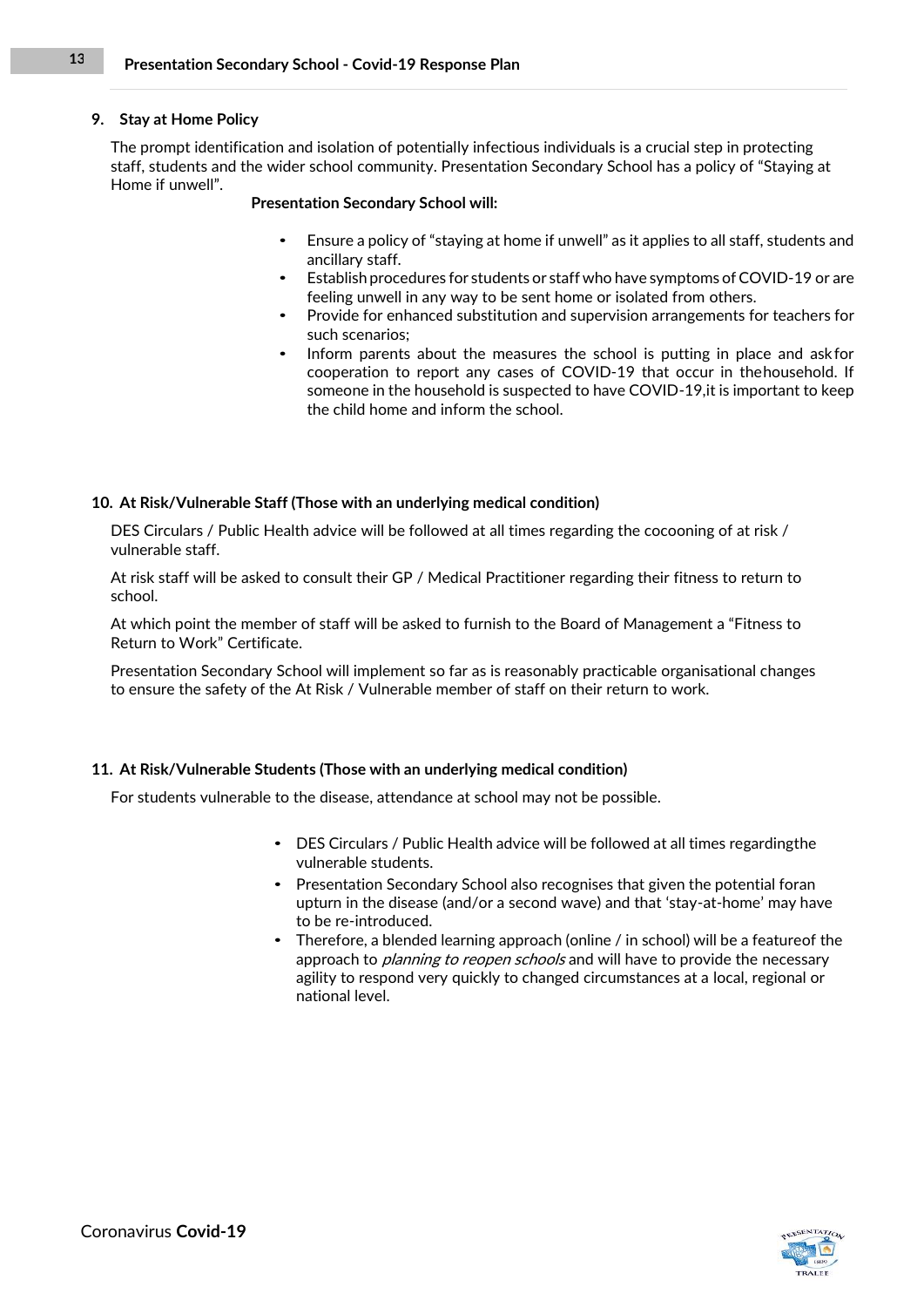## 9. Stay at Home Policy

The prompt identification and isolation of potentially infectious individuals is a crucial step in protecting staff, students and the wider school community. Presentation Secondary School has a policy of "Staying at Home if unwell".

**Presentation Secondary School will:**

- Ensure a policy of "staying at home if unwell" as it applies to all staff, students and ancillary staff.
- Establish procedures for students or staff who have symptoms of COVID-19 or are feeling unwell in any way to be sent home or isolated from others.
- Provide for enhanced substitution and supervision arrangements for teachers for such scenarios;
- Inform parents about the measures the school is putting in place and ask for cooperation to report any cases of COVID-19 that occur in the household. If someone in the household is suspected to have COVID-19, it is important to keep the child home and inform the school.

## 10. At Risk/Vulnerable Staff (Those with an underlying medical condition)

DES Circulars / Public Health advice will be followed at all times regarding the cocooning of at risk / vulnerable staff.

At risk staff will be asked to consult their GP / Medical Practitioner regarding their fitness to return to school.

At which point the member of staff will be asked to furnish to the Board of Management a "Fitness to Return to Work" Certificate.

Presentation Secondary School will implement so far as is reasonably practicable organisational changes to ensure the safety of the At Risk / Vulnerable member of staff on their return to work.

## 11. At Risk/Vulnerable Students (Those with an underlying medical condition)

For students vulnerable to the disease, attendance at school may not be possible.

- DES Circulars / Public Health advice will be followed at all times regarding the vulnerable students.
- Presentation Secondary School also recognises that given the potential for an upturn in the disease (and/or a second wave) and that 'stay-at-home' may have to be re-introduced.
- Therefore, a blended learning approach (online / in school) will be a feature of the approach to *planning to reopen schools* and will have to provide the necessary agility to respond very quickly to changed circumstances at a local, regional or national level.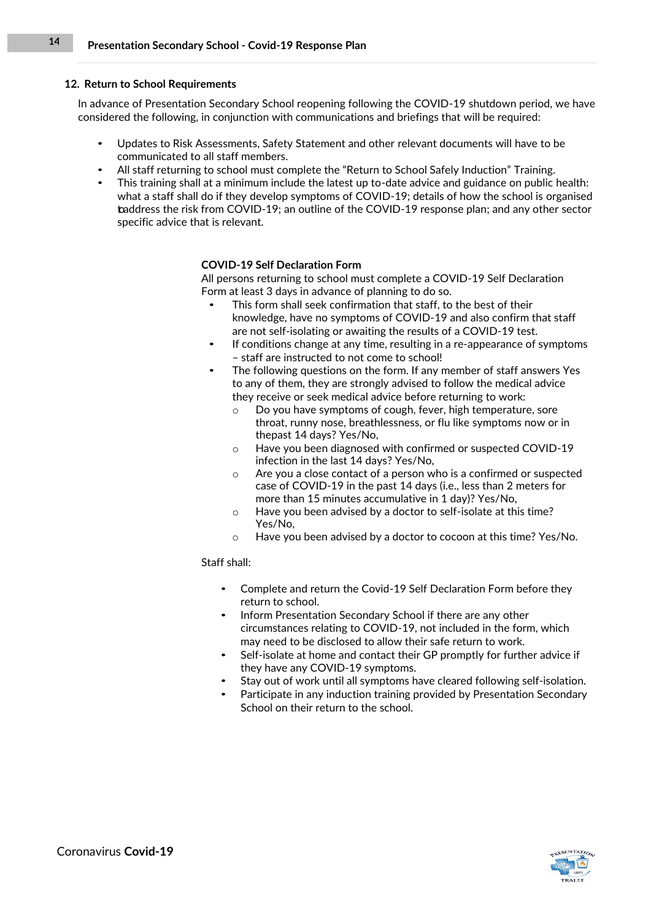## 12. Return to School Requirements

In advance of Presentation Secondary School reopening following the COVID-19 shutdown period, we have considered the following, in conjunction with communications and briefings that will be required:

- Updates to Risk Assessments, Safety Statement and other relevant documents will have to be communicated to all staff members.
- All staff returning to school must complete the "Return to School Safely Induction" Training.
- This training shall at a minimum include the latest up to-date advice and guidance on public health: what a staff shall do if they develop symptoms of COVID-19; details of how the school is organised toaddress the risk from COVID-19; an outline of the COVID-19 response plan; and any other sector specific advice that is relevant.

**COVID-19 Self Declaration Form**

All persons returning to school must complete a COVID-19 Self Declaration Form at least 3 days in advance of planning to do so.

- This form shall seek confirmation that staff, to the best of their knowledge, have no symptoms of COVID-19 and also confirm that staff are not self-isolating or awaiting the results of a COVID-19 test.
- If conditions change at any time, resulting in a re-appearance of symptoms – staff are instructed to not come to school!
- The following questions on the form. If any member of staff answers Yes to any of them, they are strongly advised to follow the medical advice they receive or seek medical advice before returning to work:
  - Do you have symptoms of cough, fever, high temperature, sore throat, runny nose, breathlessness, or flu like symptoms now or in thepast 14 days? Yes/No,
  - Have you been diagnosed with confirmed or suspected COVID-19 infection in the last 14 days? Yes/No,
  - Are you a close contact of a person who is a confirmed or suspected case of COVID-19 in the past 14 days (i.e., less than 2 meters for more than 15 minutes accumulative in 1 day)? Yes/No,
  - Have you been advised by a doctor to self-isolate at this time? Yes/No,
  - Have you been advised by a doctor to cocoon at this time? Yes/No.

Staff shall:

- Complete and return the Covid-19 Self Declaration Form before they return to school.
- Inform Presentation Secondary School if there are any other circumstances relating to COVID-19, not included in the form, which may need to be disclosed to allow their safe return to work.
- Self-isolate at home and contact their GP promptly for further advice if they have any COVID-19 symptoms.
- Stay out of work until all symptoms have cleared following self-isolation.
- Participate in any induction training provided by Presentation Secondary School on their return to the school.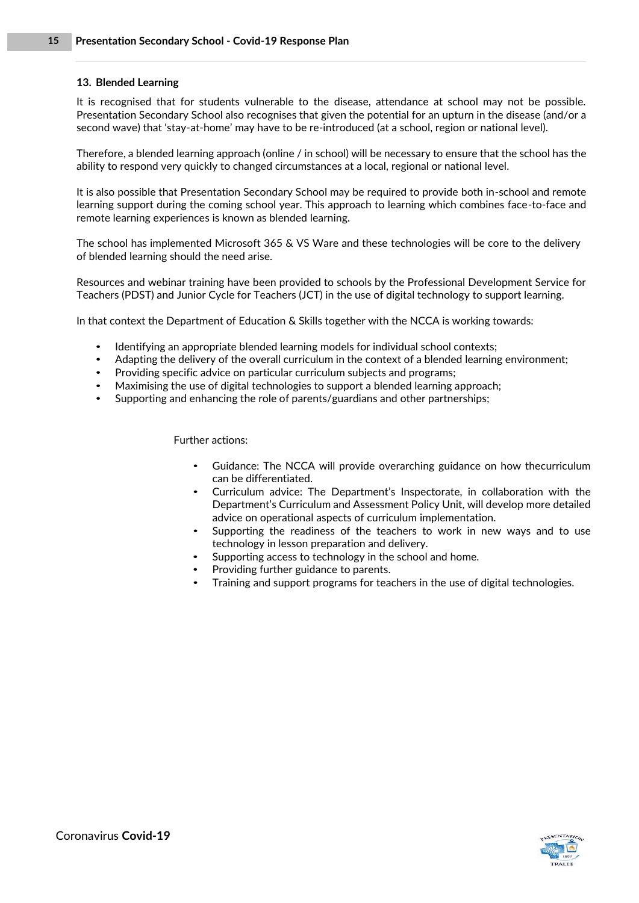## 13. Blended Learning

It is recognised that for students vulnerable to the disease, attendance at school may not be possible. Presentation Secondary School also recognises that given the potential for an upturn in the disease (and/or a second wave) that 'stay-at-home' may have to be re-introduced (at a school, region or national level).

Therefore, a blended learning approach (online / in school) will be necessary to ensure that the school has the ability to respond very quickly to changed circumstances at a local, regional or national level.

It is also possible that Presentation Secondary School may be required to provide both in-school and remote learning support during the coming school year. This approach to learning which combines face-to-face and remote learning experiences is known as blended learning.

The school has implemented Microsoft 365 & VS Ware and these technologies will be core to the delivery of blended learning should the need arise.

Resources and webinar training have been provided to schools by the Professional Development Service for Teachers (PDST) and Junior Cycle for Teachers (JCT) in the use of digital technology to support learning.

In that context the Department of Education & Skills together with the NCCA is working towards:

- Identifying an appropriate blended learning models for individual school contexts;
- Adapting the delivery of the overall curriculum in the context of a blended learning environment;
- Providing specific advice on particular curriculum subjects and programs;
- Maximising the use of digital technologies to support a blended learning approach;
- Supporting and enhancing the role of parents/guardians and other partnerships;

Further actions:

- Guidance: The NCCA will provide overarching guidance on how thecurriculum can be differentiated.
- Curriculum advice: The Department's Inspectorate, in collaboration with the Department's Curriculum and Assessment Policy Unit, will develop more detailed advice on operational aspects of curriculum implementation.
- Supporting the readiness of the teachers to work in new ways and to use technology in lesson preparation and delivery.
- Supporting access to technology in the school and home.
- Providing further guidance to parents.
- Training and support programs for teachers in the use of digital technologies.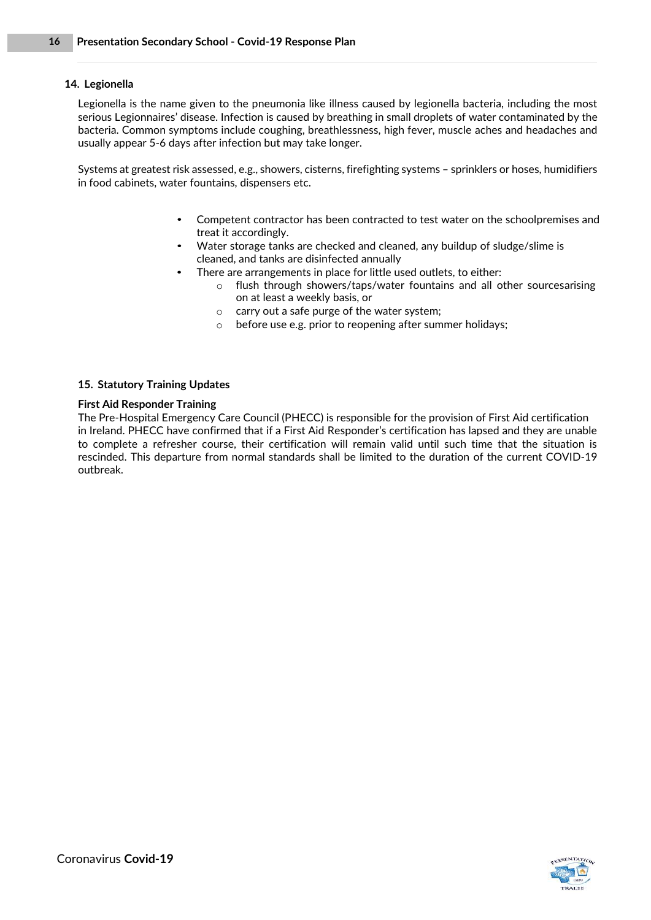## 14. Legionella

Legionella is the name given to the pneumonia like illness caused by legionella bacteria, including the most serious Legionnaires' disease. Infection is caused by breathing in small droplets of water contaminated by the bacteria. Common symptoms include coughing, breathlessness, high fever, muscle aches and headaches and usually appear 5-6 days after infection but may take longer.

Systems at greatest risk assessed, e.g., showers, cisterns, firefighting systems – sprinklers or hoses, humidifiers in food cabinets, water fountains, dispensers etc.

- Competent contractor has been contracted to test water on the schoolpremises and treat it accordingly.
- Water storage tanks are checked and cleaned, any buildup of sludge/slime is cleaned, and tanks are disinfected annually
- There are arrangements in place for little used outlets, to either:
  - flush through showers/taps/water fountains and all other sourcesarising on at least a weekly basis, or
  - carry out a safe purge of the water system;
  - before use e.g. prior to reopening after summer holidays;

## 15. Statutory Training Updates

**First Aid Responder Training**

The Pre-Hospital Emergency Care Council (PHECC) is responsible for the provision of First Aid certification in Ireland. PHECC have confirmed that if a First Aid Responder's certification has lapsed and they are unable to complete a refresher course, their certification will remain valid until such time that the situation is rescinded. This departure from normal standards shall be limited to the duration of the current COVID-19 outbreak.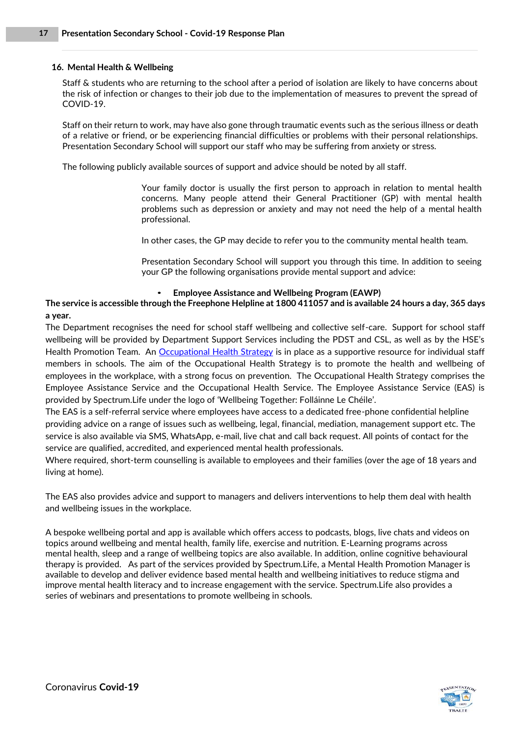## 16. Mental Health & Wellbeing

Staff & students who are returning to the school after a period of isolation are likely to have concerns about the risk of infection or changes to their job due to the implementation of measures to prevent the spread of COVID-19.

Staff on their return to work, may have also gone through traumatic events such as the serious illness or death of a relative or friend, or be experiencing financial difficulties or problems with their personal relationships. Presentation Secondary School will support our staff who may be suffering from anxiety or stress.

The following publicly available sources of support and advice should be noted by all staff.

Your family doctor is usually the first person to approach in relation to mental health concerns. Many people attend their General Practitioner (GP) with mental health problems such as depression or anxiety and may not need the help of a mental health professional.

In other cases, the GP may decide to refer you to the community mental health team.

Presentation Secondary School will support you through this time. In addition to seeing your GP the following organisations provide mental support and advice:

- **Employee Assistance and Wellbeing Program (EAWP)**

**The service is accessible through the Freephone Helpline at 1800 411057 and is available 24 hours a day, 365 days a year.**

The Department recognises the need for school staff wellbeing and collective self-care. Support for school staff wellbeing will be provided by Department Support Services including the PDST and CSL, as well as by the HSE's Health Promotion Team. An Occupational Health Strategy is in place as a supportive resource for individual staff members in schools. The aim of the Occupational Health Strategy is to promote the health and wellbeing of employees in the workplace, with a strong focus on prevention. The Occupational Health Strategy comprises the Employee Assistance Service and the Occupational Health Service. The Employee Assistance Service (EAS) is provided by Spectrum.Life under the logo of 'Wellbeing Together: Folláinne Le Chéile'.

The EAS is a self-referral service where employees have access to a dedicated free-phone confidential helpline providing advice on a range of issues such as wellbeing, legal, financial, mediation, management support etc. The service is also available via SMS, WhatsApp, e-mail, live chat and call back request. All points of contact for the service are qualified, accredited, and experienced mental health professionals.

Where required, short-term counselling is available to employees and their families (over the age of 18 years and living at home).

The EAS also provides advice and support to managers and delivers interventions to help them deal with health and wellbeing issues in the workplace.

A bespoke wellbeing portal and app is available which offers access to podcasts, blogs, live chats and videos on topics around wellbeing and mental health, family life, exercise and nutrition. E-Learning programs across mental health, sleep and a range of wellbeing topics are also available. In addition, online cognitive behavioural therapy is provided. As part of the services provided by Spectrum.Life, a Mental Health Promotion Manager is available to develop and deliver evidence based mental health and wellbeing initiatives to reduce stigma and improve mental health literacy and to increase engagement with the service. Spectrum.Life also provides a series of webinars and presentations to promote wellbeing in schools.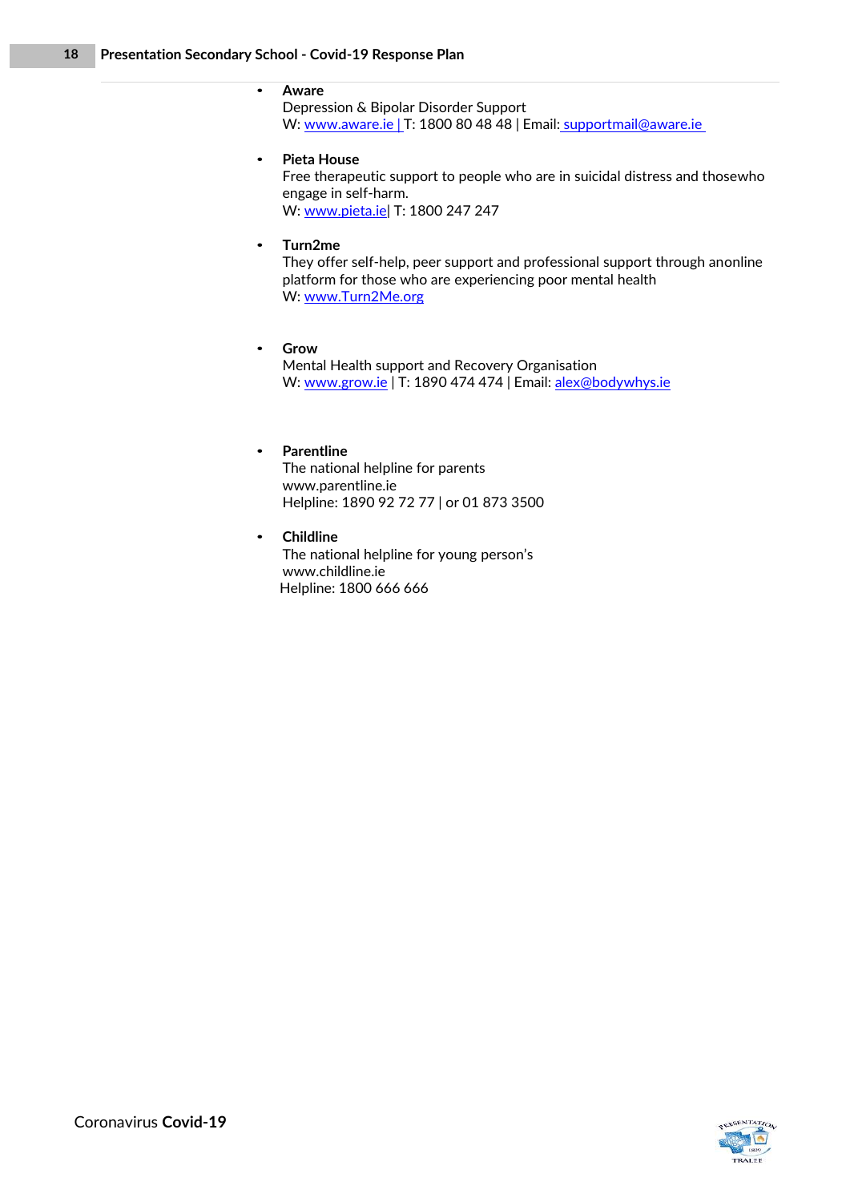- **Aware**
  Depression & Bipolar Disorder Support
  W: www.aware.ie | T: 1800 80 48 48 | Email: supportmail@aware.ie

- **Pieta House**
  Free therapeutic support to people who are in suicidal distress and thosewho engage in self-harm.
  W: www.pieta.ie| T: 1800 247 247

- **Turn2me**
  They offer self-help, peer support and professional support through anonline platform for those who are experiencing poor mental health
  W: www.Turn2Me.org

- **Grow**
  Mental Health support and Recovery Organisation
  W: www.grow.ie | T: 1890 474 474 | Email: alex@bodywhys.ie

- **Parentline**
  The national helpline for parents
  www.parentline.ie
  Helpline: 1890 92 72 77 | or 01 873 3500

- **Childline**
  The national helpline for young person's
  www.childline.ie
  Helpline: 1800 666 666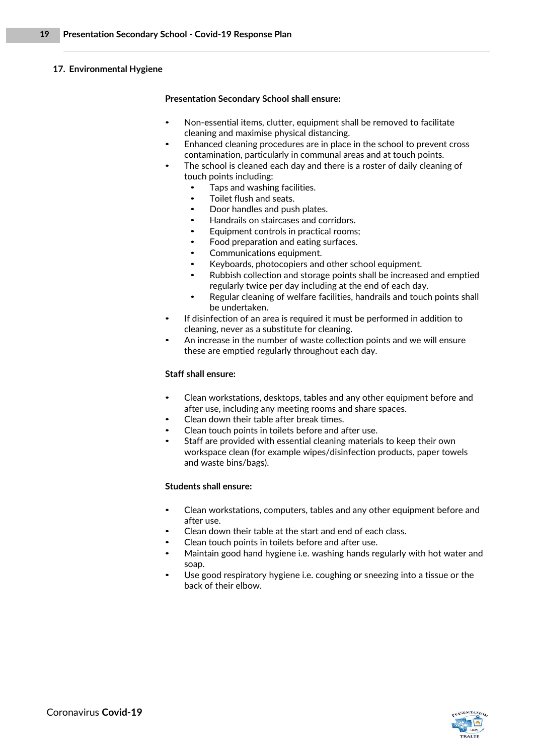## 17. Environmental Hygiene

**Presentation Secondary School shall ensure:**

- Non-essential items, clutter, equipment shall be removed to facilitate cleaning and maximise physical distancing.
- Enhanced cleaning procedures are in place in the school to prevent cross contamination, particularly in communal areas and at touch points.
- The school is cleaned each day and there is a roster of daily cleaning of touch points including:
    - Taps and washing facilities.
    - Toilet flush and seats.
    - Door handles and push plates.
    - Handrails on staircases and corridors.
    - Equipment controls in practical rooms;
    - Food preparation and eating surfaces.
    - Communications equipment.
    - Keyboards, photocopiers and other school equipment.
    - Rubbish collection and storage points shall be increased and emptied regularly twice per day including at the end of each day.
    - Regular cleaning of welfare facilities, handrails and touch points shall be undertaken.
- If disinfection of an area is required it must be performed in addition to cleaning, never as a substitute for cleaning.
- An increase in the number of waste collection points and we will ensure these are emptied regularly throughout each day.

**Staff shall ensure:**

- Clean workstations, desktops, tables and any other equipment before and after use, including any meeting rooms and share spaces.
- Clean down their table after break times.
- Clean touch points in toilets before and after use.
- Staff are provided with essential cleaning materials to keep their own workspace clean (for example wipes/disinfection products, paper towels and waste bins/bags).

**Students shall ensure:**

- Clean workstations, computers, tables and any other equipment before and after use.
- Clean down their table at the start and end of each class.
- Clean touch points in toilets before and after use.
- Maintain good hand hygiene i.e. washing hands regularly with hot water and soap.
- Use good respiratory hygiene i.e. coughing or sneezing into a tissue or the back of their elbow.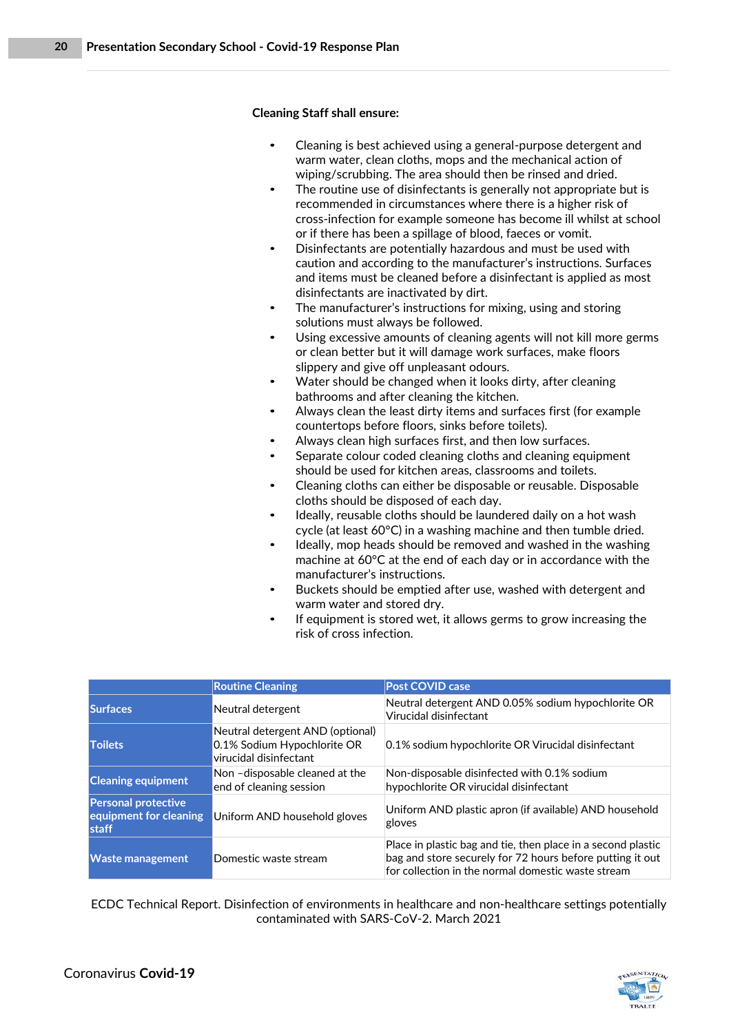**Cleaning Staff shall ensure:**

- Cleaning is best achieved using a general-purpose detergent and warm water, clean cloths, mops and the mechanical action of wiping/scrubbing. The area should then be rinsed and dried.
- The routine use of disinfectants is generally not appropriate but is recommended in circumstances where there is a higher risk of cross-infection for example someone has become ill whilst at school or if there has been a spillage of blood, faeces or vomit.
- Disinfectants are potentially hazardous and must be used with caution and according to the manufacturer's instructions. Surfaces and items must be cleaned before a disinfectant is applied as most disinfectants are inactivated by dirt.
- The manufacturer's instructions for mixing, using and storing solutions must always be followed.
- Using excessive amounts of cleaning agents will not kill more germs or clean better but it will damage work surfaces, make floors slippery and give off unpleasant odours.
- Water should be changed when it looks dirty, after cleaning bathrooms and after cleaning the kitchen.
- Always clean the least dirty items and surfaces first (for example countertops before floors, sinks before toilets).
- Always clean high surfaces first, and then low surfaces.
- Separate colour coded cleaning cloths and cleaning equipment should be used for kitchen areas, classrooms and toilets.
- Cleaning cloths can either be disposable or reusable. Disposable cloths should be disposed of each day.
- Ideally, reusable cloths should be laundered daily on a hot wash cycle (at least 60°C) in a washing machine and then tumble dried.
- Ideally, mop heads should be removed and washed in the washing machine at 60°C at the end of each day or in accordance with the manufacturer's instructions.
- Buckets should be emptied after use, washed with detergent and warm water and stored dry.
- If equipment is stored wet, it allows germs to grow increasing the risk of cross infection.

| | Routine Cleaning | Post COVID case |
|---|---|---|
| Surfaces | Neutral detergent | Neutral detergent AND 0.05% sodium hypochlorite OR Virucidal disinfectant |
| Toilets | Neutral detergent AND (optional) 0.1% Sodium Hypochlorite OR virucidal disinfectant | 0.1% sodium hypochlorite OR Virucidal disinfectant |
| Cleaning equipment | Non –disposable cleaned at the end of cleaning session | Non-disposable disinfected with 0.1% sodium hypochlorite OR virucidal disinfectant |
| Personal protective equipment for cleaning staff | Uniform AND household gloves | Uniform AND plastic apron (if available) AND household gloves |
| Waste management | Domestic waste stream | Place in plastic bag and tie, then place in a second plastic bag and store securely for 72 hours before putting it out for collection in the normal domestic waste stream |

ECDC Technical Report. Disinfection of environments in healthcare and non-healthcare settings potentially contaminated with SARS-CoV-2. March 2021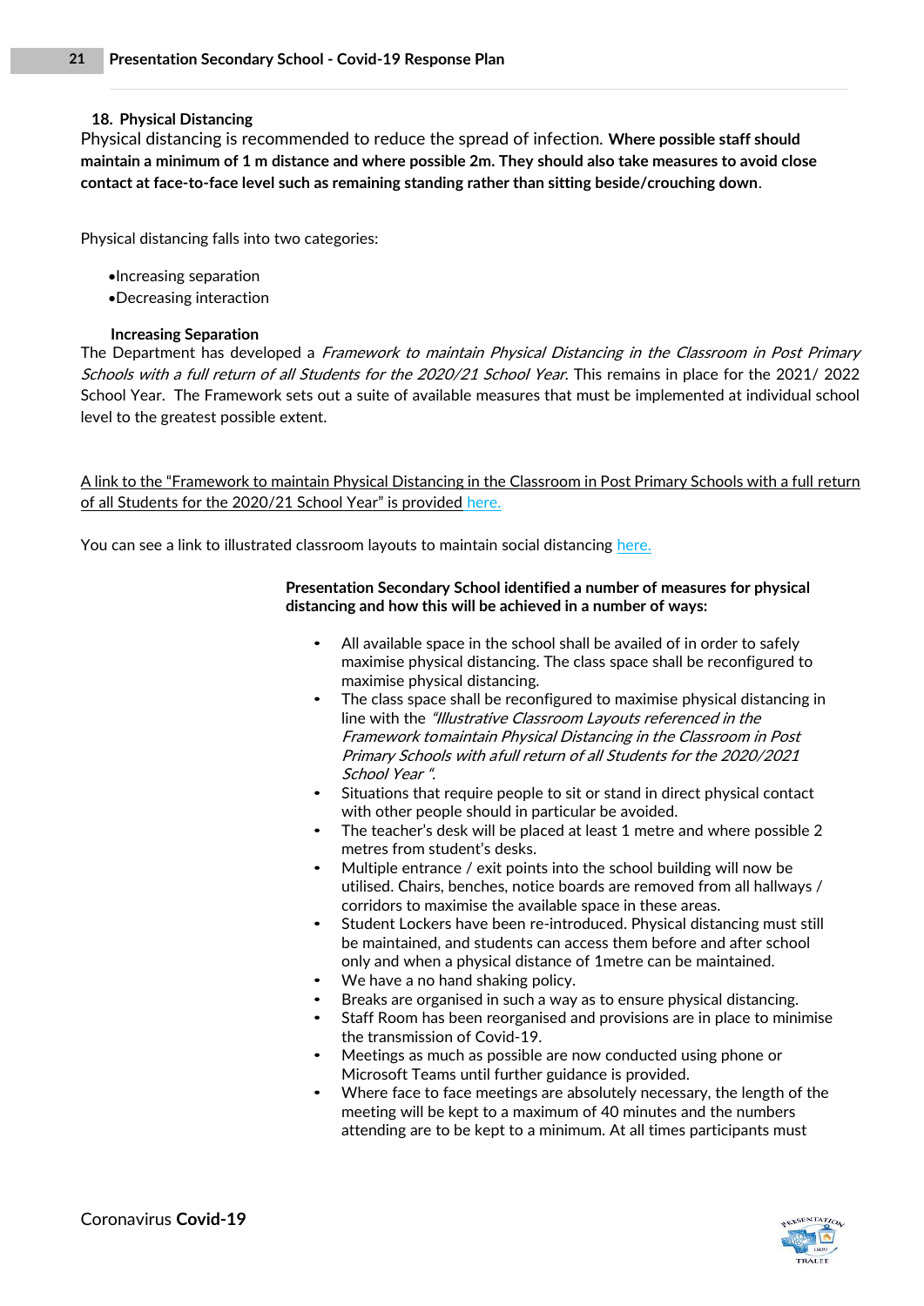## 18. Physical Distancing

Physical distancing is recommended to reduce the spread of infection. **Where possible staff should maintain a minimum of 1 m distance and where possible 2m. They should also take measures to avoid close contact at face-to-face level such as remaining standing rather than sitting beside/crouching down**.

Physical distancing falls into two categories:

- Increasing separation
- Decreasing interaction

### Increasing Separation

The Department has developed a *Framework to maintain Physical Distancing in the Classroom in Post Primary Schools with a full return of all Students for the 2020/21 School Year.* This remains in place for the 2021/ 2022 School Year. The Framework sets out a suite of available measures that must be implemented at individual school level to the greatest possible extent.

A link to the "Framework to maintain Physical Distancing in the Classroom in Post Primary Schools with a full return of all Students for the 2020/21 School Year" is provided here.

You can see a link to illustrated classroom layouts to maintain social distancing here.

**Presentation Secondary School identified a number of measures for physical distancing and how this will be achieved in a number of ways:**

- All available space in the school shall be availed of in order to safely maximise physical distancing. The class space shall be reconfigured to maximise physical distancing.
- The class space shall be reconfigured to maximise physical distancing in line with the *"Illustrative Classroom Layouts referenced in the Framework tomaintain Physical Distancing in the Classroom in Post Primary Schools with afull return of all Students for the 2020/2021 School Year ".*
- Situations that require people to sit or stand in direct physical contact with other people should in particular be avoided.
- The teacher's desk will be placed at least 1 metre and where possible 2 metres from student's desks.
- Multiple entrance / exit points into the school building will now be utilised. Chairs, benches, notice boards are removed from all hallways / corridors to maximise the available space in these areas.
- Student Lockers have been re-introduced. Physical distancing must still be maintained, and students can access them before and after school only and when a physical distance of 1metre can be maintained.
- We have a no hand shaking policy.
- Breaks are organised in such a way as to ensure physical distancing.
- Staff Room has been reorganised and provisions are in place to minimise the transmission of Covid-19.
- Meetings as much as possible are now conducted using phone or Microsoft Teams until further guidance is provided.
- Where face to face meetings are absolutely necessary, the length of the meeting will be kept to a maximum of 40 minutes and the numbers attending are to be kept to a minimum. At all times participants must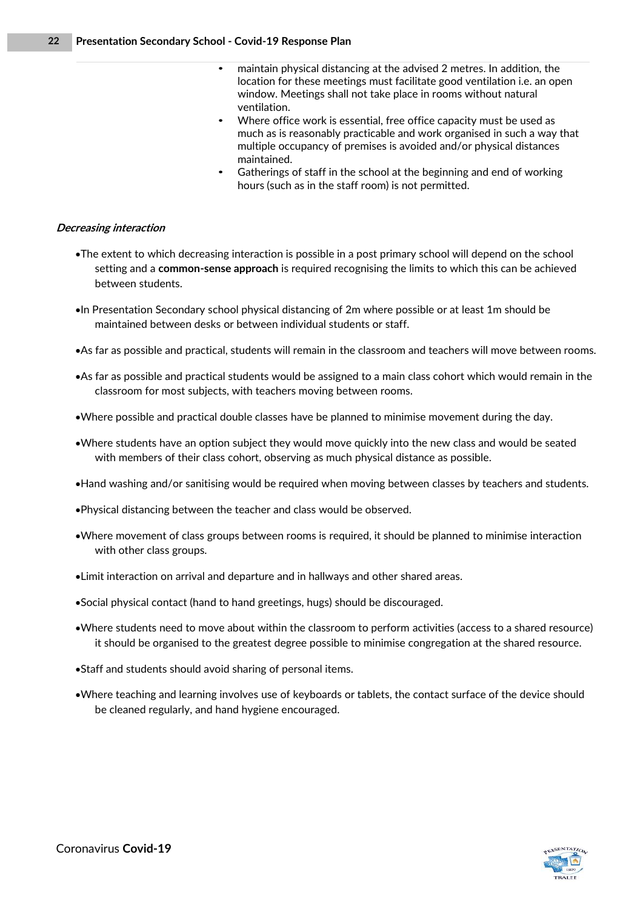- maintain physical distancing at the advised 2 metres. In addition, the location for these meetings must facilitate good ventilation i.e. an open window. Meetings shall not take place in rooms without natural ventilation.
- Where office work is essential, free office capacity must be used as much as is reasonably practicable and work organised in such a way that multiple occupancy of premises is avoided and/or physical distances maintained.
- Gatherings of staff in the school at the beginning and end of working hours (such as in the staff room) is not permitted.

***Decreasing interaction***

- The extent to which decreasing interaction is possible in a post primary school will depend on the school setting and a **common-sense approach** is required recognising the limits to which this can be achieved between students.
- In Presentation Secondary school physical distancing of 2m where possible or at least 1m should be maintained between desks or between individual students or staff.
- As far as possible and practical, students will remain in the classroom and teachers will move between rooms.
- As far as possible and practical students would be assigned to a main class cohort which would remain in the classroom for most subjects, with teachers moving between rooms.
- Where possible and practical double classes have be planned to minimise movement during the day.
- Where students have an option subject they would move quickly into the new class and would be seated with members of their class cohort, observing as much physical distance as possible.
- Hand washing and/or sanitising would be required when moving between classes by teachers and students.
- Physical distancing between the teacher and class would be observed.
- Where movement of class groups between rooms is required, it should be planned to minimise interaction with other class groups.
- Limit interaction on arrival and departure and in hallways and other shared areas.
- Social physical contact (hand to hand greetings, hugs) should be discouraged.
- Where students need to move about within the classroom to perform activities (access to a shared resource) it should be organised to the greatest degree possible to minimise congregation at the shared resource.
- Staff and students should avoid sharing of personal items.
- Where teaching and learning involves use of keyboards or tablets, the contact surface of the device should be cleaned regularly, and hand hygiene encouraged.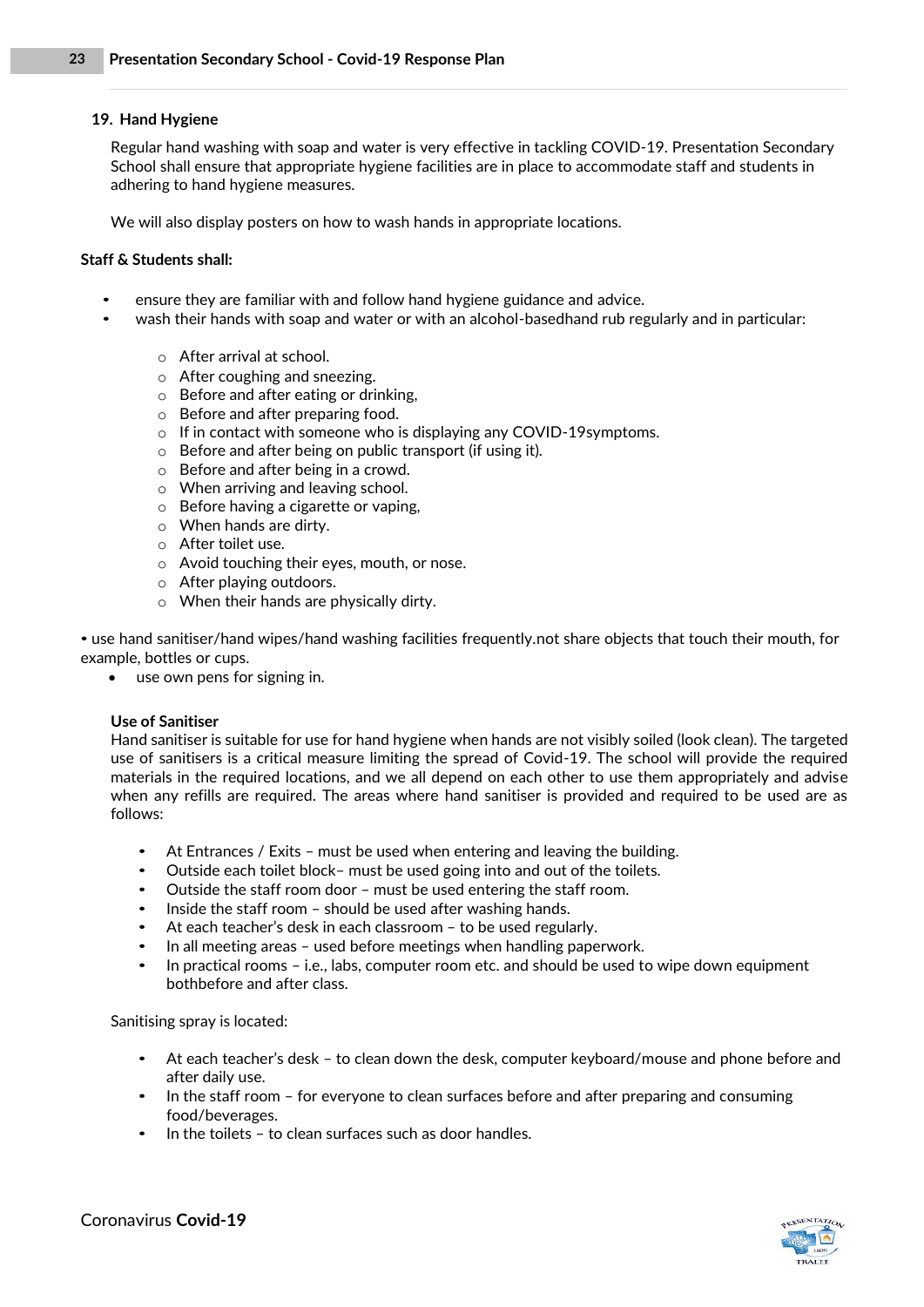## 19. Hand Hygiene

Regular hand washing with soap and water is very effective in tackling COVID-19. Presentation Secondary School shall ensure that appropriate hygiene facilities are in place to accommodate staff and students in adhering to hand hygiene measures.

We will also display posters on how to wash hands in appropriate locations.

**Staff & Students shall:**

- ensure they are familiar with and follow hand hygiene guidance and advice.
- wash their hands with soap and water or with an alcohol-basedhand rub regularly and in particular:
  - After arrival at school.
  - After coughing and sneezing.
  - Before and after eating or drinking,
  - Before and after preparing food.
  - If in contact with someone who is displaying any COVID-19symptoms.
  - Before and after being on public transport (if using it).
  - Before and after being in a crowd.
  - When arriving and leaving school.
  - Before having a cigarette or vaping,
  - When hands are dirty.
  - After toilet use.
  - Avoid touching their eyes, mouth, or nose.
  - After playing outdoors.
  - When their hands are physically dirty.

• use hand sanitiser/hand wipes/hand washing facilities frequently.not share objects that touch their mouth, for example, bottles or cups.

- use own pens for signing in.

**Use of Sanitiser**

Hand sanitiser is suitable for use for hand hygiene when hands are not visibly soiled (look clean). The targeted use of sanitisers is a critical measure limiting the spread of Covid-19. The school will provide the required materials in the required locations, and we all depend on each other to use them appropriately and advise when any refills are required. The areas where hand sanitiser is provided and required to be used are as follows:

- At Entrances / Exits – must be used when entering and leaving the building.
- Outside each toilet block– must be used going into and out of the toilets.
- Outside the staff room door – must be used entering the staff room.
- Inside the staff room – should be used after washing hands.
- At each teacher's desk in each classroom – to be used regularly.
- In all meeting areas – used before meetings when handling paperwork.
- In practical rooms – i.e., labs, computer room etc. and should be used to wipe down equipment bothbefore and after class.

Sanitising spray is located:

- At each teacher's desk – to clean down the desk, computer keyboard/mouse and phone before and after daily use.
- In the staff room – for everyone to clean surfaces before and after preparing and consuming food/beverages.
- In the toilets – to clean surfaces such as door handles.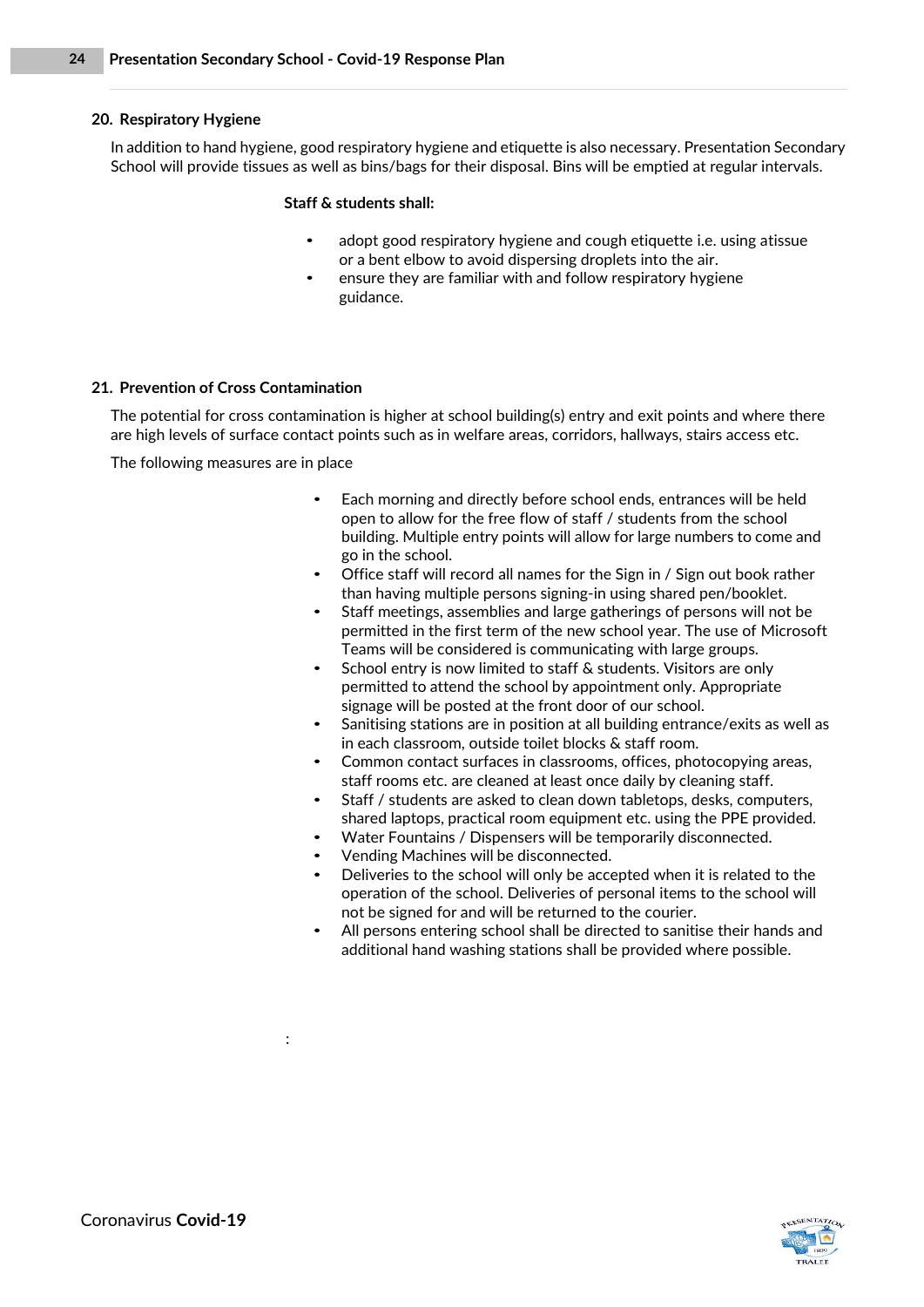## 20. Respiratory Hygiene

In addition to hand hygiene, good respiratory hygiene and etiquette is also necessary. Presentation Secondary School will provide tissues as well as bins/bags for their disposal. Bins will be emptied at regular intervals.

**Staff & students shall:**

- adopt good respiratory hygiene and cough etiquette i.e. using atissue or a bent elbow to avoid dispersing droplets into the air.
- ensure they are familiar with and follow respiratory hygiene guidance.

## 21. Prevention of Cross Contamination

The potential for cross contamination is higher at school building(s) entry and exit points and where there are high levels of surface contact points such as in welfare areas, corridors, hallways, stairs access etc.

The following measures are in place

- Each morning and directly before school ends, entrances will be held open to allow for the free flow of staff / students from the school building. Multiple entry points will allow for large numbers to come and go in the school.
- Office staff will record all names for the Sign in / Sign out book rather than having multiple persons signing-in using shared pen/booklet.
- Staff meetings, assemblies and large gatherings of persons will not be permitted in the first term of the new school year. The use of Microsoft Teams will be considered is communicating with large groups.
- School entry is now limited to staff & students. Visitors are only permitted to attend the school by appointment only. Appropriate signage will be posted at the front door of our school.
- Sanitising stations are in position at all building entrance/exits as well as in each classroom, outside toilet blocks & staff room.
- Common contact surfaces in classrooms, offices, photocopying areas, staff rooms etc. are cleaned at least once daily by cleaning staff.
- Staff / students are asked to clean down tabletops, desks, computers, shared laptops, practical room equipment etc. using the PPE provided.
- Water Fountains / Dispensers will be temporarily disconnected.
- Vending Machines will be disconnected.
- Deliveries to the school will only be accepted when it is related to the operation of the school. Deliveries of personal items to the school will not be signed for and will be returned to the courier.
- All persons entering school shall be directed to sanitise their hands and additional hand washing stations shall be provided where possible.

: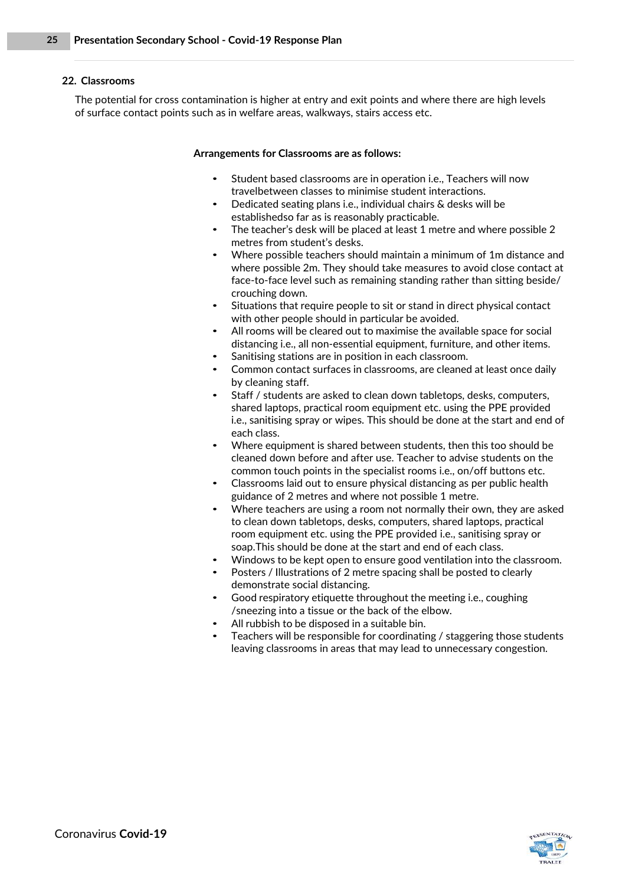## 22. Classrooms

The potential for cross contamination is higher at entry and exit points and where there are high levels of surface contact points such as in welfare areas, walkways, stairs access etc.

**Arrangements for Classrooms are as follows:**

- Student based classrooms are in operation i.e., Teachers will now travelbetween classes to minimise student interactions.
- Dedicated seating plans i.e., individual chairs & desks will be establishedso far as is reasonably practicable.
- The teacher's desk will be placed at least 1 metre and where possible 2 metres from student's desks.
- Where possible teachers should maintain a minimum of 1m distance and where possible 2m. They should take measures to avoid close contact at face-to-face level such as remaining standing rather than sitting beside/ crouching down.
- Situations that require people to sit or stand in direct physical contact with other people should in particular be avoided.
- All rooms will be cleared out to maximise the available space for social distancing i.e., all non-essential equipment, furniture, and other items.
- Sanitising stations are in position in each classroom.
- Common contact surfaces in classrooms, are cleaned at least once daily by cleaning staff.
- Staff / students are asked to clean down tabletops, desks, computers, shared laptops, practical room equipment etc. using the PPE provided i.e., sanitising spray or wipes. This should be done at the start and end of each class.
- Where equipment is shared between students, then this too should be cleaned down before and after use. Teacher to advise students on the common touch points in the specialist rooms i.e., on/off buttons etc.
- Classrooms laid out to ensure physical distancing as per public health guidance of 2 metres and where not possible 1 metre.
- Where teachers are using a room not normally their own, they are asked to clean down tabletops, desks, computers, shared laptops, practical room equipment etc. using the PPE provided i.e., sanitising spray or soap.This should be done at the start and end of each class.
- Windows to be kept open to ensure good ventilation into the classroom.
- Posters / Illustrations of 2 metre spacing shall be posted to clearly demonstrate social distancing.
- Good respiratory etiquette throughout the meeting i.e., coughing /sneezing into a tissue or the back of the elbow.
- All rubbish to be disposed in a suitable bin.
- Teachers will be responsible for coordinating / staggering those students leaving classrooms in areas that may lead to unnecessary congestion.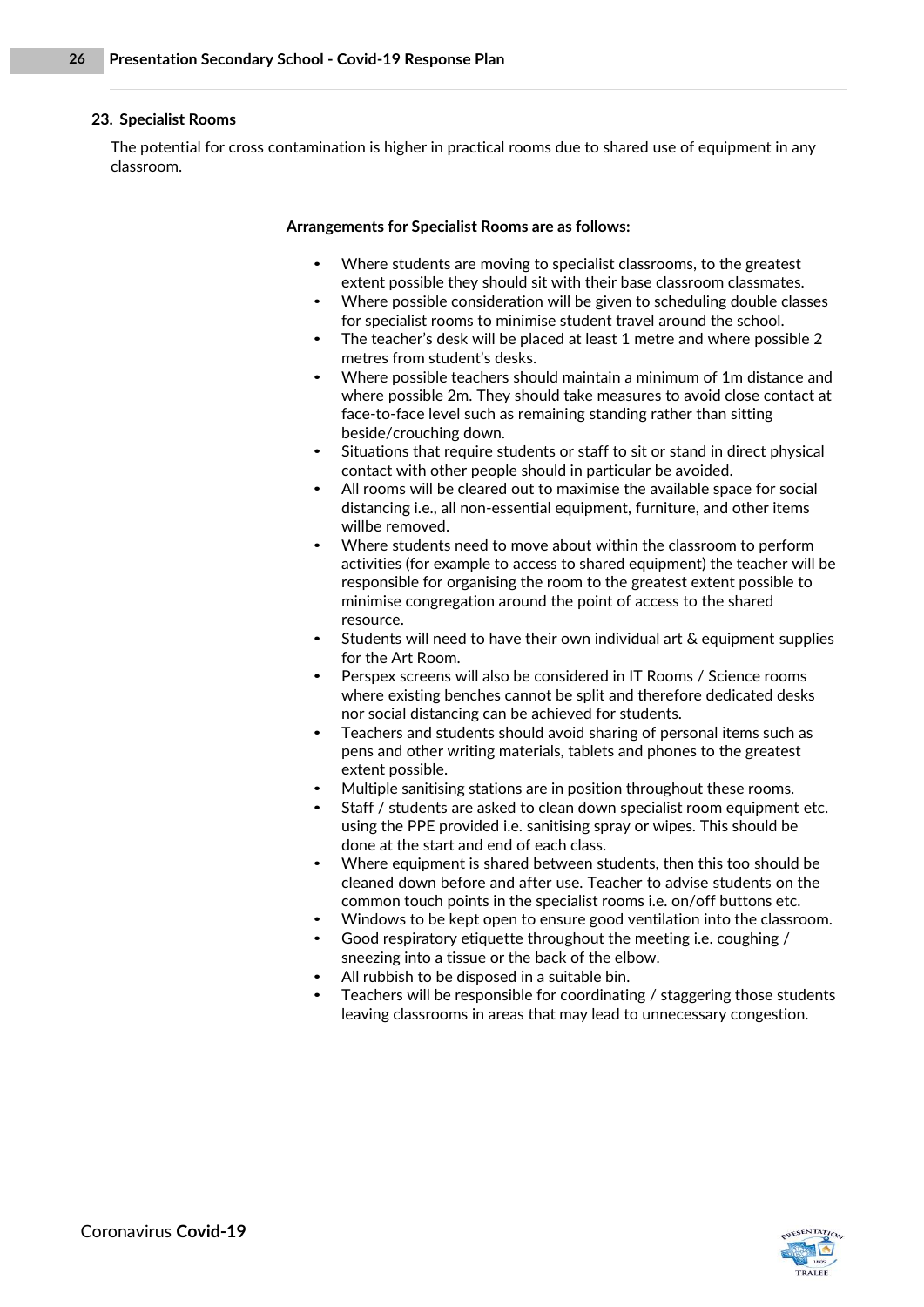## 23. Specialist Rooms

The potential for cross contamination is higher in practical rooms due to shared use of equipment in any classroom.

**Arrangements for Specialist Rooms are as follows:**

- Where students are moving to specialist classrooms, to the greatest extent possible they should sit with their base classroom classmates.
- Where possible consideration will be given to scheduling double classes for specialist rooms to minimise student travel around the school.
- The teacher's desk will be placed at least 1 metre and where possible 2 metres from student's desks.
- Where possible teachers should maintain a minimum of 1m distance and where possible 2m. They should take measures to avoid close contact at face-to-face level such as remaining standing rather than sitting beside/crouching down.
- Situations that require students or staff to sit or stand in direct physical contact with other people should in particular be avoided.
- All rooms will be cleared out to maximise the available space for social distancing i.e., all non-essential equipment, furniture, and other items willbe removed.
- Where students need to move about within the classroom to perform activities (for example to access to shared equipment) the teacher will be responsible for organising the room to the greatest extent possible to minimise congregation around the point of access to the shared resource.
- Students will need to have their own individual art & equipment supplies for the Art Room.
- Perspex screens will also be considered in IT Rooms / Science rooms where existing benches cannot be split and therefore dedicated desks nor social distancing can be achieved for students.
- Teachers and students should avoid sharing of personal items such as pens and other writing materials, tablets and phones to the greatest extent possible.
- Multiple sanitising stations are in position throughout these rooms.
- Staff / students are asked to clean down specialist room equipment etc. using the PPE provided i.e. sanitising spray or wipes. This should be done at the start and end of each class.
- Where equipment is shared between students, then this too should be cleaned down before and after use. Teacher to advise students on the common touch points in the specialist rooms i.e. on/off buttons etc.
- Windows to be kept open to ensure good ventilation into the classroom.
- Good respiratory etiquette throughout the meeting i.e. coughing / sneezing into a tissue or the back of the elbow.
- All rubbish to be disposed in a suitable bin.
- Teachers will be responsible for coordinating / staggering those students leaving classrooms in areas that may lead to unnecessary congestion.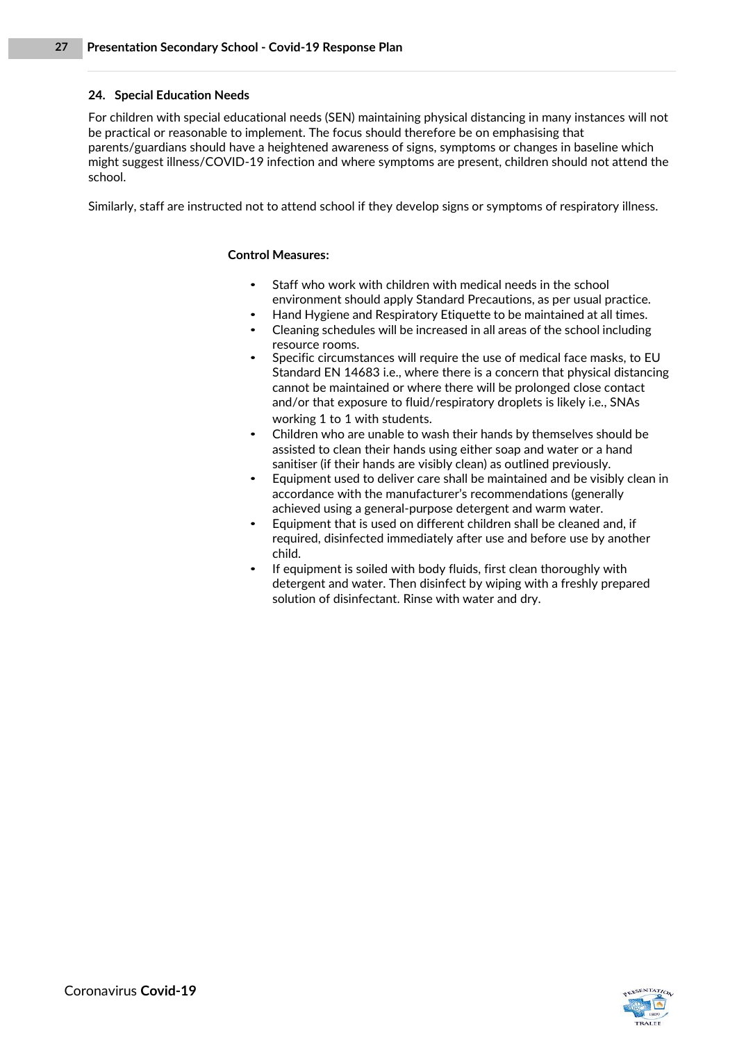## 24. Special Education Needs

For children with special educational needs (SEN) maintaining physical distancing in many instances will not be practical or reasonable to implement. The focus should therefore be on emphasising that parents/guardians should have a heightened awareness of signs, symptoms or changes in baseline which might suggest illness/COVID-19 infection and where symptoms are present, children should not attend the school.

Similarly, staff are instructed not to attend school if they develop signs or symptoms of respiratory illness.

**Control Measures:**

- Staff who work with children with medical needs in the school environment should apply Standard Precautions, as per usual practice.
- Hand Hygiene and Respiratory Etiquette to be maintained at all times.
- Cleaning schedules will be increased in all areas of the school including resource rooms.
- Specific circumstances will require the use of medical face masks, to EU Standard EN 14683 i.e., where there is a concern that physical distancing cannot be maintained or where there will be prolonged close contact and/or that exposure to fluid/respiratory droplets is likely i.e., SNAs working 1 to 1 with students.
- Children who are unable to wash their hands by themselves should be assisted to clean their hands using either soap and water or a hand sanitiser (if their hands are visibly clean) as outlined previously.
- Equipment used to deliver care shall be maintained and be visibly clean in accordance with the manufacturer's recommendations (generally achieved using a general-purpose detergent and warm water.
- Equipment that is used on different children shall be cleaned and, if required, disinfected immediately after use and before use by another child.
- If equipment is soiled with body fluids, first clean thoroughly with detergent and water. Then disinfect by wiping with a freshly prepared solution of disinfectant. Rinse with water and dry.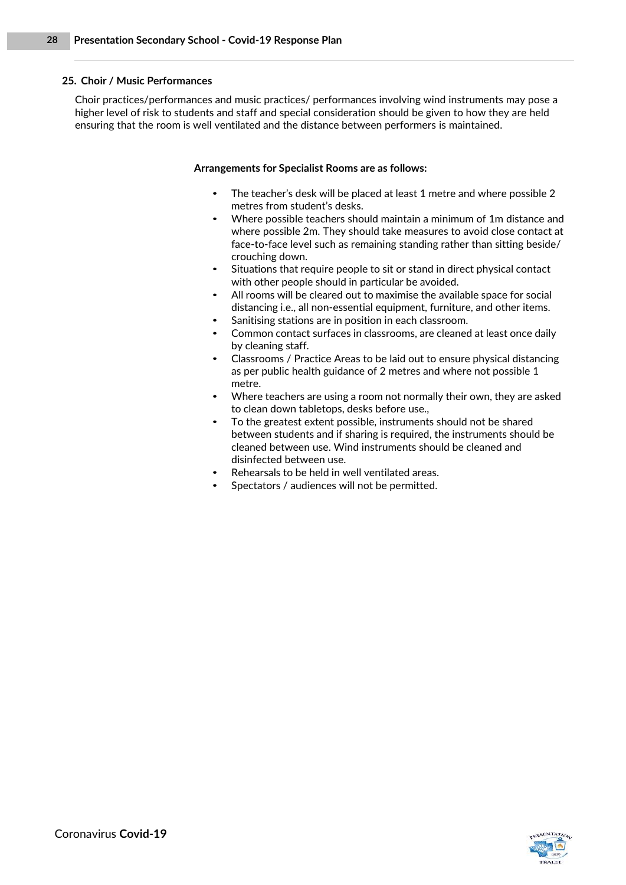## 25. Choir / Music Performances

Choir practices/performances and music practices/ performances involving wind instruments may pose a higher level of risk to students and staff and special consideration should be given to how they are held ensuring that the room is well ventilated and the distance between performers is maintained.

**Arrangements for Specialist Rooms are as follows:**

- The teacher's desk will be placed at least 1 metre and where possible 2 metres from student's desks.
- Where possible teachers should maintain a minimum of 1m distance and where possible 2m. They should take measures to avoid close contact at face-to-face level such as remaining standing rather than sitting beside/ crouching down.
- Situations that require people to sit or stand in direct physical contact with other people should in particular be avoided.
- All rooms will be cleared out to maximise the available space for social distancing i.e., all non-essential equipment, furniture, and other items.
- Sanitising stations are in position in each classroom.
- Common contact surfaces in classrooms, are cleaned at least once daily by cleaning staff.
- Classrooms / Practice Areas to be laid out to ensure physical distancing as per public health guidance of 2 metres and where not possible 1 metre.
- Where teachers are using a room not normally their own, they are asked to clean down tabletops, desks before use.,
- To the greatest extent possible, instruments should not be shared between students and if sharing is required, the instruments should be cleaned between use. Wind instruments should be cleaned and disinfected between use.
- Rehearsals to be held in well ventilated areas.
- Spectators / audiences will not be permitted.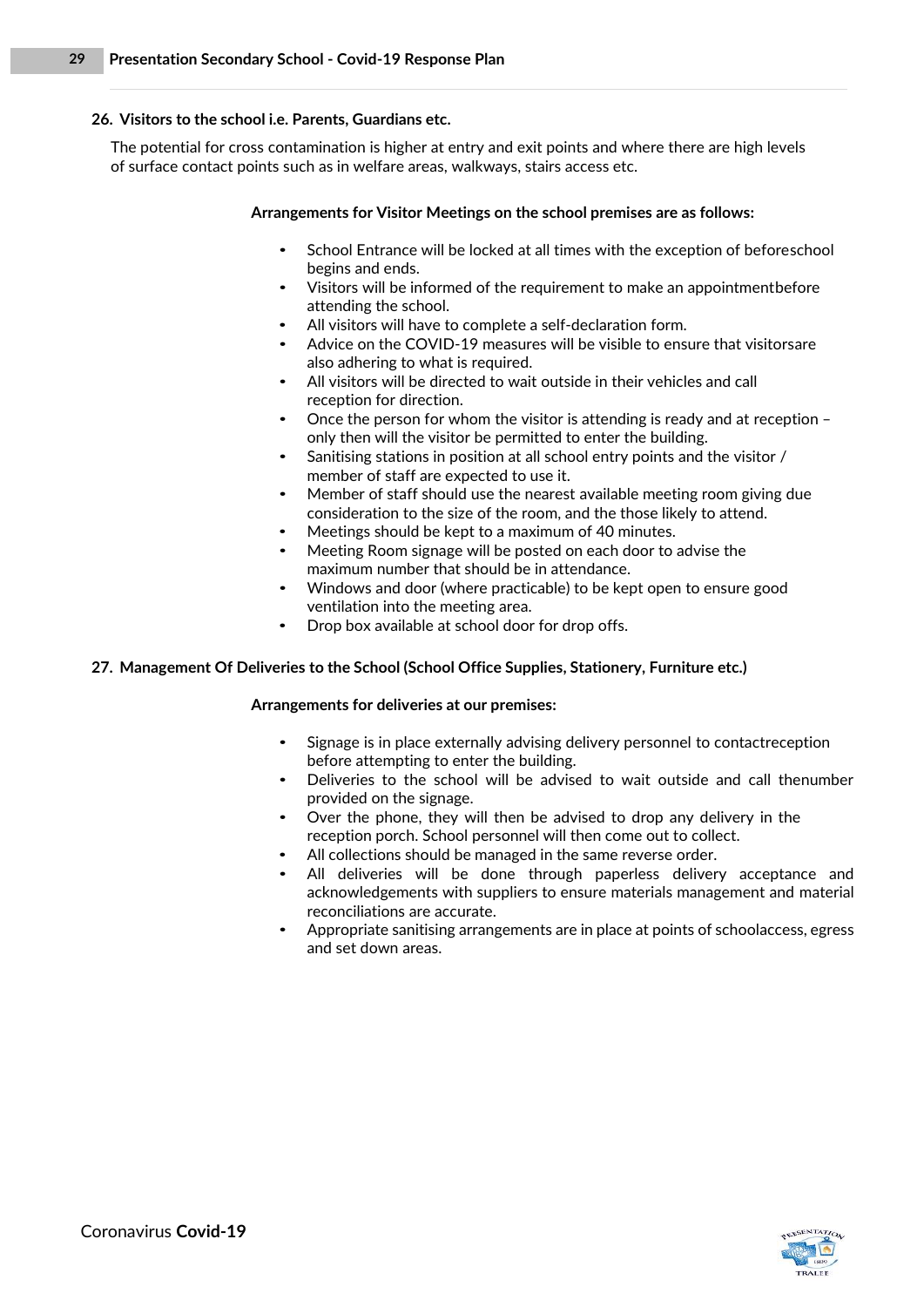## 26. Visitors to the school i.e. Parents, Guardians etc.

The potential for cross contamination is higher at entry and exit points and where there are high levels of surface contact points such as in welfare areas, walkways, stairs access etc.

**Arrangements for Visitor Meetings on the school premises are as follows:**

- School Entrance will be locked at all times with the exception of beforeschool begins and ends.
- Visitors will be informed of the requirement to make an appointmentbefore attending the school.
- All visitors will have to complete a self-declaration form.
- Advice on the COVID-19 measures will be visible to ensure that visitorsare also adhering to what is required.
- All visitors will be directed to wait outside in their vehicles and call reception for direction.
- Once the person for whom the visitor is attending is ready and at reception – only then will the visitor be permitted to enter the building.
- Sanitising stations in position at all school entry points and the visitor / member of staff are expected to use it.
- Member of staff should use the nearest available meeting room giving due consideration to the size of the room, and the those likely to attend.
- Meetings should be kept to a maximum of 40 minutes.
- Meeting Room signage will be posted on each door to advise the maximum number that should be in attendance.
- Windows and door (where practicable) to be kept open to ensure good ventilation into the meeting area.
- Drop box available at school door for drop offs.

## 27. Management Of Deliveries to the School (School Office Supplies, Stationery, Furniture etc.)

**Arrangements for deliveries at our premises:**

- Signage is in place externally advising delivery personnel to contactreception before attempting to enter the building.
- Deliveries to the school will be advised to wait outside and call thenumber provided on the signage.
- Over the phone, they will then be advised to drop any delivery in the reception porch. School personnel will then come out to collect.
- All collections should be managed in the same reverse order.
- All deliveries will be done through paperless delivery acceptance and acknowledgements with suppliers to ensure materials management and material reconciliations are accurate.
- Appropriate sanitising arrangements are in place at points of schoolaccess, egress and set down areas.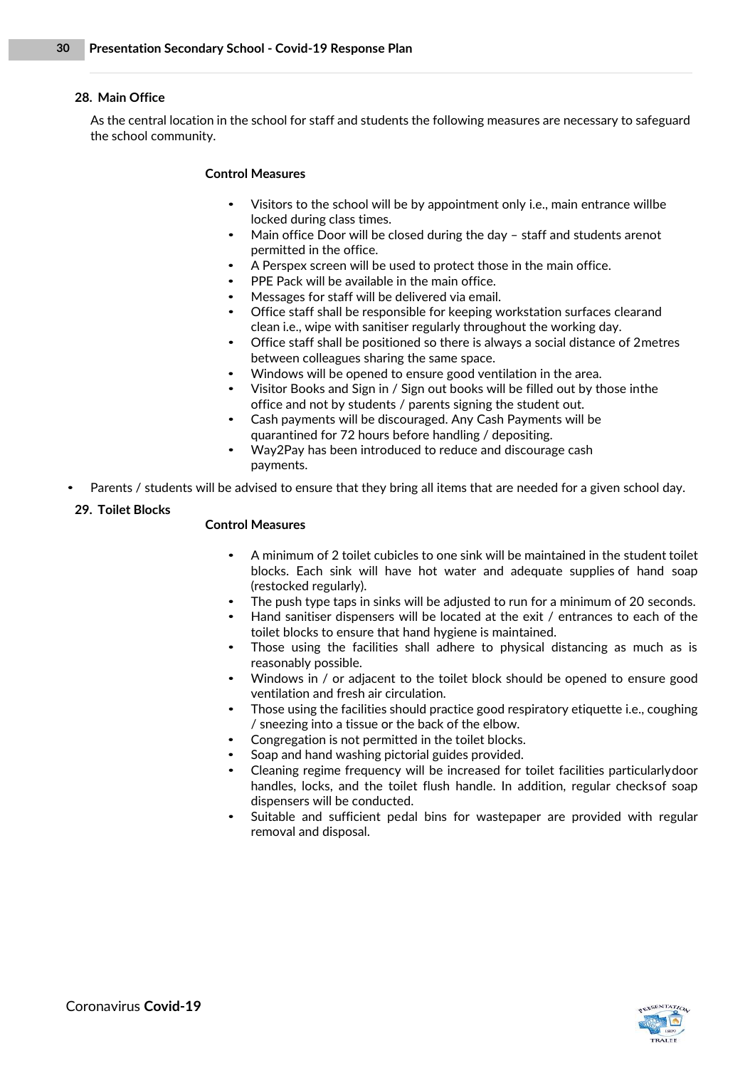## 28. Main Office

As the central location in the school for staff and students the following measures are necessary to safeguard the school community.

**Control Measures**

- Visitors to the school will be by appointment only i.e., main entrance willbe locked during class times.
- Main office Door will be closed during the day – staff and students arenot permitted in the office.
- A Perspex screen will be used to protect those in the main office.
- PPE Pack will be available in the main office.
- Messages for staff will be delivered via email.
- Office staff shall be responsible for keeping workstation surfaces clearand clean i.e., wipe with sanitiser regularly throughout the working day.
- Office staff shall be positioned so there is always a social distance of 2metres between colleagues sharing the same space.
- Windows will be opened to ensure good ventilation in the area.
- Visitor Books and Sign in / Sign out books will be filled out by those inthe office and not by students / parents signing the student out.
- Cash payments will be discouraged. Any Cash Payments will be quarantined for 72 hours before handling / depositing.
- Way2Pay has been introduced to reduce and discourage cash payments.

- Parents / students will be advised to ensure that they bring all items that are needed for a given school day.

## 29. Toilet Blocks

**Control Measures**

- A minimum of 2 toilet cubicles to one sink will be maintained in the student toilet blocks. Each sink will have hot water and adequate supplies of hand soap (restocked regularly).
- The push type taps in sinks will be adjusted to run for a minimum of 20 seconds.
- Hand sanitiser dispensers will be located at the exit / entrances to each of the toilet blocks to ensure that hand hygiene is maintained.
- Those using the facilities shall adhere to physical distancing as much as is reasonably possible.
- Windows in / or adjacent to the toilet block should be opened to ensure good ventilation and fresh air circulation.
- Those using the facilities should practice good respiratory etiquette i.e., coughing / sneezing into a tissue or the back of the elbow.
- Congregation is not permitted in the toilet blocks.
- Soap and hand washing pictorial guides provided.
- Cleaning regime frequency will be increased for toilet facilities particularlydoor handles, locks, and the toilet flush handle. In addition, regular checksof soap dispensers will be conducted.
- Suitable and sufficient pedal bins for wastepaper are provided with regular removal and disposal.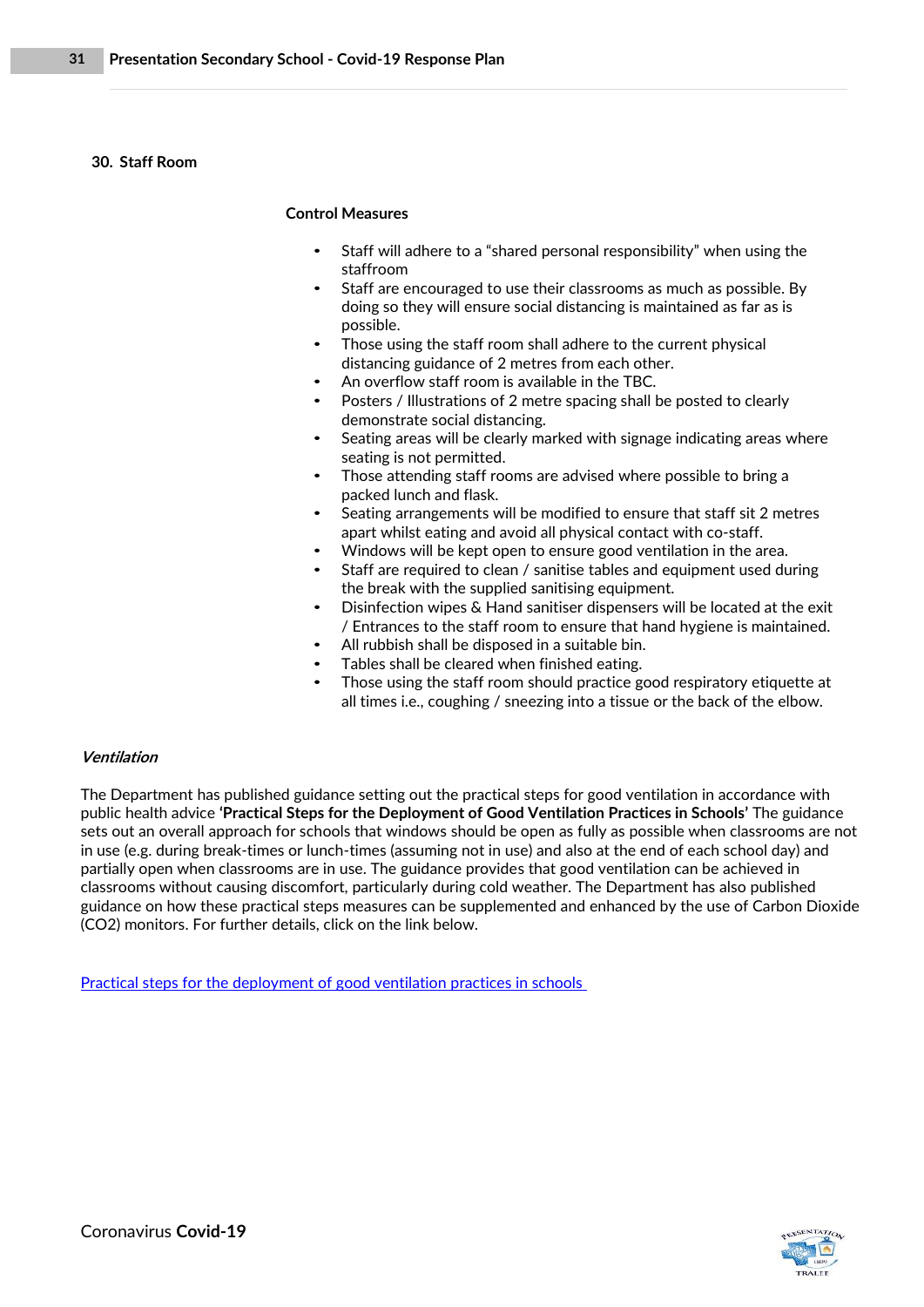## 30. Staff Room

**Control Measures**

- Staff will adhere to a “shared personal responsibility” when using the staffroom
- Staff are encouraged to use their classrooms as much as possible. By doing so they will ensure social distancing is maintained as far as is possible.
- Those using the staff room shall adhere to the current physical distancing guidance of 2 metres from each other.
- An overflow staff room is available in the TBC.
- Posters / Illustrations of 2 metre spacing shall be posted to clearly demonstrate social distancing.
- Seating areas will be clearly marked with signage indicating areas where seating is not permitted.
- Those attending staff rooms are advised where possible to bring a packed lunch and flask.
- Seating arrangements will be modified to ensure that staff sit 2 metres apart whilst eating and avoid all physical contact with co-staff.
- Windows will be kept open to ensure good ventilation in the area.
- Staff are required to clean / sanitise tables and equipment used during the break with the supplied sanitising equipment.
- Disinfection wipes & Hand sanitiser dispensers will be located at the exit / Entrances to the staff room to ensure that hand hygiene is maintained.
- All rubbish shall be disposed in a suitable bin.
- Tables shall be cleared when finished eating.
- Those using the staff room should practice good respiratory etiquette at all times i.e., coughing / sneezing into a tissue or the back of the elbow.

***Ventilation***

The Department has published guidance setting out the practical steps for good ventilation in accordance with public health advice **‘Practical Steps for the Deployment of Good Ventilation Practices in Schools’** The guidance sets out an overall approach for schools that windows should be open as fully as possible when classrooms are not in use (e.g. during break-times or lunch-times (assuming not in use) and also at the end of each school day) and partially open when classrooms are in use. The guidance provides that good ventilation can be achieved in classrooms without causing discomfort, particularly during cold weather. The Department has also published guidance on how these practical steps measures can be supplemented and enhanced by the use of Carbon Dioxide ($CO_2$) monitors. For further details, click on the link below.

[Practical steps for the deployment of good ventilation practices in schools](#)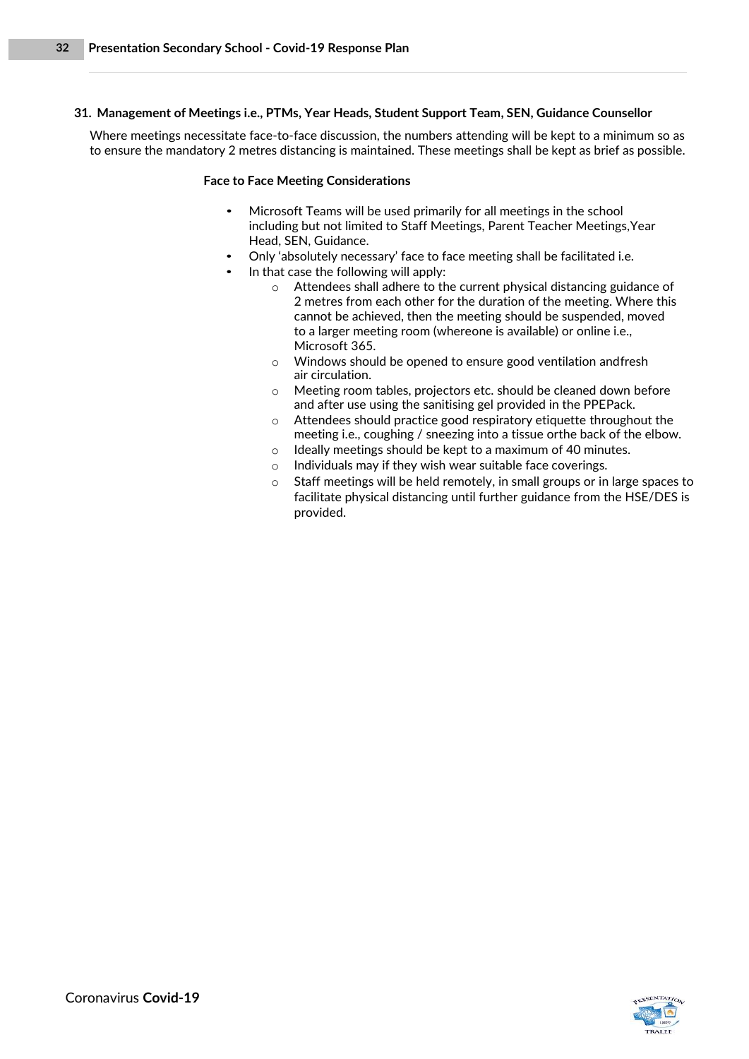## 31. Management of Meetings i.e., PTMs, Year Heads, Student Support Team, SEN, Guidance Counsellor

Where meetings necessitate face-to-face discussion, the numbers attending will be kept to a minimum so as to ensure the mandatory 2 metres distancing is maintained. These meetings shall be kept as brief as possible.

**Face to Face Meeting Considerations**

- Microsoft Teams will be used primarily for all meetings in the school including but not limited to Staff Meetings, Parent Teacher Meetings,Year Head, SEN, Guidance.
- Only 'absolutely necessary' face to face meeting shall be facilitated i.e.
- In that case the following will apply:
    - Attendees shall adhere to the current physical distancing guidance of 2 metres from each other for the duration of the meeting. Where this cannot be achieved, then the meeting should be suspended, moved to a larger meeting room (whereone is available) or online i.e., Microsoft 365.
    - Windows should be opened to ensure good ventilation andfresh air circulation.
    - Meeting room tables, projectors etc. should be cleaned down before and after use using the sanitising gel provided in the PPEPack.
    - Attendees should practice good respiratory etiquette throughout the meeting i.e., coughing / sneezing into a tissue orthe back of the elbow.
    - Ideally meetings should be kept to a maximum of 40 minutes.
    - Individuals may if they wish wear suitable face coverings.
    - Staff meetings will be held remotely, in small groups or in large spaces to facilitate physical distancing until further guidance from the HSE/DES is provided.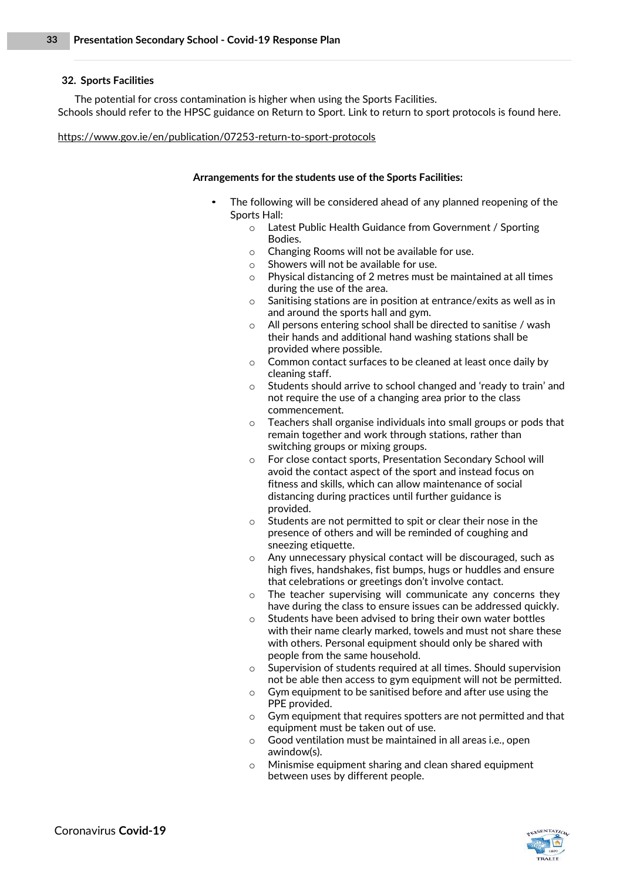## 32. Sports Facilities

The potential for cross contamination is higher when using the Sports Facilities. Schools should refer to the HPSC guidance on Return to Sport. Link to return to sport protocols is found here.

https://www.gov.ie/en/publication/07253-return-to-sport-protocols

**Arrangements for the students use of the Sports Facilities:**

- The following will be considered ahead of any planned reopening of the Sports Hall:
  - Latest Public Health Guidance from Government / Sporting Bodies.
  - Changing Rooms will not be available for use.
  - Showers will not be available for use.
  - Physical distancing of 2 metres must be maintained at all times during the use of the area.
  - Sanitising stations are in position at entrance/exits as well as in and around the sports hall and gym.
  - All persons entering school shall be directed to sanitise / wash their hands and additional hand washing stations shall be provided where possible.
  - Common contact surfaces to be cleaned at least once daily by cleaning staff.
  - Students should arrive to school changed and 'ready to train' and not require the use of a changing area prior to the class commencement.
  - Teachers shall organise individuals into small groups or pods that remain together and work through stations, rather than switching groups or mixing groups.
  - For close contact sports, Presentation Secondary School will avoid the contact aspect of the sport and instead focus on fitness and skills, which can allow maintenance of social distancing during practices until further guidance is provided.
  - Students are not permitted to spit or clear their nose in the presence of others and will be reminded of coughing and sneezing etiquette.
  - Any unnecessary physical contact will be discouraged, such as high fives, handshakes, fist bumps, hugs or huddles and ensure that celebrations or greetings don't involve contact.
  - The teacher supervising will communicate any concerns they have during the class to ensure issues can be addressed quickly.
  - Students have been advised to bring their own water bottles with their name clearly marked, towels and must not share these with others. Personal equipment should only be shared with people from the same household.
  - Supervision of students required at all times. Should supervision not be able then access to gym equipment will not be permitted.
  - Gym equipment to be sanitised before and after use using the PPE provided.
  - Gym equipment that requires spotters are not permitted and that equipment must be taken out of use.
  - Good ventilation must be maintained in all areas i.e., open awindow(s).
  - Minismise equipment sharing and clean shared equipment between uses by different people.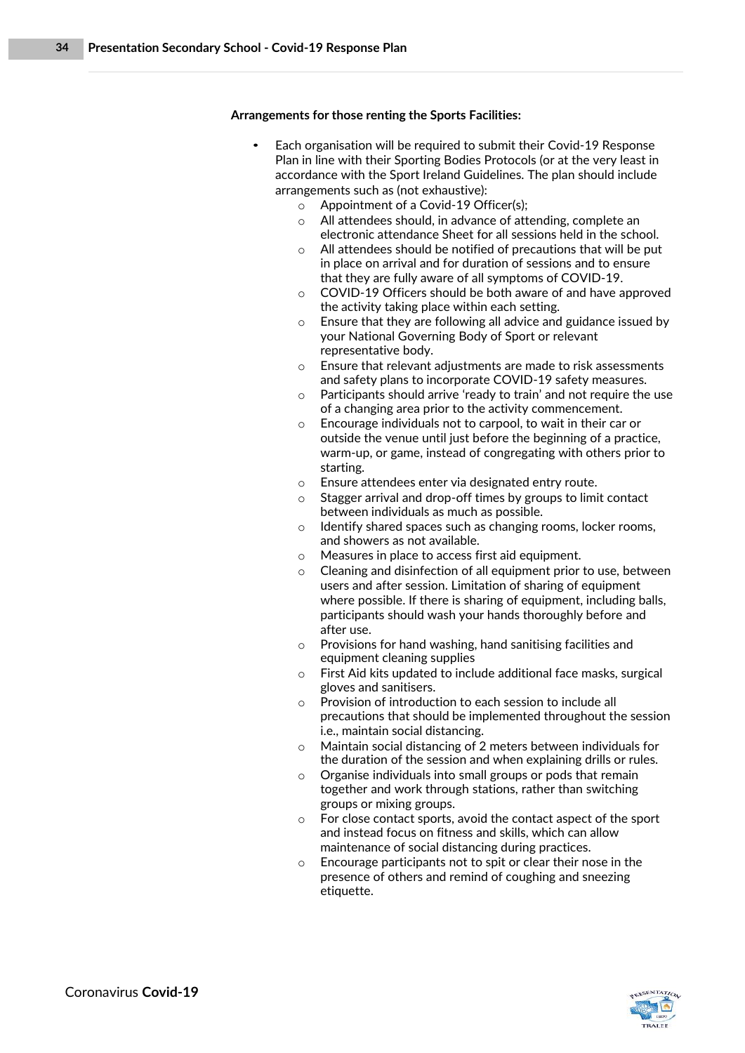**Arrangements for those renting the Sports Facilities:**

- Each organisation will be required to submit their Covid-19 Response Plan in line with their Sporting Bodies Protocols (or at the very least in accordance with the Sport Ireland Guidelines. The plan should include arrangements such as (not exhaustive):
  - Appointment of a Covid-19 Officer(s);
  - All attendees should, in advance of attending, complete an electronic attendance Sheet for all sessions held in the school.
  - All attendees should be notified of precautions that will be put in place on arrival and for duration of sessions and to ensure that they are fully aware of all symptoms of COVID-19.
  - COVID-19 Officers should be both aware of and have approved the activity taking place within each setting.
  - Ensure that they are following all advice and guidance issued by your National Governing Body of Sport or relevant representative body.
  - Ensure that relevant adjustments are made to risk assessments and safety plans to incorporate COVID-19 safety measures.
  - Participants should arrive 'ready to train' and not require the use of a changing area prior to the activity commencement.
  - Encourage individuals not to carpool, to wait in their car or outside the venue until just before the beginning of a practice, warm-up, or game, instead of congregating with others prior to starting.
  - Ensure attendees enter via designated entry route.
  - Stagger arrival and drop-off times by groups to limit contact between individuals as much as possible.
  - Identify shared spaces such as changing rooms, locker rooms, and showers as not available.
  - Measures in place to access first aid equipment.
  - Cleaning and disinfection of all equipment prior to use, between users and after session. Limitation of sharing of equipment where possible. If there is sharing of equipment, including balls, participants should wash your hands thoroughly before and after use.
  - Provisions for hand washing, hand sanitising facilities and equipment cleaning supplies
  - First Aid kits updated to include additional face masks, surgical gloves and sanitisers.
  - Provision of introduction to each session to include all precautions that should be implemented throughout the session i.e., maintain social distancing.
  - Maintain social distancing of 2 meters between individuals for the duration of the session and when explaining drills or rules.
  - Organise individuals into small groups or pods that remain together and work through stations, rather than switching groups or mixing groups.
  - For close contact sports, avoid the contact aspect of the sport and instead focus on fitness and skills, which can allow maintenance of social distancing during practices.
  - Encourage participants not to spit or clear their nose in the presence of others and remind of coughing and sneezing etiquette.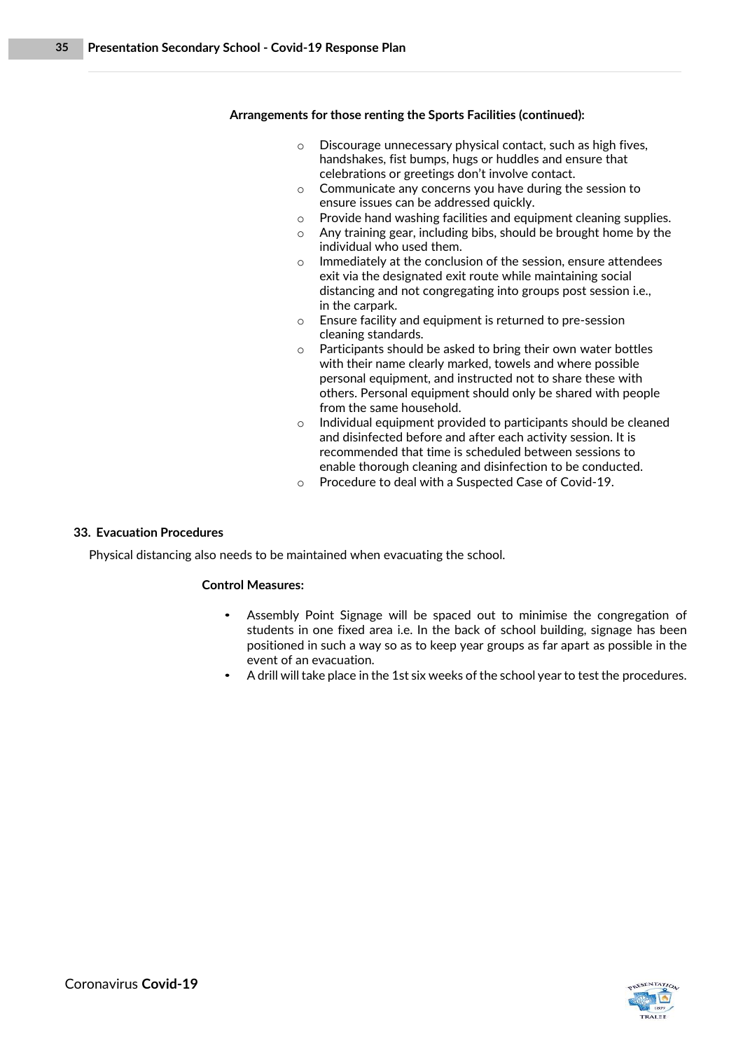**Arrangements for those renting the Sports Facilities (continued):**

- Discourage unnecessary physical contact, such as high fives, handshakes, fist bumps, hugs or huddles and ensure that celebrations or greetings don't involve contact.
- Communicate any concerns you have during the session to ensure issues can be addressed quickly.
- Provide hand washing facilities and equipment cleaning supplies.
- Any training gear, including bibs, should be brought home by the individual who used them.
- Immediately at the conclusion of the session, ensure attendees exit via the designated exit route while maintaining social distancing and not congregating into groups post session i.e., in the carpark.
- Ensure facility and equipment is returned to pre-session cleaning standards.
- Participants should be asked to bring their own water bottles with their name clearly marked, towels and where possible personal equipment, and instructed not to share these with others. Personal equipment should only be shared with people from the same household.
- Individual equipment provided to participants should be cleaned and disinfected before and after each activity session. It is recommended that time is scheduled between sessions to enable thorough cleaning and disinfection to be conducted.
- Procedure to deal with a Suspected Case of Covid-19.

## 33. Evacuation Procedures

Physical distancing also needs to be maintained when evacuating the school.

**Control Measures:**

- Assembly Point Signage will be spaced out to minimise the congregation of students in one fixed area i.e. In the back of school building, signage has been positioned in such a way so as to keep year groups as far apart as possible in the event of an evacuation.
- A drill will take place in the 1st six weeks of the school year to test the procedures.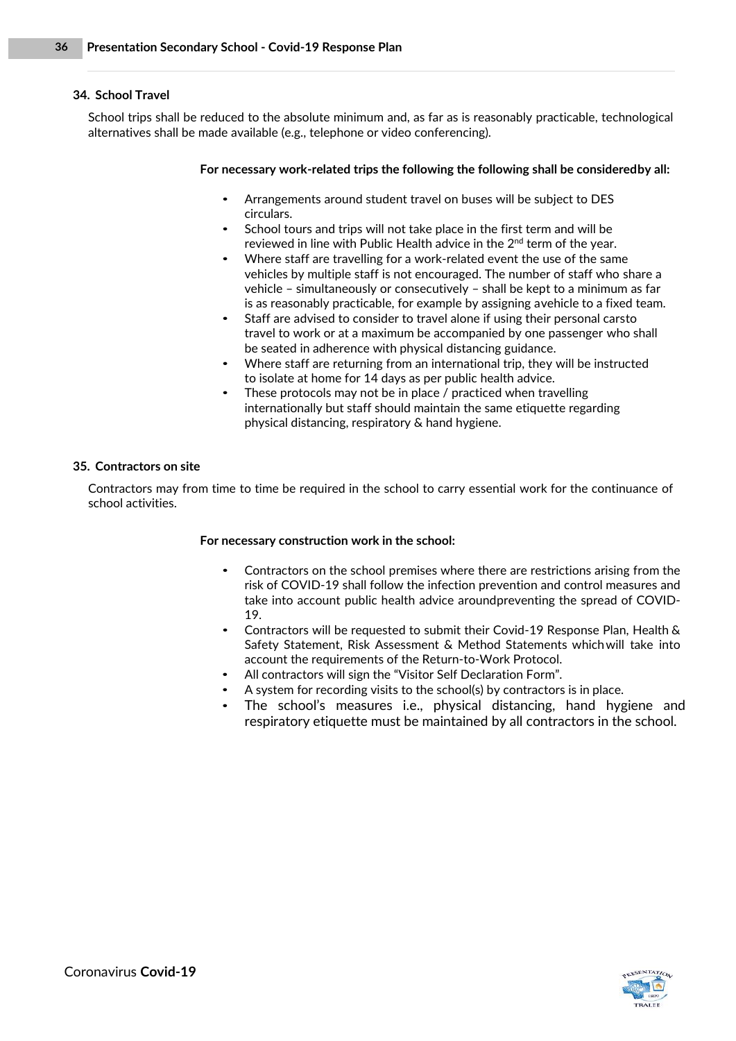## 34. School Travel

School trips shall be reduced to the absolute minimum and, as far as is reasonably practicable, technological alternatives shall be made available (e.g., telephone or video conferencing).

**For necessary work-related trips the following the following shall be consideredby all:**

- Arrangements around student travel on buses will be subject to DES circulars.
- School tours and trips will not take place in the first term and will be reviewed in line with Public Health advice in the 2nd term of the year.
- Where staff are travelling for a work-related event the use of the same vehicles by multiple staff is not encouraged. The number of staff who share a vehicle – simultaneously or consecutively – shall be kept to a minimum as far is as reasonably practicable, for example by assigning avehicle to a fixed team.
- Staff are advised to consider to travel alone if using their personal carsto travel to work or at a maximum be accompanied by one passenger who shall be seated in adherence with physical distancing guidance.
- Where staff are returning from an international trip, they will be instructed to isolate at home for 14 days as per public health advice.
- These protocols may not be in place / practiced when travelling internationally but staff should maintain the same etiquette regarding physical distancing, respiratory & hand hygiene.

## 35. Contractors on site

Contractors may from time to time be required in the school to carry essential work for the continuance of school activities.

**For necessary construction work in the school:**

- Contractors on the school premises where there are restrictions arising from the risk of COVID-19 shall follow the infection prevention and control measures and take into account public health advice aroundpreventing the spread of COVID-19.
- Contractors will be requested to submit their Covid-19 Response Plan, Health & Safety Statement, Risk Assessment & Method Statements whichwill take into account the requirements of the Return-to-Work Protocol.
- All contractors will sign the "Visitor Self Declaration Form".
- A system for recording visits to the school(s) by contractors is in place.
- The school's measures i.e., physical distancing, hand hygiene and respiratory etiquette must be maintained by all contractors in the school.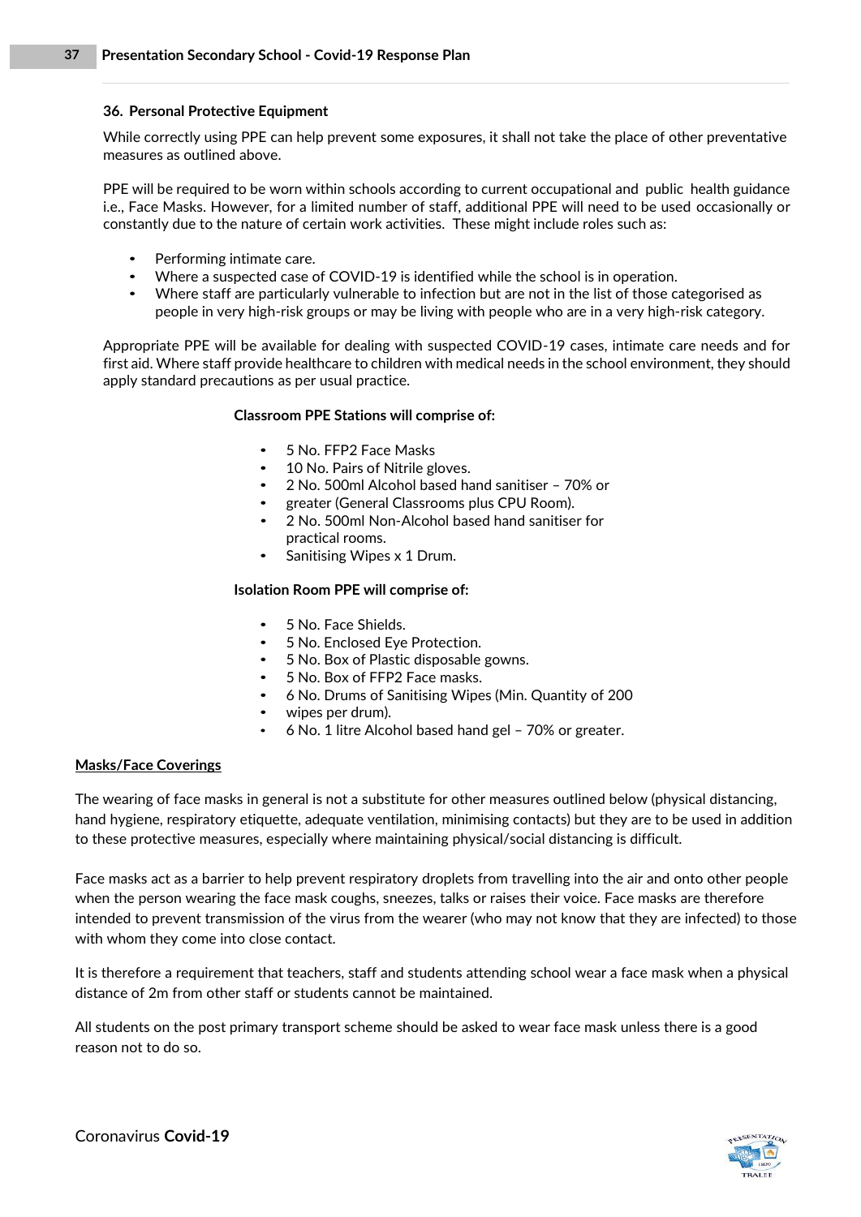### 36. Personal Protective Equipment

While correctly using PPE can help prevent some exposures, it shall not take the place of other preventative measures as outlined above.

PPE will be required to be worn within schools according to current occupational and public health guidance i.e., Face Masks. However, for a limited number of staff, additional PPE will need to be used occasionally or constantly due to the nature of certain work activities. These might include roles such as:

- Performing intimate care.
- Where a suspected case of COVID-19 is identified while the school is in operation.
- Where staff are particularly vulnerable to infection but are not in the list of those categorised as people in very high-risk groups or may be living with people who are in a very high-risk category.

Appropriate PPE will be available for dealing with suspected COVID-19 cases, intimate care needs and for first aid. Where staff provide healthcare to children with medical needs in the school environment, they should apply standard precautions as per usual practice.

**Classroom PPE Stations will comprise of:**

- 5 No. FFP2 Face Masks
- 10 No. Pairs of Nitrile gloves.
- 2 No. 500ml Alcohol based hand sanitiser – 70% or
- greater (General Classrooms plus CPU Room).
- 2 No. 500ml Non-Alcohol based hand sanitiser for practical rooms.
- Sanitising Wipes x 1 Drum.

**Isolation Room PPE will comprise of:**

- 5 No. Face Shields.
- 5 No. Enclosed Eye Protection.
- 5 No. Box of Plastic disposable gowns.
- 5 No. Box of FFP2 Face masks.
- 6 No. Drums of Sanitising Wipes (Min. Quantity of 200
- wipes per drum).
- 6 No. 1 litre Alcohol based hand gel – 70% or greater.

**Masks/Face Coverings**

The wearing of face masks in general is not a substitute for other measures outlined below (physical distancing, hand hygiene, respiratory etiquette, adequate ventilation, minimising contacts) but they are to be used in addition to these protective measures, especially where maintaining physical/social distancing is difficult.

Face masks act as a barrier to help prevent respiratory droplets from travelling into the air and onto other people when the person wearing the face mask coughs, sneezes, talks or raises their voice. Face masks are therefore intended to prevent transmission of the virus from the wearer (who may not know that they are infected) to those with whom they come into close contact.

It is therefore a requirement that teachers, staff and students attending school wear a face mask when a physical distance of 2m from other staff or students cannot be maintained.

All students on the post primary transport scheme should be asked to wear face mask unless there is a good reason not to do so.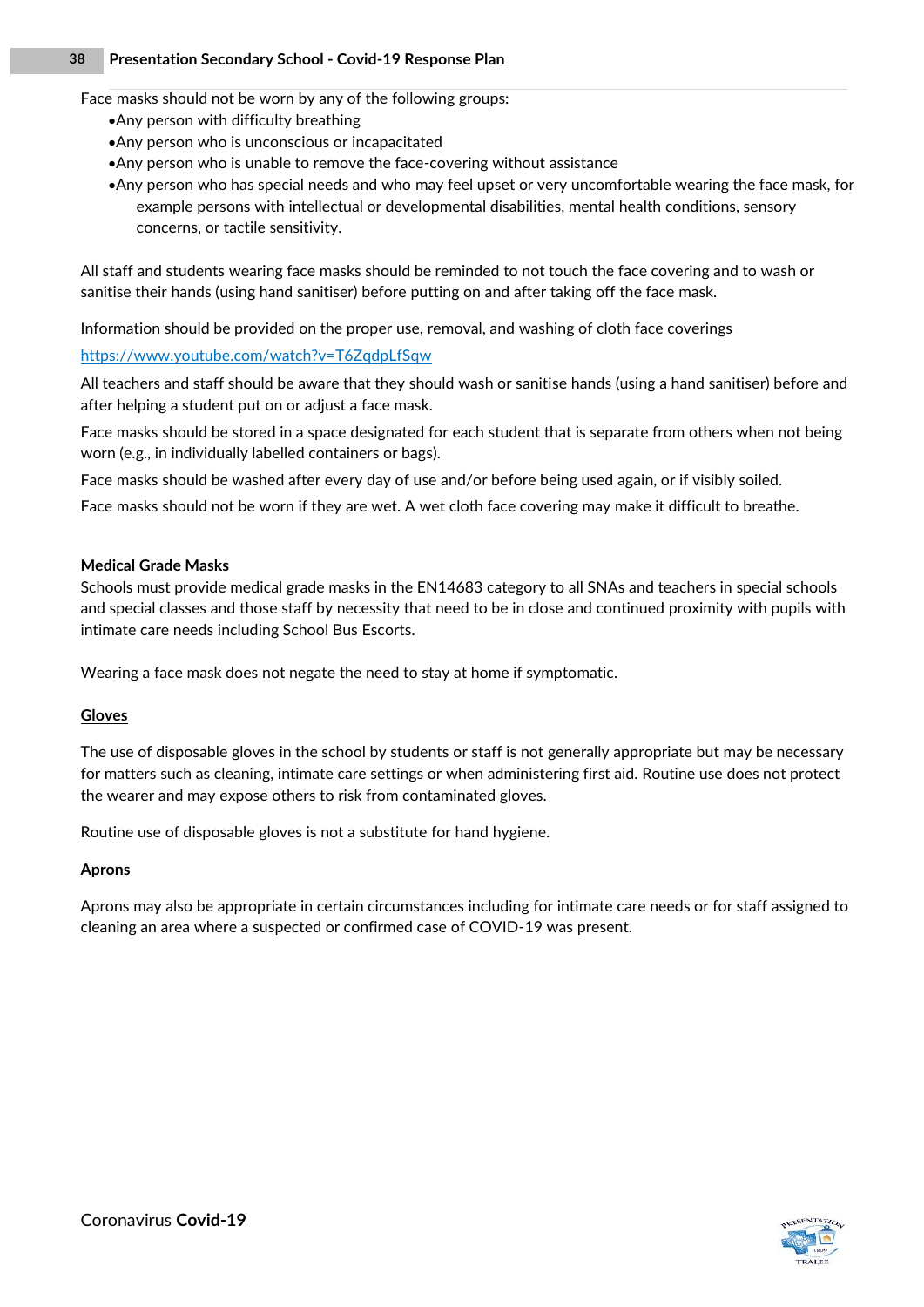Face masks should not be worn by any of the following groups:

- Any person with difficulty breathing
- Any person who is unconscious or incapacitated
- Any person who is unable to remove the face-covering without assistance
- Any person who has special needs and who may feel upset or very uncomfortable wearing the face mask, for example persons with intellectual or developmental disabilities, mental health conditions, sensory concerns, or tactile sensitivity.

All staff and students wearing face masks should be reminded to not touch the face covering and to wash or sanitise their hands (using hand sanitiser) before putting on and after taking off the face mask.

Information should be provided on the proper use, removal, and washing of cloth face coverings

https://www.youtube.com/watch?v=T6ZqdpLfSqw

All teachers and staff should be aware that they should wash or sanitise hands (using a hand sanitiser) before and after helping a student put on or adjust a face mask.

Face masks should be stored in a space designated for each student that is separate from others when not being worn (e.g., in individually labelled containers or bags).

Face masks should be washed after every day of use and/or before being used again, or if visibly soiled.

Face masks should not be worn if they are wet. A wet cloth face covering may make it difficult to breathe.

**Medical Grade Masks**

Schools must provide medical grade masks in the EN14683 category to all SNAs and teachers in special schools and special classes and those staff by necessity that need to be in close and continued proximity with pupils with intimate care needs including School Bus Escorts.

Wearing a face mask does not negate the need to stay at home if symptomatic.

**Gloves**

The use of disposable gloves in the school by students or staff is not generally appropriate but may be necessary for matters such as cleaning, intimate care settings or when administering first aid. Routine use does not protect the wearer and may expose others to risk from contaminated gloves.

Routine use of disposable gloves is not a substitute for hand hygiene.

**Aprons**

Aprons may also be appropriate in certain circumstances including for intimate care needs or for staff assigned to cleaning an area where a suspected or confirmed case of COVID-19 was present.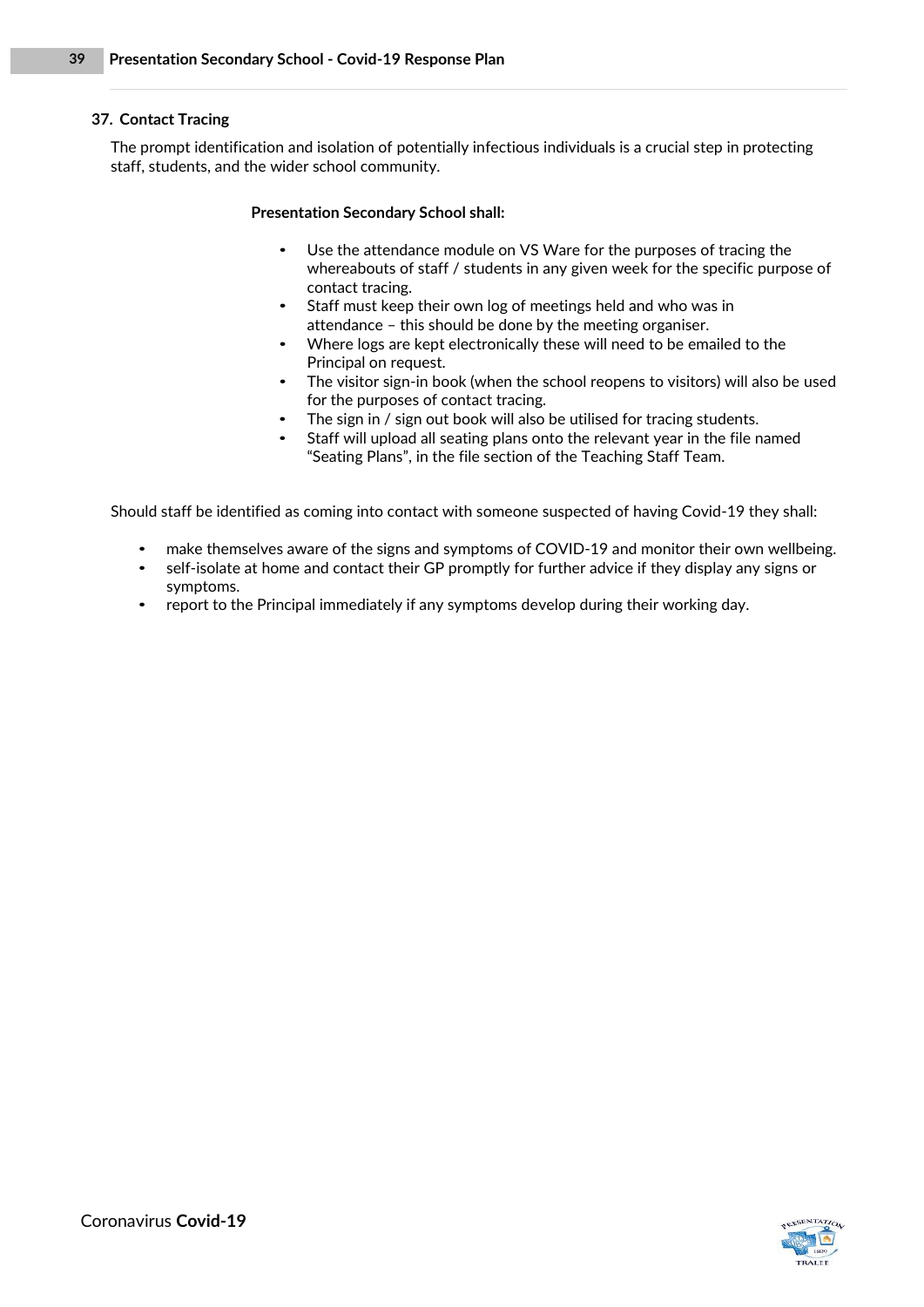## 37. Contact Tracing

The prompt identification and isolation of potentially infectious individuals is a crucial step in protecting staff, students, and the wider school community.

**Presentation Secondary School shall:**

- Use the attendance module on VS Ware for the purposes of tracing the whereabouts of staff / students in any given week for the specific purpose of contact tracing.
- Staff must keep their own log of meetings held and who was in attendance – this should be done by the meeting organiser.
- Where logs are kept electronically these will need to be emailed to the Principal on request.
- The visitor sign-in book (when the school reopens to visitors) will also be used for the purposes of contact tracing.
- The sign in / sign out book will also be utilised for tracing students.
- Staff will upload all seating plans onto the relevant year in the file named "Seating Plans", in the file section of the Teaching Staff Team.

Should staff be identified as coming into contact with someone suspected of having Covid-19 they shall:

- make themselves aware of the signs and symptoms of COVID-19 and monitor their own wellbeing.
- self-isolate at home and contact their GP promptly for further advice if they display any signs or symptoms.
- report to the Principal immediately if any symptoms develop during their working day.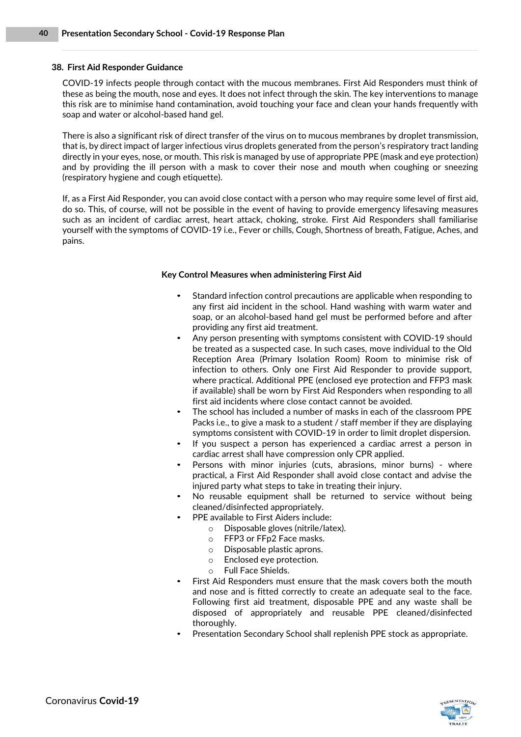## 38. First Aid Responder Guidance

COVID-19 infects people through contact with the mucous membranes. First Aid Responders must think of these as being the mouth, nose and eyes. It does not infect through the skin. The key interventions to manage this risk are to minimise hand contamination, avoid touching your face and clean your hands frequently with soap and water or alcohol-based hand gel.

There is also a significant risk of direct transfer of the virus on to mucous membranes by droplet transmission, that is, by direct impact of larger infectious virus droplets generated from the person's respiratory tract landing directly in your eyes, nose, or mouth. This risk is managed by use of appropriate PPE (mask and eye protection) and by providing the ill person with a mask to cover their nose and mouth when coughing or sneezing (respiratory hygiene and cough etiquette).

If, as a First Aid Responder, you can avoid close contact with a person who may require some level of first aid, do so. This, of course, will not be possible in the event of having to provide emergency lifesaving measures such as an incident of cardiac arrest, heart attack, choking, stroke. First Aid Responders shall familiarise yourself with the symptoms of COVID-19 i.e., Fever or chills, Cough, Shortness of breath, Fatigue, Aches, and pains.

**Key Control Measures when administering First Aid**

- Standard infection control precautions are applicable when responding to any first aid incident in the school. Hand washing with warm water and soap, or an alcohol-based hand gel must be performed before and after providing any first aid treatment.
- Any person presenting with symptoms consistent with COVID-19 should be treated as a suspected case. In such cases, move individual to the Old Reception Area (Primary Isolation Room) Room to minimise risk of infection to others. Only one First Aid Responder to provide support, where practical. Additional PPE (enclosed eye protection and FFP3 mask if available) shall be worn by First Aid Responders when responding to all first aid incidents where close contact cannot be avoided.
- The school has included a number of masks in each of the classroom PPE Packs i.e., to give a mask to a student / staff member if they are displaying symptoms consistent with COVID-19 in order to limit droplet dispersion.
- If you suspect a person has experienced a cardiac arrest a person in cardiac arrest shall have compression only CPR applied.
- Persons with minor injuries (cuts, abrasions, minor burns) - where practical, a First Aid Responder shall avoid close contact and advise the injured party what steps to take in treating their injury.
- No reusable equipment shall be returned to service without being cleaned/disinfected appropriately.
- PPE available to First Aiders include:
  - Disposable gloves (nitrile/latex).
  - FFP3 or FFp2 Face masks.
  - Disposable plastic aprons.
  - Enclosed eye protection.
  - Full Face Shields.
- First Aid Responders must ensure that the mask covers both the mouth and nose and is fitted correctly to create an adequate seal to the face. Following first aid treatment, disposable PPE and any waste shall be disposed of appropriately and reusable PPE cleaned/disinfected thoroughly.
- Presentation Secondary School shall replenish PPE stock as appropriate.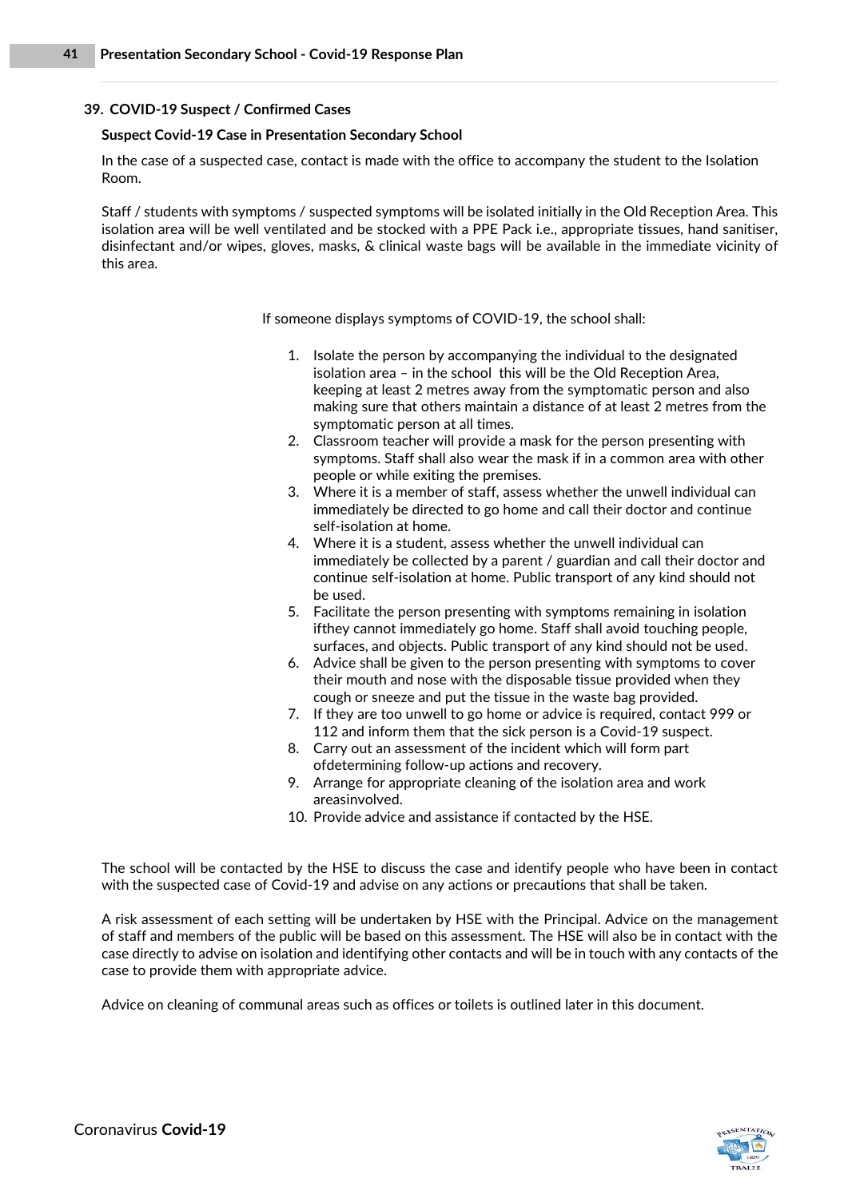## 39. COVID-19 Suspect / Confirmed Cases

### Suspect Covid-19 Case in Presentation Secondary School

In the case of a suspected case, contact is made with the office to accompany the student to the Isolation Room.

Staff / students with symptoms / suspected symptoms will be isolated initially in the Old Reception Area. This isolation area will be well ventilated and be stocked with a PPE Pack i.e., appropriate tissues, hand sanitiser, disinfectant and/or wipes, gloves, masks, & clinical waste bags will be available in the immediate vicinity of this area.

If someone displays symptoms of COVID-19, the school shall:

1. Isolate the person by accompanying the individual to the designated isolation area – in the school this will be the Old Reception Area, keeping at least 2 metres away from the symptomatic person and also making sure that others maintain a distance of at least 2 metres from the symptomatic person at all times.
2. Classroom teacher will provide a mask for the person presenting with symptoms. Staff shall also wear the mask if in a common area with other people or while exiting the premises.
3. Where it is a member of staff, assess whether the unwell individual can immediately be directed to go home and call their doctor and continue self-isolation at home.
4. Where it is a student, assess whether the unwell individual can immediately be collected by a parent / guardian and call their doctor and continue self-isolation at home. Public transport of any kind should not be used.
5. Facilitate the person presenting with symptoms remaining in isolation ifthey cannot immediately go home. Staff shall avoid touching people, surfaces, and objects. Public transport of any kind should not be used.
6. Advice shall be given to the person presenting with symptoms to cover their mouth and nose with the disposable tissue provided when they cough or sneeze and put the tissue in the waste bag provided.
7. If they are too unwell to go home or advice is required, contact 999 or 112 and inform them that the sick person is a Covid-19 suspect.
8. Carry out an assessment of the incident which will form part ofdetermining follow-up actions and recovery.
9. Arrange for appropriate cleaning of the isolation area and work areasinvolved.
10. Provide advice and assistance if contacted by the HSE.

The school will be contacted by the HSE to discuss the case and identify people who have been in contact with the suspected case of Covid-19 and advise on any actions or precautions that shall be taken.

A risk assessment of each setting will be undertaken by HSE with the Principal. Advice on the management of staff and members of the public will be based on this assessment. The HSE will also be in contact with the case directly to advise on isolation and identifying other contacts and will be in touch with any contacts of the case to provide them with appropriate advice.

Advice on cleaning of communal areas such as offices or toilets is outlined later in this document.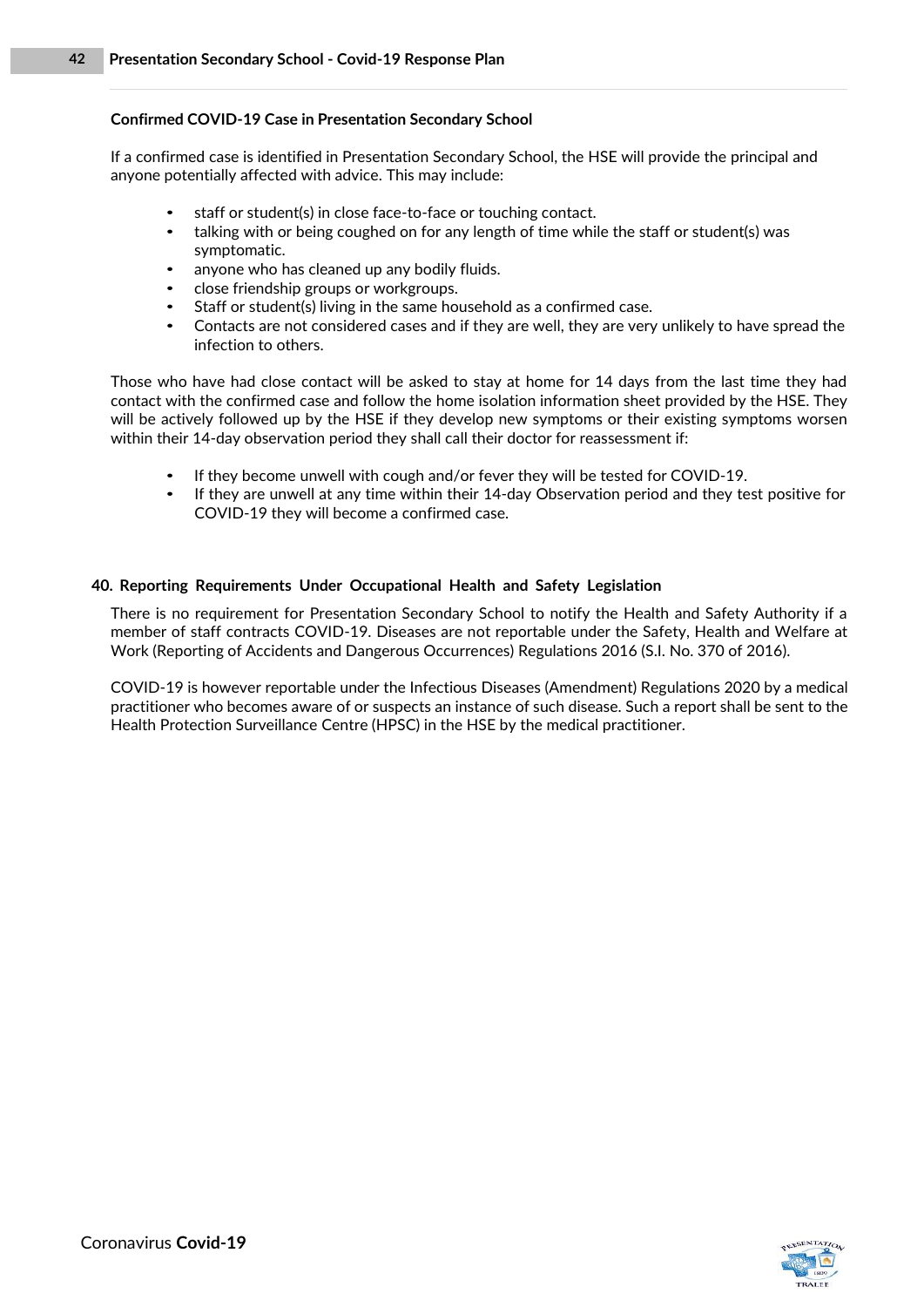**Confirmed COVID-19 Case in Presentation Secondary School**

If a confirmed case is identified in Presentation Secondary School, the HSE will provide the principal and anyone potentially affected with advice. This may include:

- staff or student(s) in close face-to-face or touching contact.
- talking with or being coughed on for any length of time while the staff or student(s) was symptomatic.
- anyone who has cleaned up any bodily fluids.
- close friendship groups or workgroups.
- Staff or student(s) living in the same household as a confirmed case.
- Contacts are not considered cases and if they are well, they are very unlikely to have spread the infection to others.

Those who have had close contact will be asked to stay at home for 14 days from the last time they had contact with the confirmed case and follow the home isolation information sheet provided by the HSE. They will be actively followed up by the HSE if they develop new symptoms or their existing symptoms worsen within their 14-day observation period they shall call their doctor for reassessment if:

- If they become unwell with cough and/or fever they will be tested for COVID-19.
- If they are unwell at any time within their 14-day Observation period and they test positive for COVID-19 they will become a confirmed case.

## 40. Reporting Requirements Under Occupational Health and Safety Legislation

There is no requirement for Presentation Secondary School to notify the Health and Safety Authority if a member of staff contracts COVID-19. Diseases are not reportable under the Safety, Health and Welfare at Work (Reporting of Accidents and Dangerous Occurrences) Regulations 2016 (S.I. No. 370 of 2016).

COVID-19 is however reportable under the Infectious Diseases (Amendment) Regulations 2020 by a medical practitioner who becomes aware of or suspects an instance of such disease. Such a report shall be sent to the Health Protection Surveillance Centre (HPSC) in the HSE by the medical practitioner.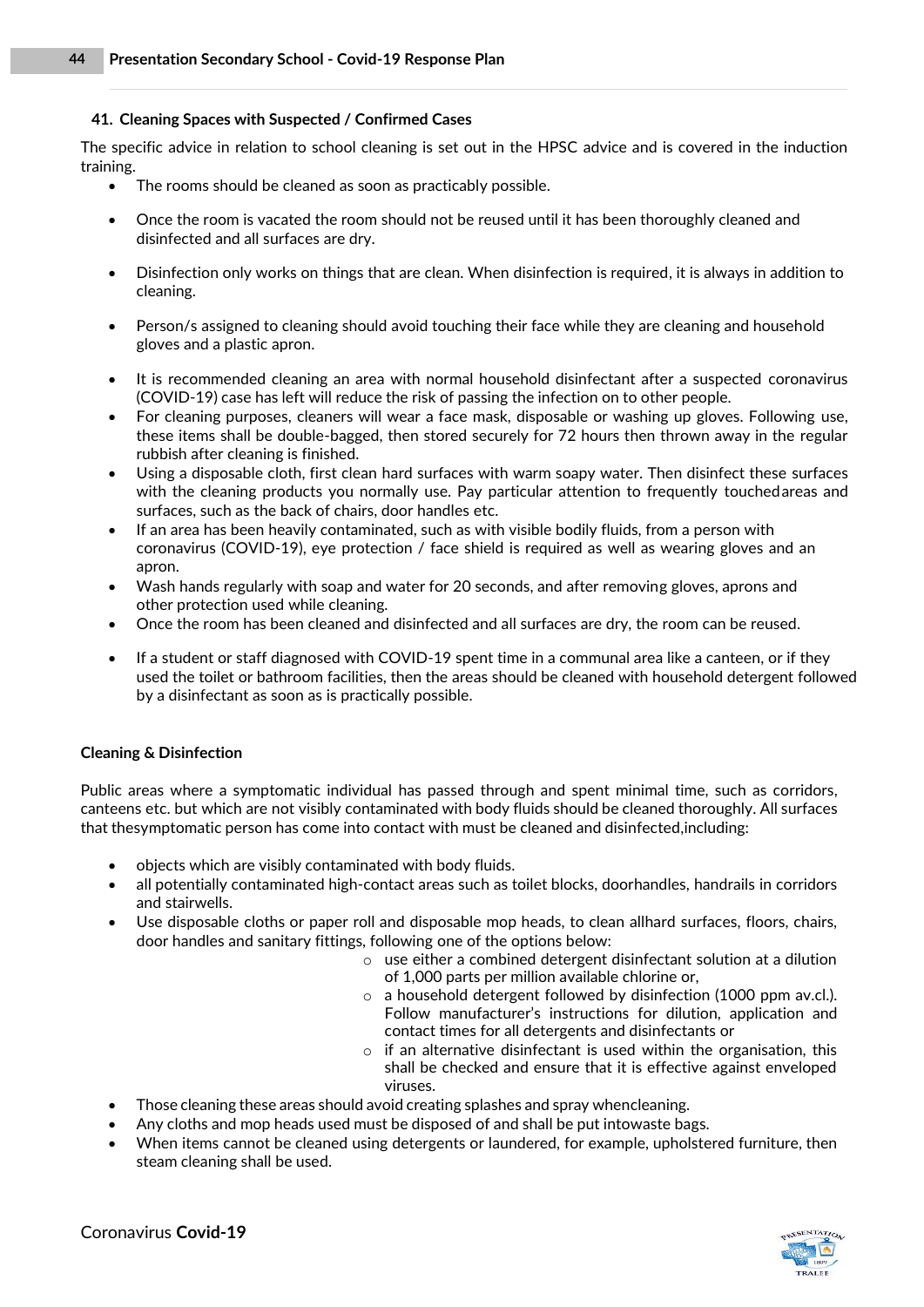## 41. Cleaning Spaces with Suspected / Confirmed Cases

The specific advice in relation to school cleaning is set out in the HPSC advice and is covered in the induction training.

- The rooms should be cleaned as soon as practicably possible.
- Once the room is vacated the room should not be reused until it has been thoroughly cleaned and disinfected and all surfaces are dry.
- Disinfection only works on things that are clean. When disinfection is required, it is always in addition to cleaning.
- Person/s assigned to cleaning should avoid touching their face while they are cleaning and household gloves and a plastic apron.
- It is recommended cleaning an area with normal household disinfectant after a suspected coronavirus (COVID-19) case has left will reduce the risk of passing the infection on to other people.
- For cleaning purposes, cleaners will wear a face mask, disposable or washing up gloves. Following use, these items shall be double-bagged, then stored securely for 72 hours then thrown away in the regular rubbish after cleaning is finished.
- Using a disposable cloth, first clean hard surfaces with warm soapy water. Then disinfect these surfaces with the cleaning products you normally use. Pay particular attention to frequently touchedareas and surfaces, such as the back of chairs, door handles etc.
- If an area has been heavily contaminated, such as with visible bodily fluids, from a person with coronavirus (COVID-19), eye protection / face shield is required as well as wearing gloves and an apron.
- Wash hands regularly with soap and water for 20 seconds, and after removing gloves, aprons and other protection used while cleaning.
- Once the room has been cleaned and disinfected and all surfaces are dry, the room can be reused.
- If a student or staff diagnosed with COVID-19 spent time in a communal area like a canteen, or if they used the toilet or bathroom facilities, then the areas should be cleaned with household detergent followed by a disinfectant as soon as is practically possible.

### Cleaning & Disinfection

Public areas where a symptomatic individual has passed through and spent minimal time, such as corridors, canteens etc. but which are not visibly contaminated with body fluids should be cleaned thoroughly. All surfaces that thesymptomatic person has come into contact with must be cleaned and disinfected,including:

- objects which are visibly contaminated with body fluids.
- all potentially contaminated high-contact areas such as toilet blocks, doorhandles, handrails in corridors and stairwells.
- Use disposable cloths or paper roll and disposable mop heads, to clean allhard surfaces, floors, chairs, door handles and sanitary fittings, following one of the options below:
  - use either a combined detergent disinfectant solution at a dilution of 1,000 parts per million available chlorine or,
  - a household detergent followed by disinfection (1000 ppm av.cl.). Follow manufacturer's instructions for dilution, application and contact times for all detergents and disinfectants or
  - if an alternative disinfectant is used within the organisation, this shall be checked and ensure that it is effective against enveloped viruses.
- Those cleaning these areas should avoid creating splashes and spray whencleaning.
- Any cloths and mop heads used must be disposed of and shall be put intowaste bags.
- When items cannot be cleaned using detergents or laundered, for example, upholstered furniture, then steam cleaning shall be used.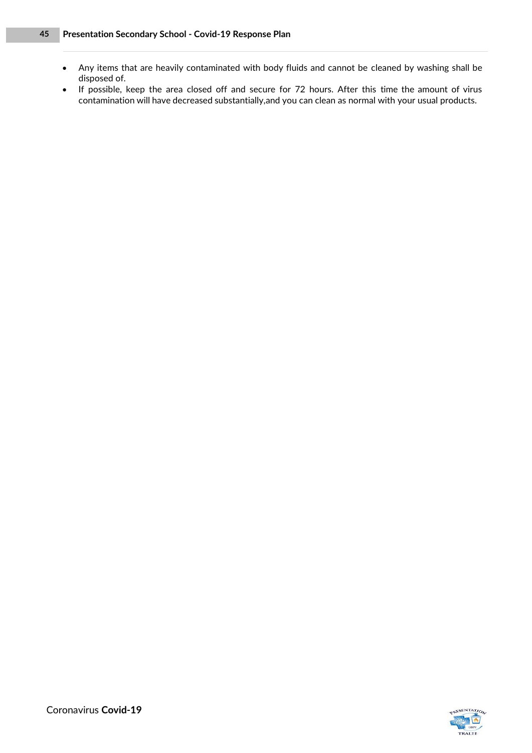- Any items that are heavily contaminated with body fluids and cannot be cleaned by washing shall be disposed of.
- If possible, keep the area closed off and secure for 72 hours. After this time the amount of virus contamination will have decreased substantially,and you can clean as normal with your usual products.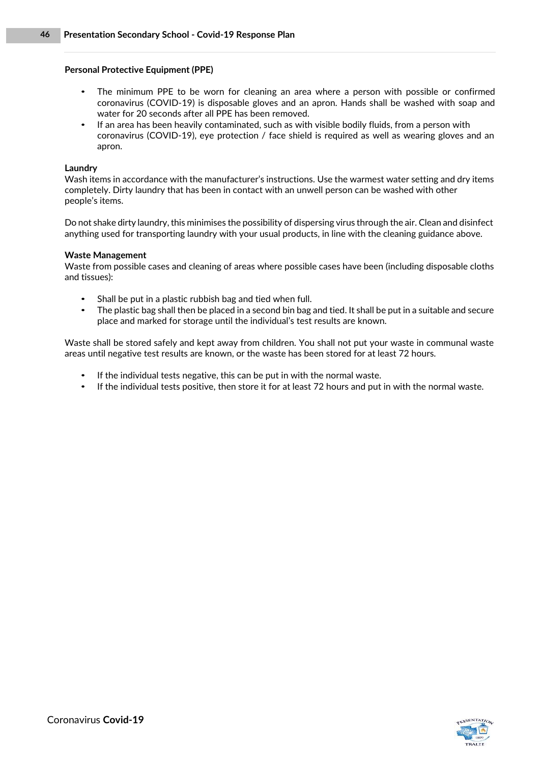**Personal Protective Equipment (PPE)**

- The minimum PPE to be worn for cleaning an area where a person with possible or confirmed coronavirus (COVID-19) is disposable gloves and an apron. Hands shall be washed with soap and water for 20 seconds after all PPE has been removed.
- If an area has been heavily contaminated, such as with visible bodily fluids, from a person with coronavirus (COVID-19), eye protection / face shield is required as well as wearing gloves and an apron.

**Laundry**

Wash items in accordance with the manufacturer's instructions. Use the warmest water setting and dry items completely. Dirty laundry that has been in contact with an unwell person can be washed with other people's items.

Do not shake dirty laundry, this minimises the possibility of dispersing virus through the air. Clean and disinfect anything used for transporting laundry with your usual products, in line with the cleaning guidance above.

**Waste Management**

Waste from possible cases and cleaning of areas where possible cases have been (including disposable cloths and tissues):

- Shall be put in a plastic rubbish bag and tied when full.
- The plastic bag shall then be placed in a second bin bag and tied. It shall be put in a suitable and secure place and marked for storage until the individual's test results are known.

Waste shall be stored safely and kept away from children. You shall not put your waste in communal waste areas until negative test results are known, or the waste has been stored for at least 72 hours.

- If the individual tests negative, this can be put in with the normal waste.
- If the individual tests positive, then store it for at least 72 hours and put in with the normal waste.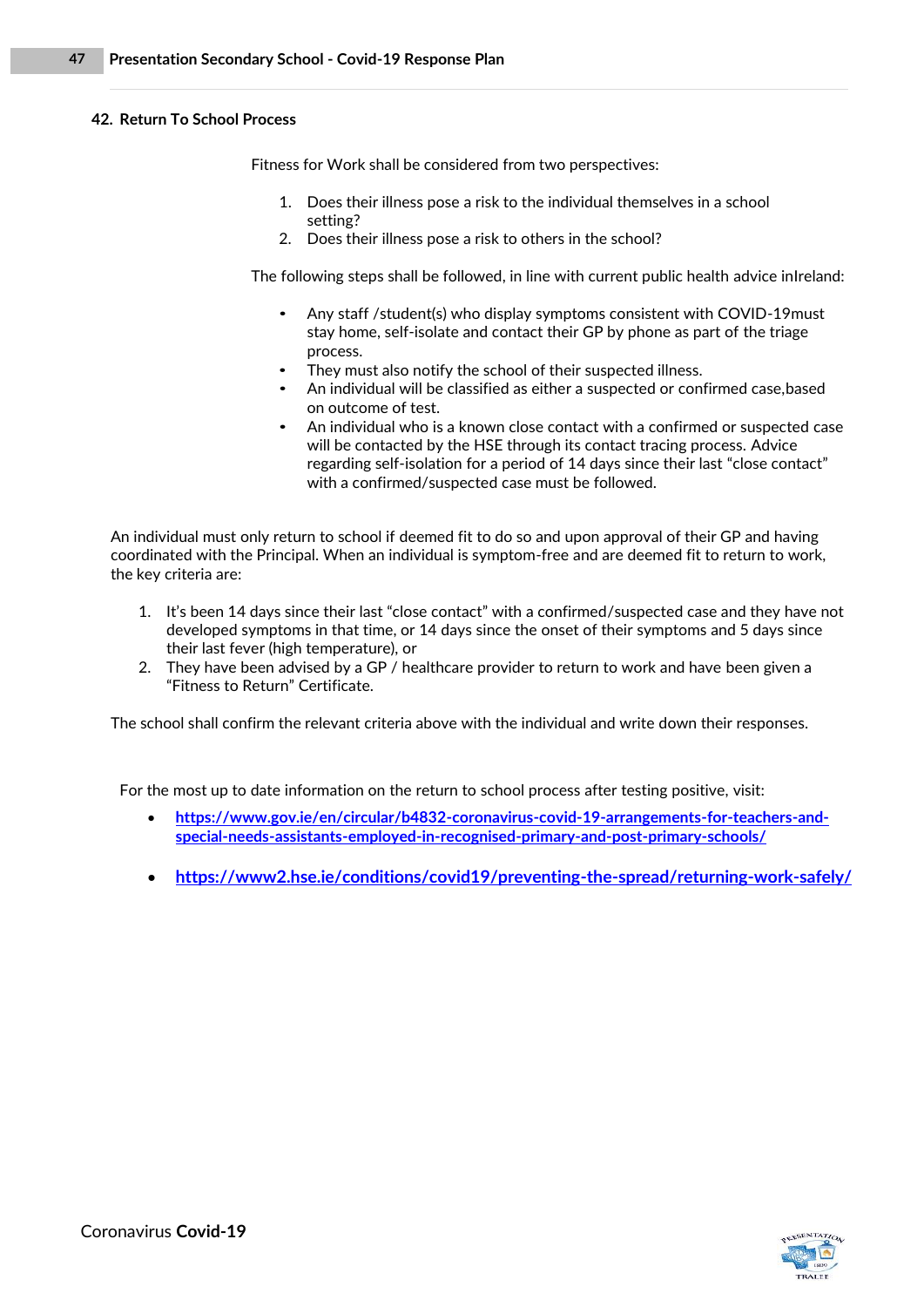## 42. Return To School Process

Fitness for Work shall be considered from two perspectives:

1. Does their illness pose a risk to the individual themselves in a school setting?
2. Does their illness pose a risk to others in the school?

The following steps shall be followed, in line with current public health advice inIreland:

- Any staff /student(s) who display symptoms consistent with COVID-19must stay home, self-isolate and contact their GP by phone as part of the triage process.
- They must also notify the school of their suspected illness.
- An individual will be classified as either a suspected or confirmed case,based on outcome of test.
- An individual who is a known close contact with a confirmed or suspected case will be contacted by the HSE through its contact tracing process. Advice regarding self-isolation for a period of 14 days since their last "close contact" with a confirmed/suspected case must be followed.

An individual must only return to school if deemed fit to do so and upon approval of their GP and having coordinated with the Principal. When an individual is symptom-free and are deemed fit to return to work, the key criteria are:

1. It's been 14 days since their last "close contact" with a confirmed/suspected case and they have not developed symptoms in that time, or 14 days since the onset of their symptoms and 5 days since their last fever (high temperature), or
2. They have been advised by a GP / healthcare provider to return to work and have been given a "Fitness to Return" Certificate.

The school shall confirm the relevant criteria above with the individual and write down their responses.

For the most up to date information on the return to school process after testing positive, visit:

- https://www.gov.ie/en/circular/b4832-coronavirus-covid-19-arrangements-for-teachers-and-special-needs-assistants-employed-in-recognised-primary-and-post-primary-schools/
- https://www2.hse.ie/conditions/covid19/preventing-the-spread/returning-work-safely/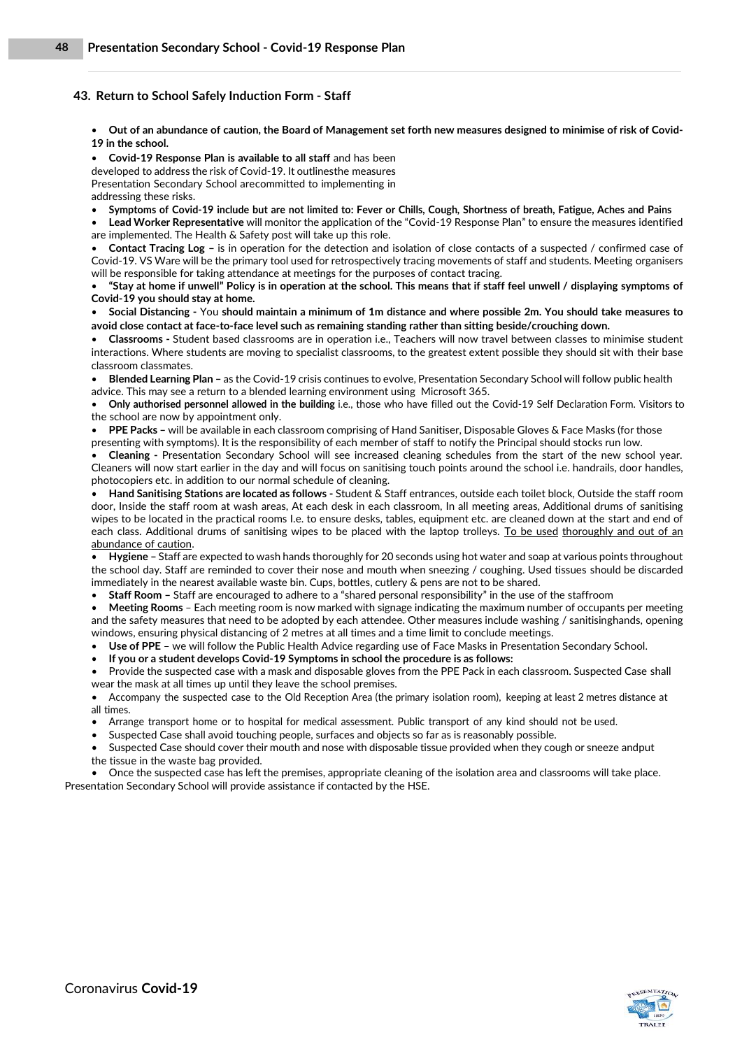## 43. Return to School Safely Induction Form - Staff

- **Out of an abundance of caution, the Board of Management set forth new measures designed to minimise of risk of Covid-19 in the school.**
- **Covid-19 Response Plan is available to all staff** and has been developed to address the risk of Covid-19. It outlinesthe measures Presentation Secondary School arecommitted to implementing in addressing these risks.
- **Symptoms of Covid-19 include but are not limited to: Fever or Chills, Cough, Shortness of breath, Fatigue, Aches and Pains**
- **Lead Worker Representative** will monitor the application of the "Covid-19 Response Plan" to ensure the measures identified are implemented. The Health & Safety post will take up this role.
- **Contact Tracing Log –** is in operation for the detection and isolation of close contacts of a suspected / confirmed case of Covid-19. VS Ware will be the primary tool used for retrospectively tracing movements of staff and students. Meeting organisers will be responsible for taking attendance at meetings for the purposes of contact tracing.
- **"Stay at home if unwell" Policy is in operation at the school. This means that if staff feel unwell / displaying symptoms of Covid-19 you should stay at home.**
- **Social Distancing -** You **should maintain a minimum of 1m distance and where possible 2m. You should take measures to avoid close contact at face-to-face level such as remaining standing rather than sitting beside/crouching down.**
- **Classrooms -** Student based classrooms are in operation i.e., Teachers will now travel between classes to minimise student interactions. Where students are moving to specialist classrooms, to the greatest extent possible they should sit with their base classroom classmates.
- **Blended Learning Plan –** as the Covid-19 crisis continues to evolve, Presentation Secondary School will follow public health advice. This may see a return to a blended learning environment using Microsoft 365.
- **Only authorised personnel allowed in the building** i.e., those who have filled out the Covid-19 Self Declaration Form. Visitors to the school are now by appointment only.
- **PPE Packs –** will be available in each classroom comprising of Hand Sanitiser, Disposable Gloves & Face Masks (for those presenting with symptoms). It is the responsibility of each member of staff to notify the Principal should stocks run low.
- **Cleaning -** Presentation Secondary School will see increased cleaning schedules from the start of the new school year. Cleaners will now start earlier in the day and will focus on sanitising touch points around the school i.e. handrails, door handles, photocopiers etc. in addition to our normal schedule of cleaning.
- **Hand Sanitising Stations are located as follows -** Student & Staff entrances, outside each toilet block, Outside the staff room door, Inside the staff room at wash areas, At each desk in each classroom, In all meeting areas, Additional drums of sanitising wipes to be located in the practical rooms I.e. to ensure desks, tables, equipment etc. are cleaned down at the start and end of each class. Additional drums of sanitising wipes to be placed with the laptop trolleys. To be used thoroughly and out of an abundance of caution.
- **Hygiene –** Staff are expected to wash hands thoroughly for 20 seconds using hot water and soap at various points throughout the school day. Staff are reminded to cover their nose and mouth when sneezing / coughing. Used tissues should be discarded immediately in the nearest available waste bin. Cups, bottles, cutlery & pens are not to be shared.
- **Staff Room –** Staff are encouraged to adhere to a "shared personal responsibility" in the use of the staffroom
- **Meeting Rooms** – Each meeting room is now marked with signage indicating the maximum number of occupants per meeting and the safety measures that need to be adopted by each attendee. Other measures include washing / sanitisinghands, opening windows, ensuring physical distancing of 2 metres at all times and a time limit to conclude meetings.
- **Use of PPE** – we will follow the Public Health Advice regarding use of Face Masks in Presentation Secondary School.
- **If you or a student develops Covid-19 Symptoms in school the procedure is as follows:**
- Provide the suspected case with a mask and disposable gloves from the PPE Pack in each classroom. Suspected Case shall wear the mask at all times up until they leave the school premises.
- Accompany the suspected case to the Old Reception Area (the primary isolation room), keeping at least 2 metres distance at all times.
- Arrange transport home or to hospital for medical assessment. Public transport of any kind should not be used.
- Suspected Case shall avoid touching people, surfaces and objects so far as is reasonably possible.
- Suspected Case should cover their mouth and nose with disposable tissue provided when they cough or sneeze andput the tissue in the waste bag provided.
- Once the suspected case has left the premises, appropriate cleaning of the isolation area and classrooms will take place.

Presentation Secondary School will provide assistance if contacted by the HSE.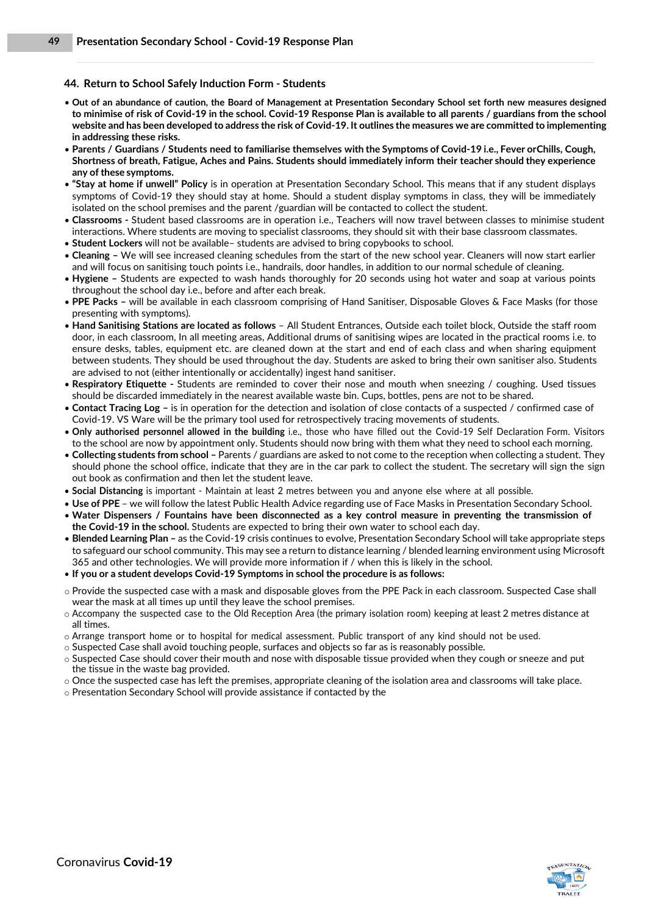## 44. Return to School Safely Induction Form - Students

- **Out of an abundance of caution, the Board of Management at Presentation Secondary School set forth new measures designed to minimise of risk of Covid-19 in the school. Covid-19 Response Plan is available to all parents / guardians from the school website and has been developed to address the risk of Covid-19. It outlines the measures we are committed to implementing in addressing these risks.**
- **Parents / Guardians / Students need to familiarise themselves with the Symptoms of Covid-19 i.e., Fever orChills, Cough, Shortness of breath, Fatigue, Aches and Pains. Students should immediately inform their teacher should they experience any of these symptoms.**
- **"Stay at home if unwell" Policy** is in operation at Presentation Secondary School. This means that if any student displays symptoms of Covid-19 they should stay at home. Should a student display symptoms in class, they will be immediately isolated on the school premises and the parent /guardian will be contacted to collect the student.
- **Classrooms -** Student based classrooms are in operation i.e., Teachers will now travel between classes to minimise student interactions. Where students are moving to specialist classrooms, they should sit with their base classroom classmates.
- **Student Lockers** will not be available– students are advised to bring copybooks to school.
- **Cleaning –** We will see increased cleaning schedules from the start of the new school year. Cleaners will now start earlier and will focus on sanitising touch points i.e., handrails, door handles, in addition to our normal schedule of cleaning.
- **Hygiene –** Students are expected to wash hands thoroughly for 20 seconds using hot water and soap at various points throughout the school day i.e., before and after each break.
- **PPE Packs –** will be available in each classroom comprising of Hand Sanitiser, Disposable Gloves & Face Masks (for those presenting with symptoms).
- **Hand Sanitising Stations are located as follows** – All Student Entrances, Outside each toilet block, Outside the staff room door, in each classroom, In all meeting areas, Additional drums of sanitising wipes are located in the practical rooms i.e. to ensure desks, tables, equipment etc. are cleaned down at the start and end of each class and when sharing equipment between students. They should be used throughout the day. Students are asked to bring their own sanitiser also. Students are advised to not (either intentionally or accidentally) ingest hand sanitiser.
- **Respiratory Etiquette -** Students are reminded to cover their nose and mouth when sneezing / coughing. Used tissues should be discarded immediately in the nearest available waste bin. Cups, bottles, pens are not to be shared.
- **Contact Tracing Log –** is in operation for the detection and isolation of close contacts of a suspected / confirmed case of Covid-19. VS Ware will be the primary tool used for retrospectively tracing movements of students.
- **Only authorised personnel allowed in the building** i.e., those who have filled out the Covid-19 Self Declaration Form. Visitors to the school are now by appointment only. Students should now bring with them what they need to school each morning.
- **Collecting students from school –** Parents / guardians are asked to not come to the reception when collecting a student. They should phone the school office, indicate that they are in the car park to collect the student. The secretary will sign the sign out book as confirmation and then let the student leave.
- **Social Distancing** is important - Maintain at least 2 metres between you and anyone else where at all possible.
- **Use of PPE** – we will follow the latest Public Health Advice regarding use of Face Masks in Presentation Secondary School.
- **Water Dispensers / Fountains have been disconnected as a key control measure in preventing the transmission of the Covid-19 in the school.** Students are expected to bring their own water to school each day.
- **Blended Learning Plan –** as the Covid-19 crisis continues to evolve, Presentation Secondary School will take appropriate steps to safeguard our school community. This may see a return to distance learning / blended learning environment using Microsoft 365 and other technologies. We will provide more information if / when this is likely in the school.
- **If you or a student develops Covid-19 Symptoms in school the procedure is as follows:**

  - Provide the suspected case with a mask and disposable gloves from the PPE Pack in each classroom. Suspected Case shall wear the mask at all times up until they leave the school premises.
  - Accompany the suspected case to the Old Reception Area (the primary isolation room) keeping at least 2 metres distance at all times.
  - Arrange transport home or to hospital for medical assessment. Public transport of any kind should not be used.
  - Suspected Case shall avoid touching people, surfaces and objects so far as is reasonably possible.
  - Suspected Case should cover their mouth and nose with disposable tissue provided when they cough or sneeze and put the tissue in the waste bag provided.
  - Once the suspected case has left the premises, appropriate cleaning of the isolation area and classrooms will take place.
  - Presentation Secondary School will provide assistance if contacted by the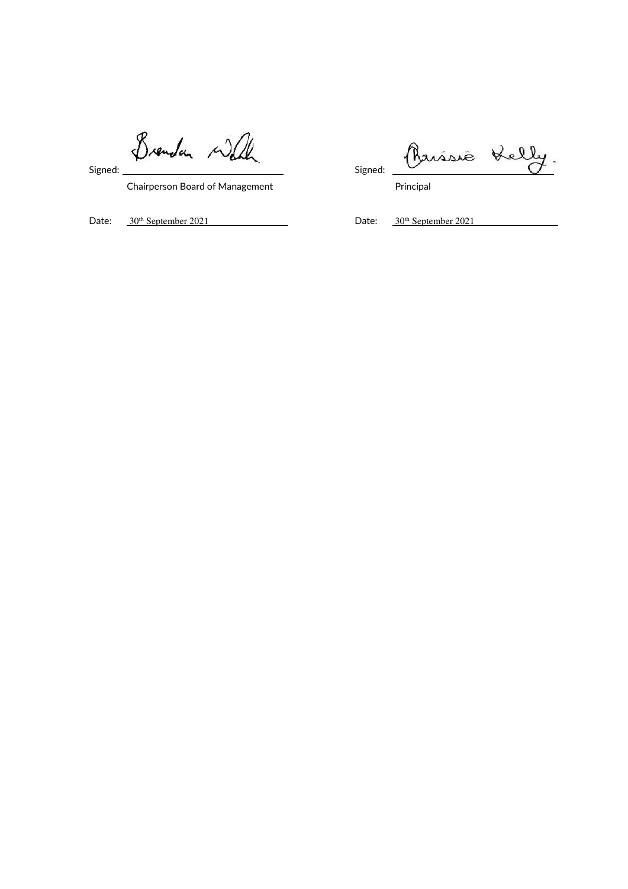Signed: Brendan Walsh

Chairperson Board of Management

Date: 30th September 2021

Signed: Chrissie Kelly.

Principal

Date: 30th September 2021